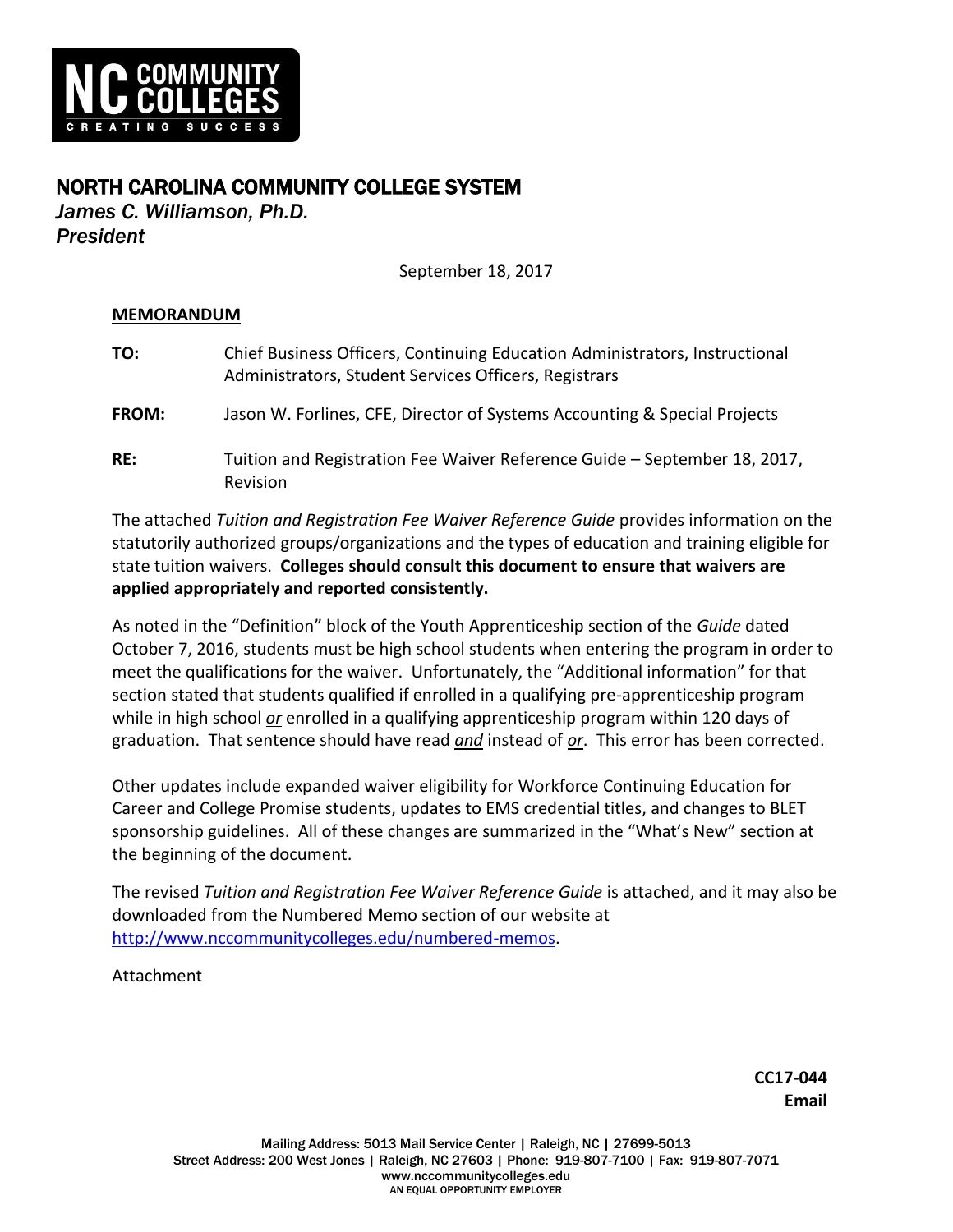NC COMMUNITY COLLEGES
CREATING SUCCESS

# NORTH CAROLINA COMMUNITY COLLEGE SYSTEM

*James C. Williamson, Ph.D.*
*President*

September 18, 2017

**MEMORANDUM**

**TO:** Chief Business Officers, Continuing Education Administrators, Instructional Administrators, Student Services Officers, Registrars

**FROM:** Jason W. Forlines, CFE, Director of Systems Accounting & Special Projects

**RE:** Tuition and Registration Fee Waiver Reference Guide – September 18, 2017, Revision

The attached *Tuition and Registration Fee Waiver Reference Guide* provides information on the statutorily authorized groups/organizations and the types of education and training eligible for state tuition waivers. **Colleges should consult this document to ensure that waivers are applied appropriately and reported consistently.**

As noted in the "Definition" block of the Youth Apprenticeship section of the *Guide* dated October 7, 2016, students must be high school students when entering the program in order to meet the qualifications for the waiver. Unfortunately, the "Additional information" for that section stated that students qualified if enrolled in a qualifying pre-apprenticeship program while in high school ***or*** enrolled in a qualifying apprenticeship program within 120 days of graduation. That sentence should have read ***and*** instead of ***or***. This error has been corrected.

Other updates include expanded waiver eligibility for Workforce Continuing Education for Career and College Promise students, updates to EMS credential titles, and changes to BLET sponsorship guidelines. All of these changes are summarized in the "What's New" section at the beginning of the document.

The revised *Tuition and Registration Fee Waiver Reference Guide* is attached, and it may also be downloaded from the Numbered Memo section of our website at http://www.nccommunitycolleges.edu/numbered-memos.

Attachment

**CC17-044**
**Email**

Mailing Address: 5013 Mail Service Center | Raleigh, NC | 27699-5013
Street Address: 200 West Jones | Raleigh, NC 27603 | Phone: 919-807-7100 | Fax: 919-807-7071
www.nccommunitycolleges.edu
AN EQUAL OPPORTUNITY EMPLOYER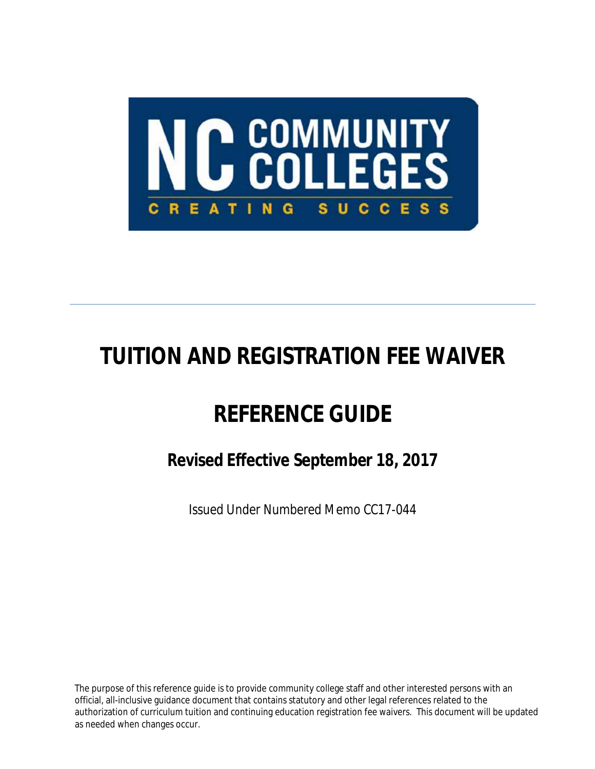# TUITION AND REGISTRATION FEE WAIVER

# REFERENCE GUIDE

## Revised Effective September 18, 2017

Issued Under Numbered Memo CC17-044

The purpose of this reference guide is to provide community college staff and other interested persons with an official, all-inclusive guidance document that contains statutory and other legal references related to the authorization of curriculum tuition and continuing education registration fee waivers. This document will be updated as needed when changes occur.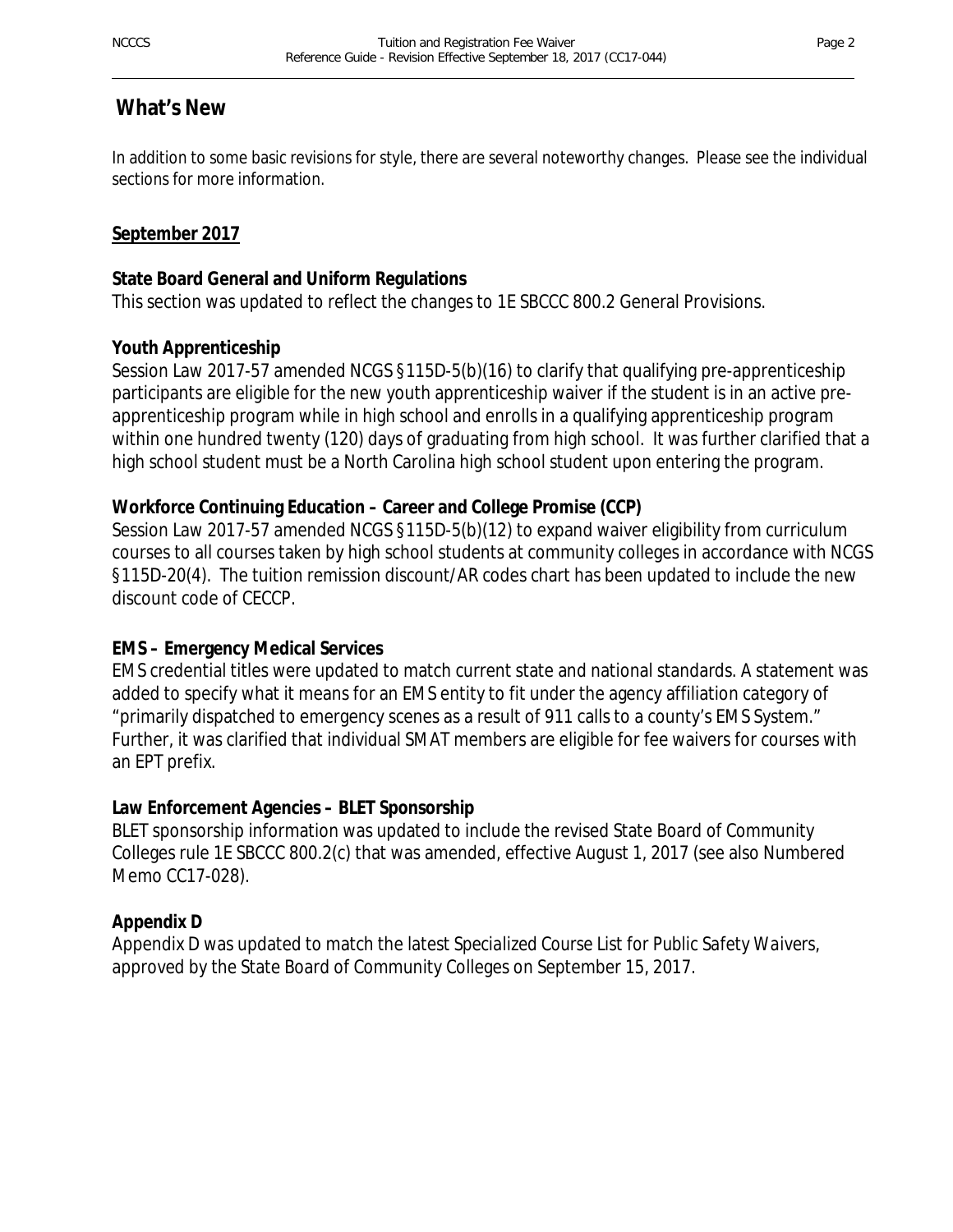# What's New

In addition to some basic revisions for style, there are several noteworthy changes. Please see the individual sections for more information.

## September 2017

**State Board General and Uniform Regulations**
This section was updated to reflect the changes to 1E SBCCC 800.2 General Provisions.

**Youth Apprenticeship**
Session Law 2017-57 amended NCGS §115D-5(b)(16) to clarify that qualifying pre-apprenticeship participants are eligible for the new youth apprenticeship waiver if the student is in an active pre-apprenticeship program while in high school and enrolls in a qualifying apprenticeship program within one hundred twenty (120) days of graduating from high school. It was further clarified that a high school student must be a North Carolina high school student upon entering the program.

**Workforce Continuing Education – Career and College Promise (CCP)**
Session Law 2017-57 amended NCGS §115D-5(b)(12) to expand waiver eligibility from curriculum courses to all courses taken by high school students at community colleges in accordance with NCGS §115D-20(4). The tuition remission discount/AR codes chart has been updated to include the new discount code of CECCP.

**EMS – Emergency Medical Services**
EMS credential titles were updated to match current state and national standards. A statement was added to specify what it means for an EMS entity to fit under the agency affiliation category of "primarily dispatched to emergency scenes as a result of 911 calls to a county's EMS System." Further, it was clarified that individual SMAT members are eligible for fee waivers for courses with an EPT prefix.

**Law Enforcement Agencies – BLET Sponsorship**
BLET sponsorship information was updated to include the revised State Board of Community Colleges rule 1E SBCCC 800.2(c) that was amended, effective August 1, 2017 (see also Numbered Memo CC17-028).

**Appendix D**
Appendix D was updated to match the latest *Specialized Course List for Public Safety Waivers*, approved by the State Board of Community Colleges on September 15, 2017.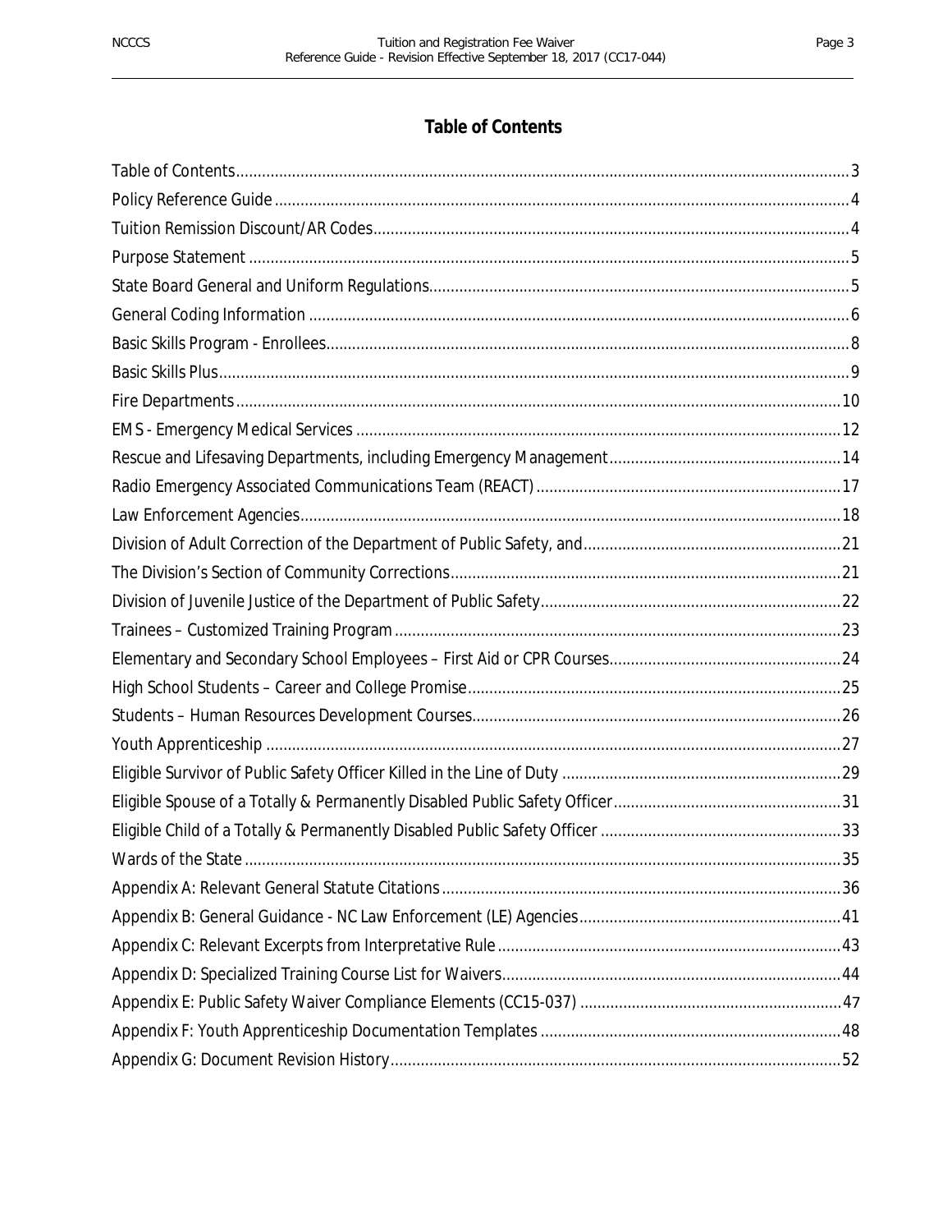# Table of Contents

| | |
|---|---|
| Table of Contents | 3 |
| Policy Reference Guide | 4 |
| Tuition Remission Discount/AR Codes | 4 |
| Purpose Statement | 5 |
| State Board General and Uniform Regulations | 5 |
| General Coding Information | 6 |
| Basic Skills Program - Enrollees | 8 |
| Basic Skills Plus | 9 |
| Fire Departments | 10 |
| EMS - Emergency Medical Services | 12 |
| Rescue and Lifesaving Departments, including Emergency Management | 14 |
| Radio Emergency Associated Communications Team (REACT) | 17 |
| Law Enforcement Agencies | 18 |
| Division of Adult Correction of the Department of Public Safety, and | 21 |
| The Division's Section of Community Corrections | 21 |
| Division of Juvenile Justice of the Department of Public Safety | 22 |
| Trainees – Customized Training Program | 23 |
| Elementary and Secondary School Employees – First Aid or CPR Courses | 24 |
| High School Students – Career and College Promise | 25 |
| Students – Human Resources Development Courses | 26 |
| Youth Apprenticeship | 27 |
| Eligible Survivor of Public Safety Officer Killed in the Line of Duty | 29 |
| Eligible Spouse of a Totally & Permanently Disabled Public Safety Officer | 31 |
| Eligible Child of a Totally & Permanently Disabled Public Safety Officer | 33 |
| Wards of the State | 35 |
| Appendix A: Relevant General Statute Citations | 36 |
| Appendix B: General Guidance - NC Law Enforcement (LE) Agencies | 41 |
| Appendix C: Relevant Excerpts from Interpretative Rule | 43 |
| Appendix D: Specialized Training Course List for Waivers | 44 |
| Appendix E: Public Safety Waiver Compliance Elements (CC15-037) | 47 |
| Appendix F: Youth Apprenticeship Documentation Templates | 48 |
| Appendix G: Document Revision History | 52 |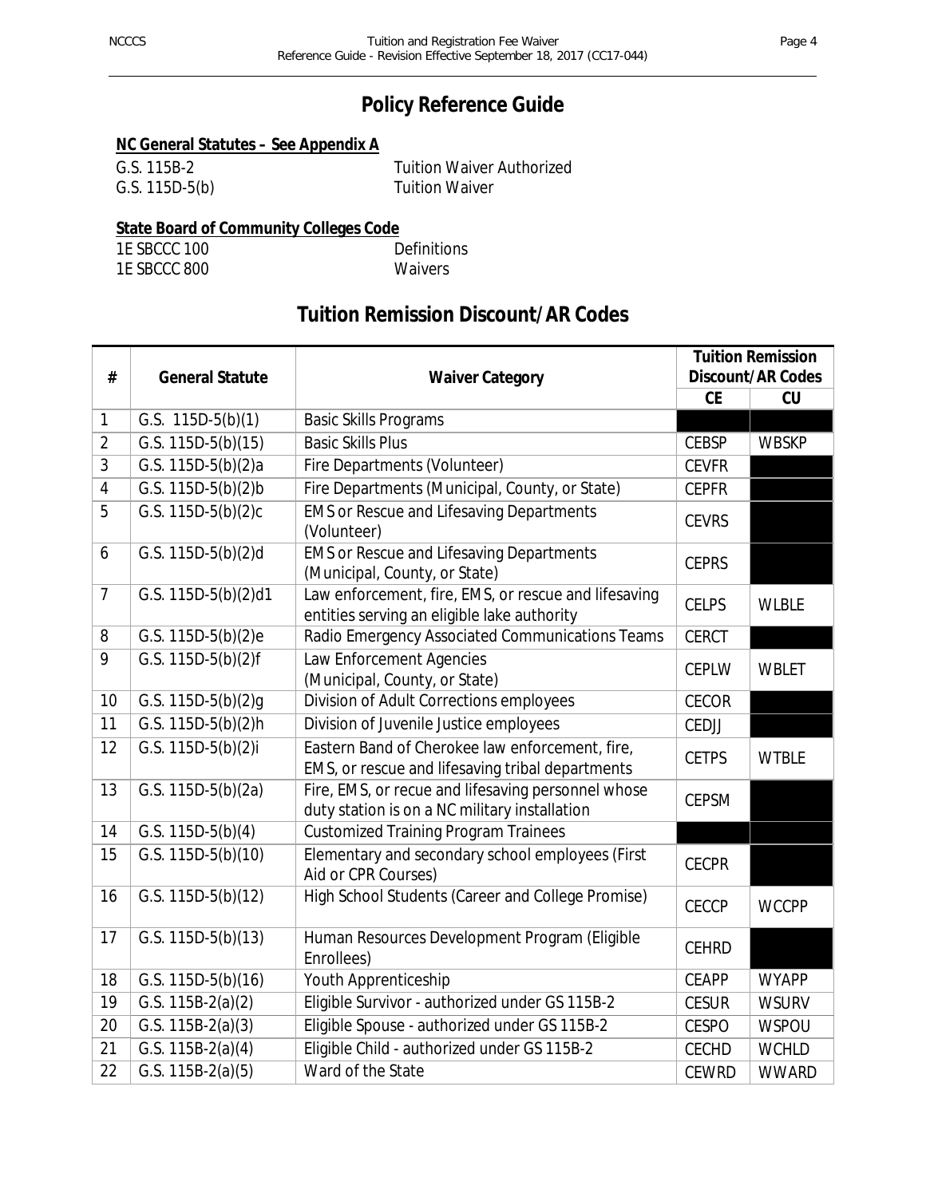# Policy Reference Guide

**NC General Statutes – See Appendix A**

| | |
|---|---|
| G.S. 115B-2 | Tuition Waiver Authorized |
| G.S. 115D-5(b) | Tuition Waiver |

**State Board of Community Colleges Code**

| | |
|---|---|
| 1E SBCCC 100 | Definitions |
| 1E SBCCC 800 | Waivers |

## Tuition Remission Discount/AR Codes

| # | General Statute | Waiver Category | Tuition Remission Discount/AR Codes | |
|---|---|---|---|---|
| | | | CE | CU |
| 1 | G.S. 115D-5(b)(1) | Basic Skills Programs | | |
| 2 | G.S. 115D-5(b)(15) | Basic Skills Plus | CEBSP | WBSKP |
| 3 | G.S. 115D-5(b)(2)a | Fire Departments (Volunteer) | CEVFR | |
| 4 | G.S. 115D-5(b)(2)b | Fire Departments (Municipal, County, or State) | CEPFR | |
| 5 | G.S. 115D-5(b)(2)c | EMS or Rescue and Lifesaving Departments (Volunteer) | CEVRS | |
| 6 | G.S. 115D-5(b)(2)d | EMS or Rescue and Lifesaving Departments (Municipal, County, or State) | CEPRS | |
| 7 | G.S. 115D-5(b)(2)d1 | Law enforcement, fire, EMS, or rescue and lifesaving entities serving an eligible lake authority | CELPS | WLBLE |
| 8 | G.S. 115D-5(b)(2)e | Radio Emergency Associated Communications Teams | CERCT | |
| 9 | G.S. 115D-5(b)(2)f | Law Enforcement Agencies (Municipal, County, or State) | CEPLW | WBLET |
| 10 | G.S. 115D-5(b)(2)g | Division of Adult Corrections employees | CECOR | |
| 11 | G.S. 115D-5(b)(2)h | Division of Juvenile Justice employees | CEDJJ | |
| 12 | G.S. 115D-5(b)(2)i | Eastern Band of Cherokee law enforcement, fire, EMS, or rescue and lifesaving tribal departments | CETPS | WTBLE |
| 13 | G.S. 115D-5(b)(2a) | Fire, EMS, or recue and lifesaving personnel whose duty station is on a NC military installation | CEPSM | |
| 14 | G.S. 115D-5(b)(4) | Customized Training Program Trainees | | |
| 15 | G.S. 115D-5(b)(10) | Elementary and secondary school employees (First Aid or CPR Courses) | CECPR | |
| 16 | G.S. 115D-5(b)(12) | High School Students (Career and College Promise) | CECCP | WCCPP |
| 17 | G.S. 115D-5(b)(13) | Human Resources Development Program (Eligible Enrollees) | CEHRD | |
| 18 | G.S. 115D-5(b)(16) | Youth Apprenticeship | CEAPP | WYAPP |
| 19 | G.S. 115B-2(a)(2) | Eligible Survivor - authorized under GS 115B-2 | CESUR | WSURV |
| 20 | G.S. 115B-2(a)(3) | Eligible Spouse - authorized under GS 115B-2 | CESPO | WSPOU |
| 21 | G.S. 115B-2(a)(4) | Eligible Child - authorized under GS 115B-2 | CECHD | WCHLD |
| 22 | G.S. 115B-2(a)(5) | Ward of the State | CEWRD | WWARD |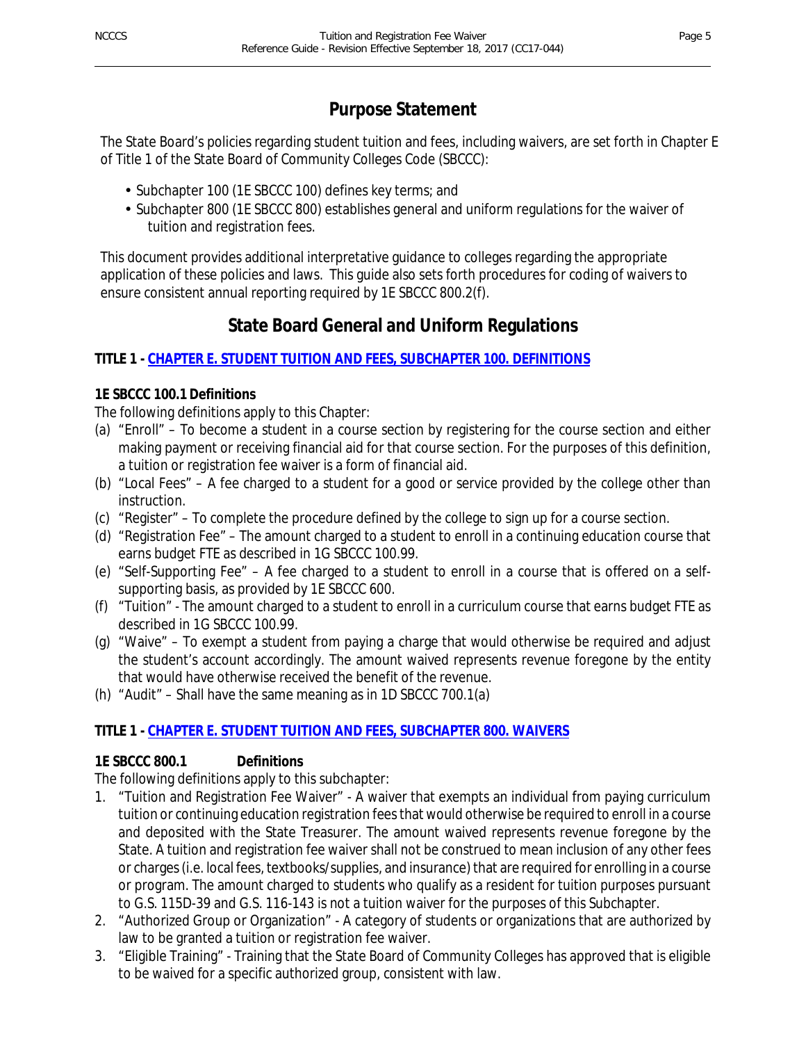## Purpose Statement

The State Board's policies regarding student tuition and fees, including waivers, are set forth in Chapter E of Title 1 of the State Board of Community Colleges Code (SBCCC):

- Subchapter 100 (1E SBCCC 100) defines key terms; and
- Subchapter 800 (1E SBCCC 800) establishes general and uniform regulations for the waiver of tuition and registration fees.

This document provides additional interpretative guidance to colleges regarding the appropriate application of these policies and laws. This guide also sets forth procedures for coding of waivers to ensure consistent annual reporting required by 1E SBCCC 800.2(f).

## State Board General and Uniform Regulations

**TITLE 1 - CHAPTER E. STUDENT TUITION AND FEES, SUBCHAPTER 100. DEFINITIONS**

**1E SBCCC 100.1 Definitions**

The following definitions apply to this Chapter:

(a) "Enroll" – To become a student in a course section by registering for the course section and either making payment or receiving financial aid for that course section. For the purposes of this definition, a tuition or registration fee waiver is a form of financial aid.
(b) "Local Fees" – A fee charged to a student for a good or service provided by the college other than instruction.
(c) "Register" – To complete the procedure defined by the college to sign up for a course section.
(d) "Registration Fee" – The amount charged to a student to enroll in a continuing education course that earns budget FTE as described in 1G SBCCC 100.99.
(e) "Self-Supporting Fee" – A fee charged to a student to enroll in a course that is offered on a self-supporting basis, as provided by 1E SBCCC 600.
(f) "Tuition" - The amount charged to a student to enroll in a curriculum course that earns budget FTE as described in 1G SBCCC 100.99.
(g) "Waive" – To exempt a student from paying a charge that would otherwise be required and adjust the student's account accordingly. The amount waived represents revenue foregone by the entity that would have otherwise received the benefit of the revenue.
(h) "Audit" – Shall have the same meaning as in 1D SBCCC 700.1(a)

**TITLE 1 - CHAPTER E. STUDENT TUITION AND FEES, SUBCHAPTER 800. WAIVERS**

**1E SBCCC 800.1 Definitions**

The following definitions apply to this subchapter:

1. "Tuition and Registration Fee Waiver" - A waiver that exempts an individual from paying curriculum tuition or continuing education registration fees that would otherwise be required to enroll in a course and deposited with the State Treasurer. The amount waived represents revenue foregone by the State. A tuition and registration fee waiver shall not be construed to mean inclusion of any other fees or charges (i.e. local fees, textbooks/supplies, and insurance) that are required for enrolling in a course or program. The amount charged to students who qualify as a resident for tuition purposes pursuant to G.S. 115D-39 and G.S. 116-143 is not a tuition waiver for the purposes of this Subchapter.
2. "Authorized Group or Organization" - A category of students or organizations that are authorized by law to be granted a tuition or registration fee waiver.
3. "Eligible Training" - Training that the State Board of Community Colleges has approved that is eligible to be waived for a specific authorized group, consistent with law.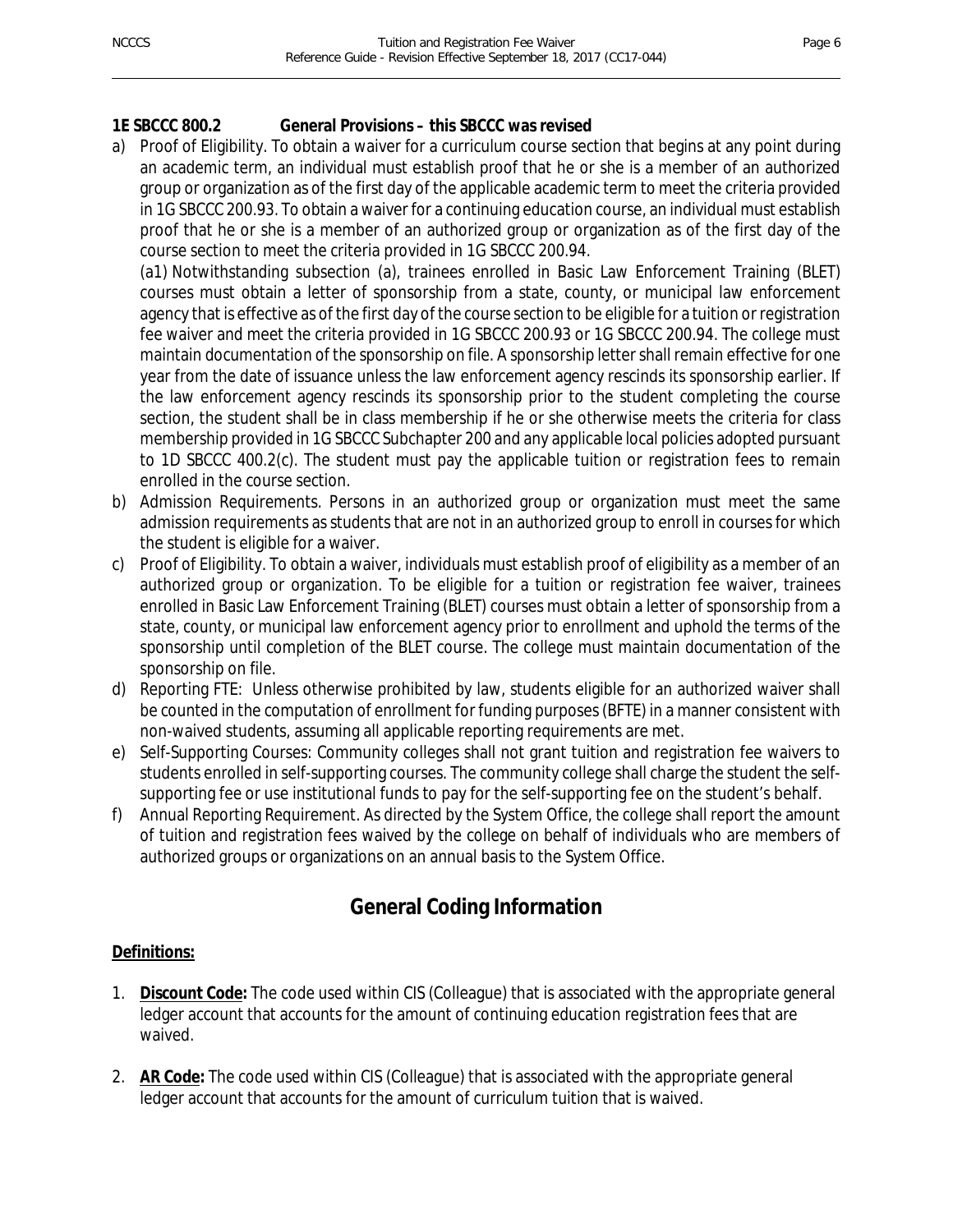**1E SBCCC 800.2 General Provisions – this SBCCC was revised**

a) Proof of Eligibility. To obtain a waiver for a curriculum course section that begins at any point during an academic term, an individual must establish proof that he or she is a member of an authorized group or organization as of the first day of the applicable academic term to meet the criteria provided in 1G SBCCC 200.93. To obtain a waiver for a continuing education course, an individual must establish proof that he or she is a member of an authorized group or organization as of the first day of the course section to meet the criteria provided in 1G SBCCC 200.94.

(a1) Notwithstanding subsection (a), trainees enrolled in Basic Law Enforcement Training (BLET) courses must obtain a letter of sponsorship from a state, county, or municipal law enforcement agency that is effective as of the first day of the course section to be eligible for a tuition or registration fee waiver and meet the criteria provided in 1G SBCCC 200.93 or 1G SBCCC 200.94. The college must maintain documentation of the sponsorship on file. A sponsorship letter shall remain effective for one year from the date of issuance unless the law enforcement agency rescinds its sponsorship earlier. If the law enforcement agency rescinds its sponsorship prior to the student completing the course section, the student shall be in class membership if he or she otherwise meets the criteria for class membership provided in 1G SBCCC Subchapter 200 and any applicable local policies adopted pursuant to 1D SBCCC 400.2(c). The student must pay the applicable tuition or registration fees to remain enrolled in the course section.

b) Admission Requirements. Persons in an authorized group or organization must meet the same admission requirements as students that are not in an authorized group to enroll in courses for which the student is eligible for a waiver.

c) Proof of Eligibility. To obtain a waiver, individuals must establish proof of eligibility as a member of an authorized group or organization. To be eligible for a tuition or registration fee waiver, trainees enrolled in Basic Law Enforcement Training (BLET) courses must obtain a letter of sponsorship from a state, county, or municipal law enforcement agency prior to enrollment and uphold the terms of the sponsorship until completion of the BLET course. The college must maintain documentation of the sponsorship on file.

d) Reporting FTE: Unless otherwise prohibited by law, students eligible for an authorized waiver shall be counted in the computation of enrollment for funding purposes (BFTE) in a manner consistent with non-waived students, assuming all applicable reporting requirements are met.

e) Self-Supporting Courses: Community colleges shall not grant tuition and registration fee waivers to students enrolled in self-supporting courses. The community college shall charge the student the self-supporting fee or use institutional funds to pay for the self-supporting fee on the student's behalf.

f) Annual Reporting Requirement. As directed by the System Office, the college shall report the amount of tuition and registration fees waived by the college on behalf of individuals who are members of authorized groups or organizations on an annual basis to the System Office.

# General Coding Information

**Definitions:**

1. **Discount Code:** The code used within CIS (Colleague) that is associated with the appropriate general ledger account that accounts for the amount of continuing education registration fees that are waived.

2. **AR Code:** The code used within CIS (Colleague) that is associated with the appropriate general ledger account that accounts for the amount of curriculum tuition that is waived.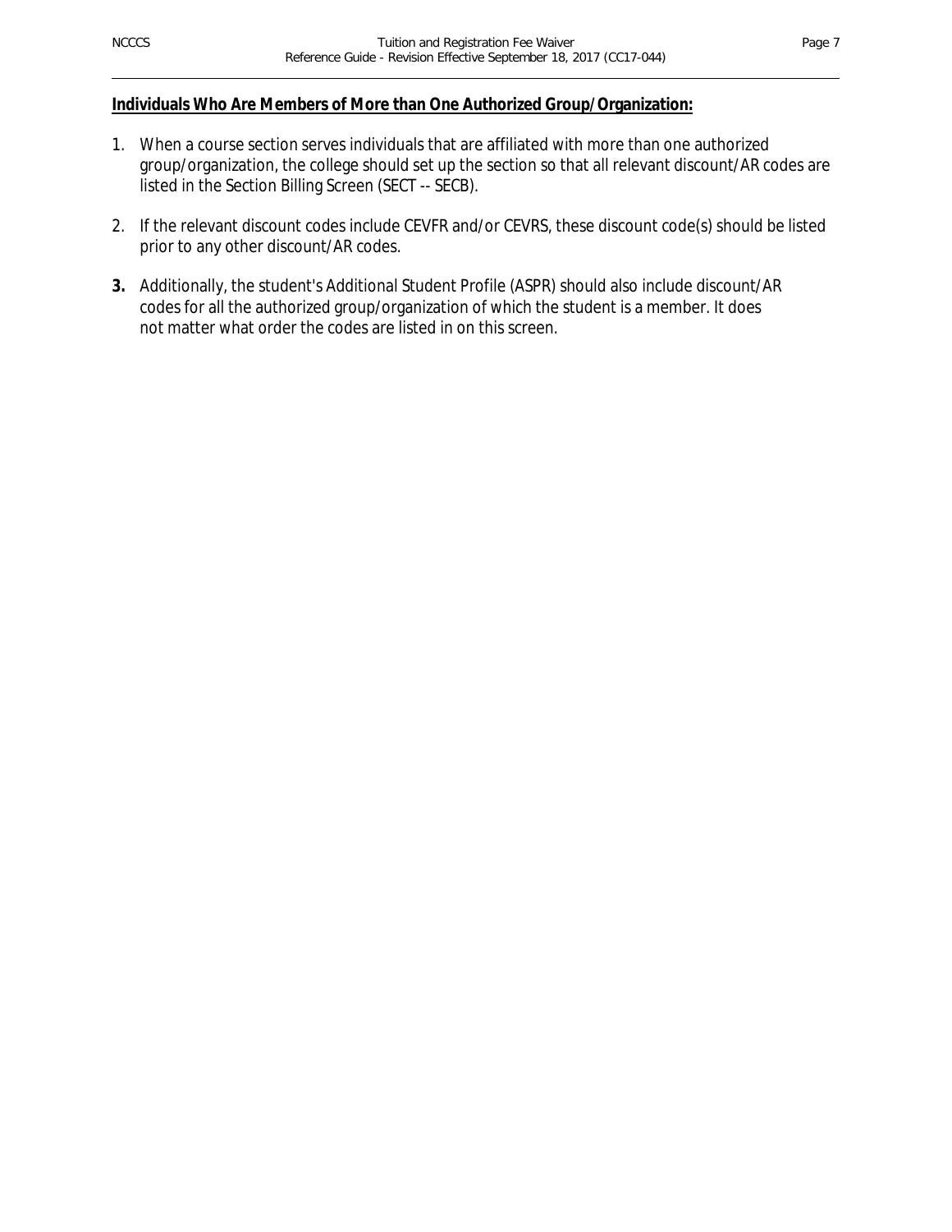**Individuals Who Are Members of More than One Authorized Group/Organization:**

1. When a course section serves individuals that are affiliated with more than one authorized group/organization, the college should set up the section so that all relevant discount/AR codes are listed in the Section Billing Screen (SECT -- SECB).

2. If the relevant discount codes include CEVFR and/or CEVRS, these discount code(s) should be listed prior to any other discount/AR codes.

3. Additionally, the student's Additional Student Profile (ASPR) should also include discount/AR codes for all the authorized group/organization of which the student is a member. It does not matter what order the codes are listed in on this screen.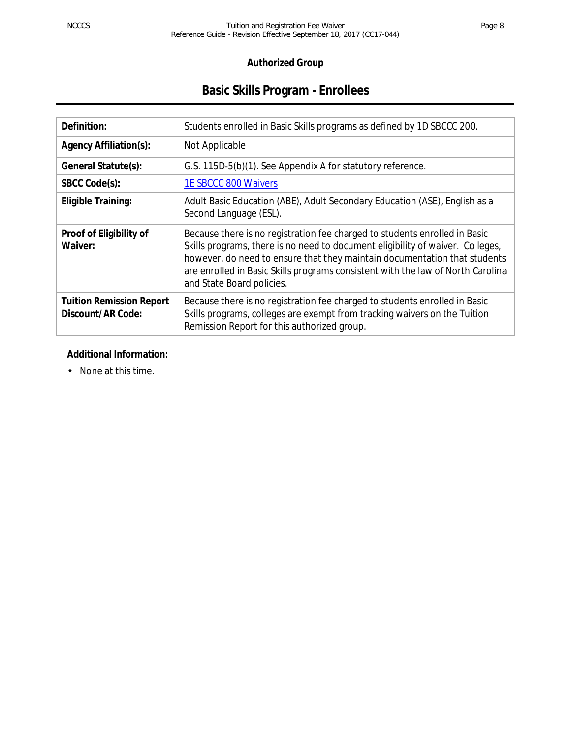**Authorized Group**

# Basic Skills Program - Enrollees

| | |
|---|---|
| **Definition:** | Students enrolled in Basic Skills programs as defined by 1D SBCCC 200. |
| **Agency Affiliation(s):** | Not Applicable |
| **General Statute(s):** | G.S. 115D-5(b)(1). See Appendix A for statutory reference. |
| **SBCC Code(s):** | 1E SBCCC 800 Waivers |
| **Eligible Training:** | Adult Basic Education (ABE), Adult Secondary Education (ASE), English as a Second Language (ESL). |
| **Proof of Eligibility of Waiver:** | Because there is no registration fee charged to students enrolled in Basic Skills programs, there is no need to document eligibility of waiver. Colleges, however, do need to ensure that they maintain documentation that students are enrolled in Basic Skills programs consistent with the law of North Carolina and State Board policies. |
| **Tuition Remission Report Discount/AR Code:** | Because there is no registration fee charged to students enrolled in Basic Skills programs, colleges are exempt from tracking waivers on the Tuition Remission Report for this authorized group. |

**Additional Information:**

- None at this time.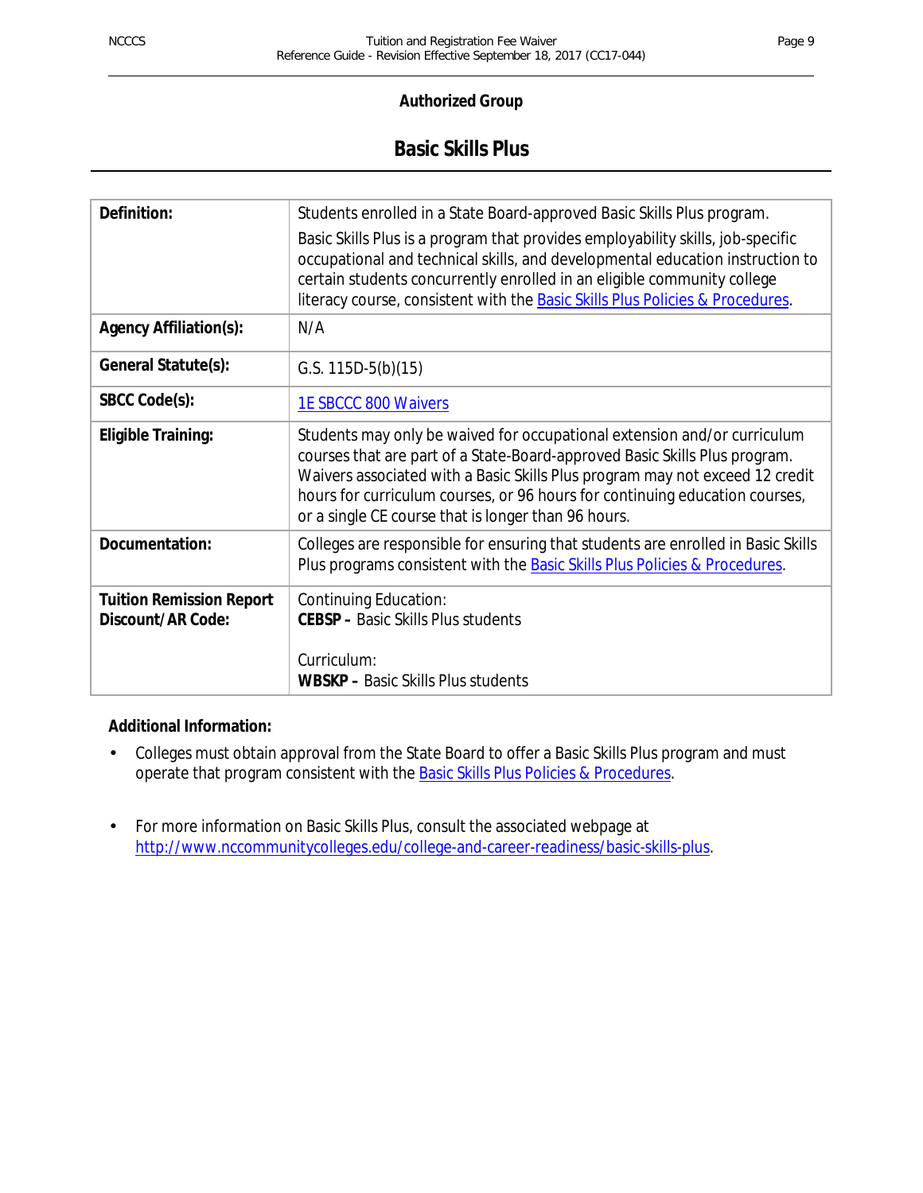## Authorized Group

# Basic Skills Plus

| | |
|---|---|
| **Definition:** | Students enrolled in a State Board-approved Basic Skills Plus program.<br><br>Basic Skills Plus is a program that provides employability skills, job-specific occupational and technical skills, and developmental education instruction to certain students concurrently enrolled in an eligible community college literacy course, consistent with the Basic Skills Plus Policies & Procedures. |
| **Agency Affiliation(s):** | N/A |
| **General Statute(s):** | G.S. 115D-5(b)(15) |
| **SBCC Code(s):** | 1E SBCCC 800 Waivers |
| **Eligible Training:** | Students may only be waived for occupational extension and/or curriculum courses that are part of a State-Board-approved Basic Skills Plus program. Waivers associated with a Basic Skills Plus program may not exceed 12 credit hours for curriculum courses, or 96 hours for continuing education courses, or a single CE course that is longer than 96 hours. |
| **Documentation:** | Colleges are responsible for ensuring that students are enrolled in Basic Skills Plus programs consistent with the Basic Skills Plus Policies & Procedures. |
| **Tuition Remission Report Discount/AR Code:** | Continuing Education:<br>**CEBSP –** Basic Skills Plus students<br><br>Curriculum:<br>**WBSKP –** Basic Skills Plus students |

**Additional Information:**

- Colleges must obtain approval from the State Board to offer a Basic Skills Plus program and must operate that program consistent with the Basic Skills Plus Policies & Procedures.
- For more information on Basic Skills Plus, consult the associated webpage at http://www.nccommunitycolleges.edu/college-and-career-readiness/basic-skills-plus.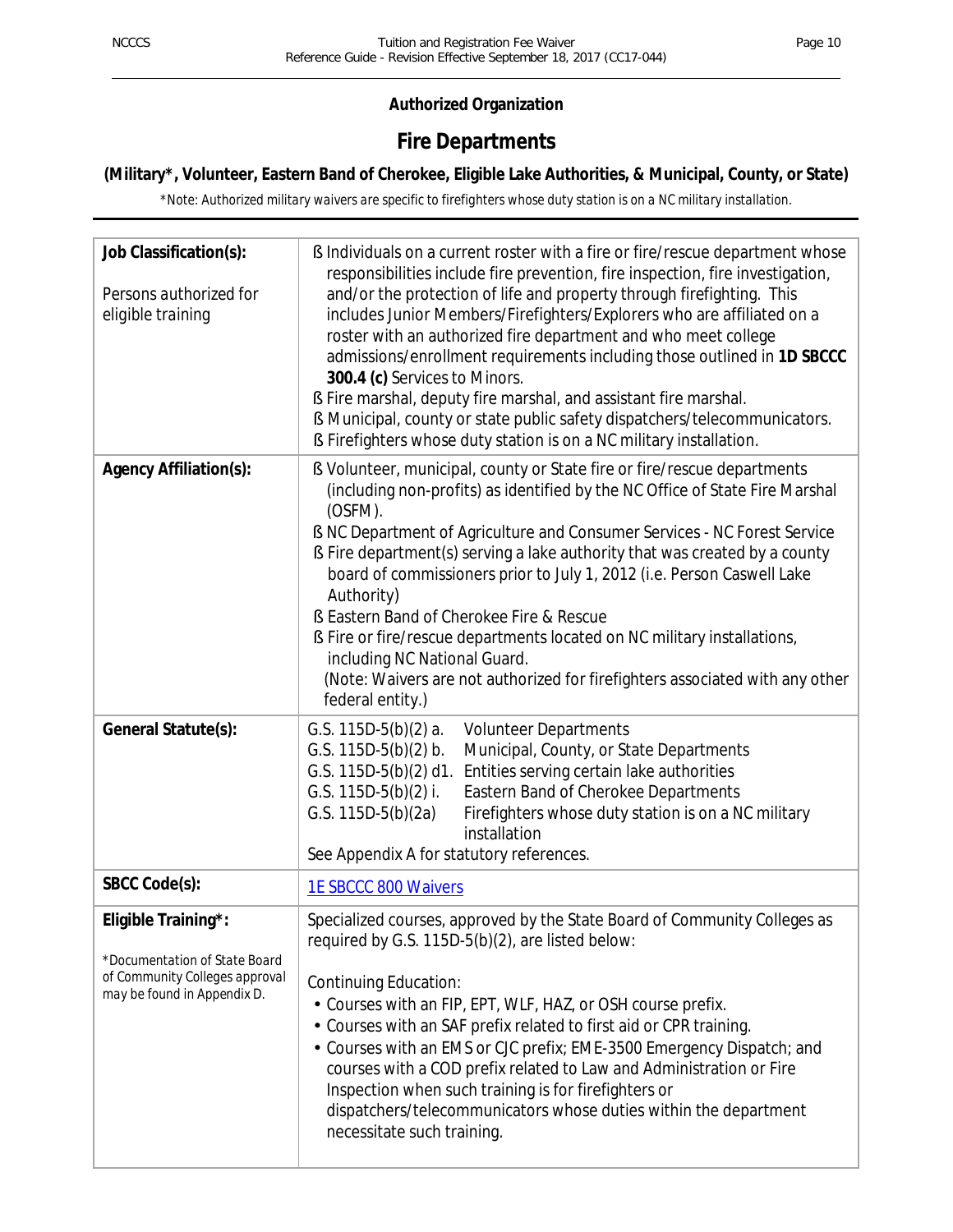**Authorized Organization**

# Fire Departments

**(Military*, Volunteer, Eastern Band of Cherokee, Eligible Lake Authorities, & Municipal, County, or State)**

*\*Note: Authorized military waivers are specific to firefighters whose duty station is on a NC military installation.*

| | |
|---|---|
| **Job Classification(s):**<br><br>Persons authorized for eligible training | § Individuals on a current roster with a fire or fire/rescue department whose responsibilities include fire prevention, fire inspection, fire investigation, and/or the protection of life and property through firefighting. This includes Junior Members/Firefighters/Explorers who are affiliated on a roster with an authorized fire department and who meet college admissions/enrollment requirements including those outlined in **1D SBCCC 300.4 (c)** Services to Minors.<br>§ Fire marshal, deputy fire marshal, and assistant fire marshal.<br>§ Municipal, county or state public safety dispatchers/telecommunicators.<br>§ Firefighters whose duty station is on a NC military installation. |
| **Agency Affiliation(s):** | § Volunteer, municipal, county or State fire or fire/rescue departments (including non-profits) as identified by the NC Office of State Fire Marshal (OSFM).<br>§ NC Department of Agriculture and Consumer Services - NC Forest Service<br>§ Fire department(s) serving a lake authority that was created by a county board of commissioners prior to July 1, 2012 (i.e. Person Caswell Lake Authority)<br>§ Eastern Band of Cherokee Fire & Rescue<br>§ Fire or fire/rescue departments located on NC military installations, including NC National Guard.<br>(Note: Waivers are not authorized for firefighters associated with any other federal entity.) |
| **General Statute(s):** | G.S. 115D-5(b)(2) a. Volunteer Departments<br>G.S. 115D-5(b)(2) b. Municipal, County, or State Departments<br>G.S. 115D-5(b)(2) d1. Entities serving certain lake authorities<br>G.S. 115D-5(b)(2) i. Eastern Band of Cherokee Departments<br>G.S. 115D-5(b)(2a) Firefighters whose duty station is on a NC military installation<br>See Appendix A for statutory references. |
| **SBCC Code(s):** | 1E SBCCC 800 Waivers |
| **Eligible Training\*:**<br><br>*\*Documentation of State Board of Community Colleges approval may be found in Appendix D.* | Specialized courses, approved by the State Board of Community Colleges as required by G.S. 115D-5(b)(2), are listed below:<br><br>Continuing Education:<br>• Courses with an FIP, EPT, WLF, HAZ, or OSH course prefix.<br>• Courses with an SAF prefix related to first aid or CPR training.<br>• Courses with an EMS or CJC prefix; EME-3500 Emergency Dispatch; and courses with a COD prefix related to Law and Administration or Fire Inspection when such training is for firefighters or dispatchers/telecommunicators whose duties within the department necessitate such training. |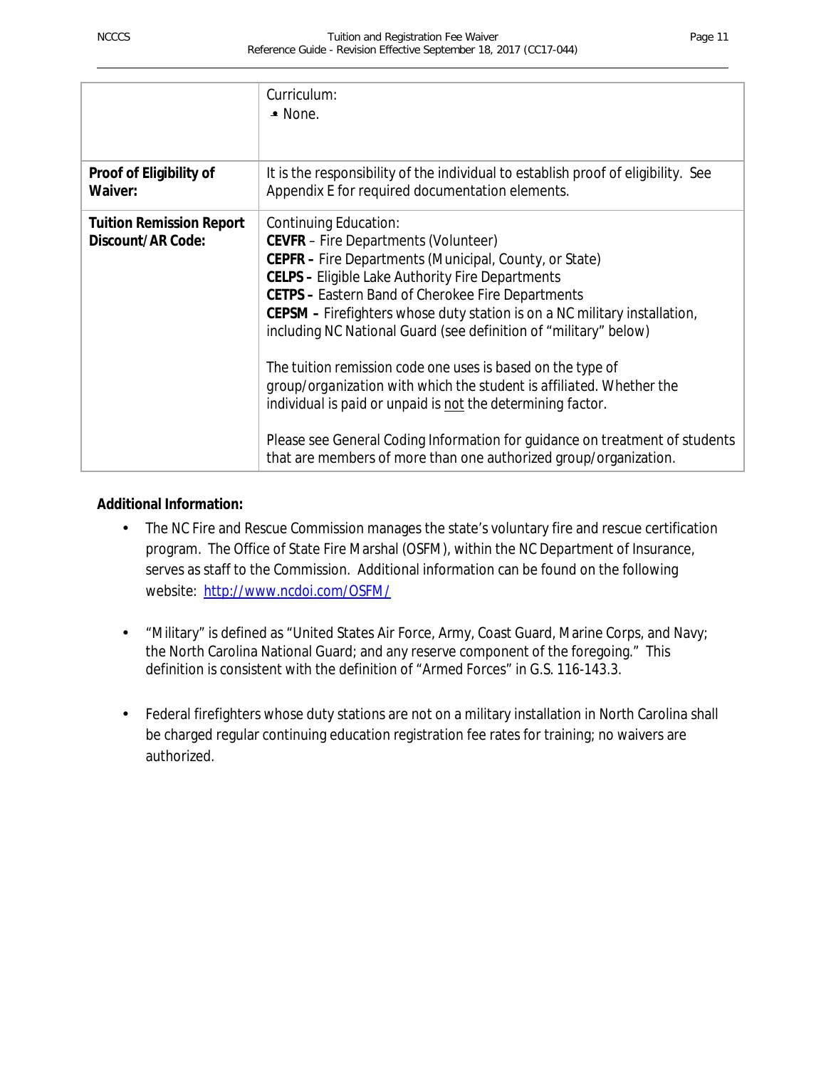| | |
|---|---|
| | Curriculum:<br>• None. |
| **Proof of Eligibility of Waiver:** | It is the responsibility of the individual to establish proof of eligibility. See Appendix E for required documentation elements. |
| **Tuition Remission Report Discount/AR Code:** | Continuing Education:<br>**CEVFR** – Fire Departments (Volunteer)<br>**CEPFR –** Fire Departments (Municipal, County, or State)<br>**CELPS –** Eligible Lake Authority Fire Departments<br>**CETPS –** Eastern Band of Cherokee Fire Departments<br>**CEPSM –** Firefighters whose duty station is on a NC military installation, including NC National Guard (see definition of "military" below)<br><br>The tuition remission code one uses is based on the type of group/organization with which the student is affiliated. Whether the individual is paid or unpaid is <u>not</u> the determining factor.<br><br>Please see General Coding Information for guidance on treatment of students that are members of more than one authorized group/organization. |

**Additional Information:**

- The NC Fire and Rescue Commission manages the state's voluntary fire and rescue certification program. The Office of State Fire Marshal (OSFM), within the NC Department of Insurance, serves as staff to the Commission. Additional information can be found on the following website: http://www.ncdoi.com/OSFM/

- "Military" is defined as "United States Air Force, Army, Coast Guard, Marine Corps, and Navy; the North Carolina National Guard; and any reserve component of the foregoing." This definition is consistent with the definition of "Armed Forces" in G.S. 116-143.3.

- Federal firefighters whose duty stations are not on a military installation in North Carolina shall be charged regular continuing education registration fee rates for training; no waivers are authorized.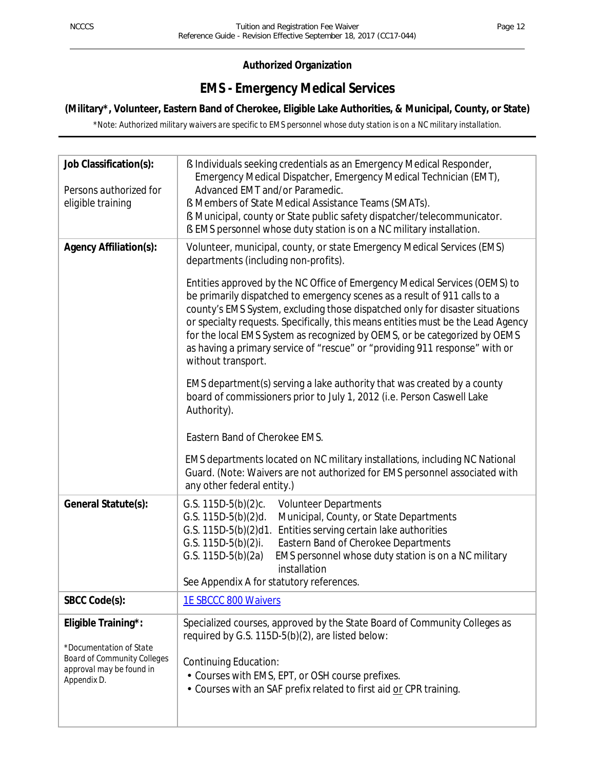**Authorized Organization**

# EMS - Emergency Medical Services

### (Military*, Volunteer, Eastern Band of Cherokee, Eligible Lake Authorities, & Municipal, County, or State)

*\*Note: Authorized military waivers are specific to EMS personnel whose duty station is on a NC military installation.*

| | |
|---|---|
| **Job Classification(s):**<br><br>Persons authorized for eligible training | ß Individuals seeking credentials as an Emergency Medical Responder, Emergency Medical Dispatcher, Emergency Medical Technician (EMT), Advanced EMT and/or Paramedic.<br>ß Members of State Medical Assistance Teams (SMATs).<br>ß Municipal, county or State public safety dispatcher/telecommunicator.<br>ß EMS personnel whose duty station is on a NC military installation. |
| **Agency Affiliation(s):** | Volunteer, municipal, county, or state Emergency Medical Services (EMS) departments (including non-profits).<br><br>Entities approved by the NC Office of Emergency Medical Services (OEMS) to be primarily dispatched to emergency scenes as a result of 911 calls to a county's EMS System, excluding those dispatched only for disaster situations or specialty requests. Specifically, this means entities must be the Lead Agency for the local EMS System as recognized by OEMS, or be categorized by OEMS as having a primary service of "rescue" or "providing 911 response" with or without transport.<br><br>EMS department(s) serving a lake authority that was created by a county board of commissioners prior to July 1, 2012 (i.e. Person Caswell Lake Authority).<br><br>Eastern Band of Cherokee EMS.<br><br>EMS departments located on NC military installations, including NC National Guard. (Note: Waivers are not authorized for EMS personnel associated with any other federal entity.) |
| **General Statute(s):** | G.S. 115D-5(b)(2)c. Volunteer Departments<br>G.S. 115D-5(b)(2)d. Municipal, County, or State Departments<br>G.S. 115D-5(b)(2)d1. Entities serving certain lake authorities<br>G.S. 115D-5(b)(2)i. Eastern Band of Cherokee Departments<br>G.S. 115D-5(b)(2a) EMS personnel whose duty station is on a NC military installation<br>See Appendix A for statutory references. |
| **SBCC Code(s):** | 1E SBCCC 800 Waivers |
| **Eligible Training\*:**<br><br>*\*Documentation of State Board of Community Colleges approval may be found in Appendix D.* | Specialized courses, approved by the State Board of Community Colleges as required by G.S. 115D-5(b)(2), are listed below:<br><br>Continuing Education:<br>• Courses with EMS, EPT, or OSH course prefixes.<br>• Courses with an SAF prefix related to first aid <u>or</u> CPR training. |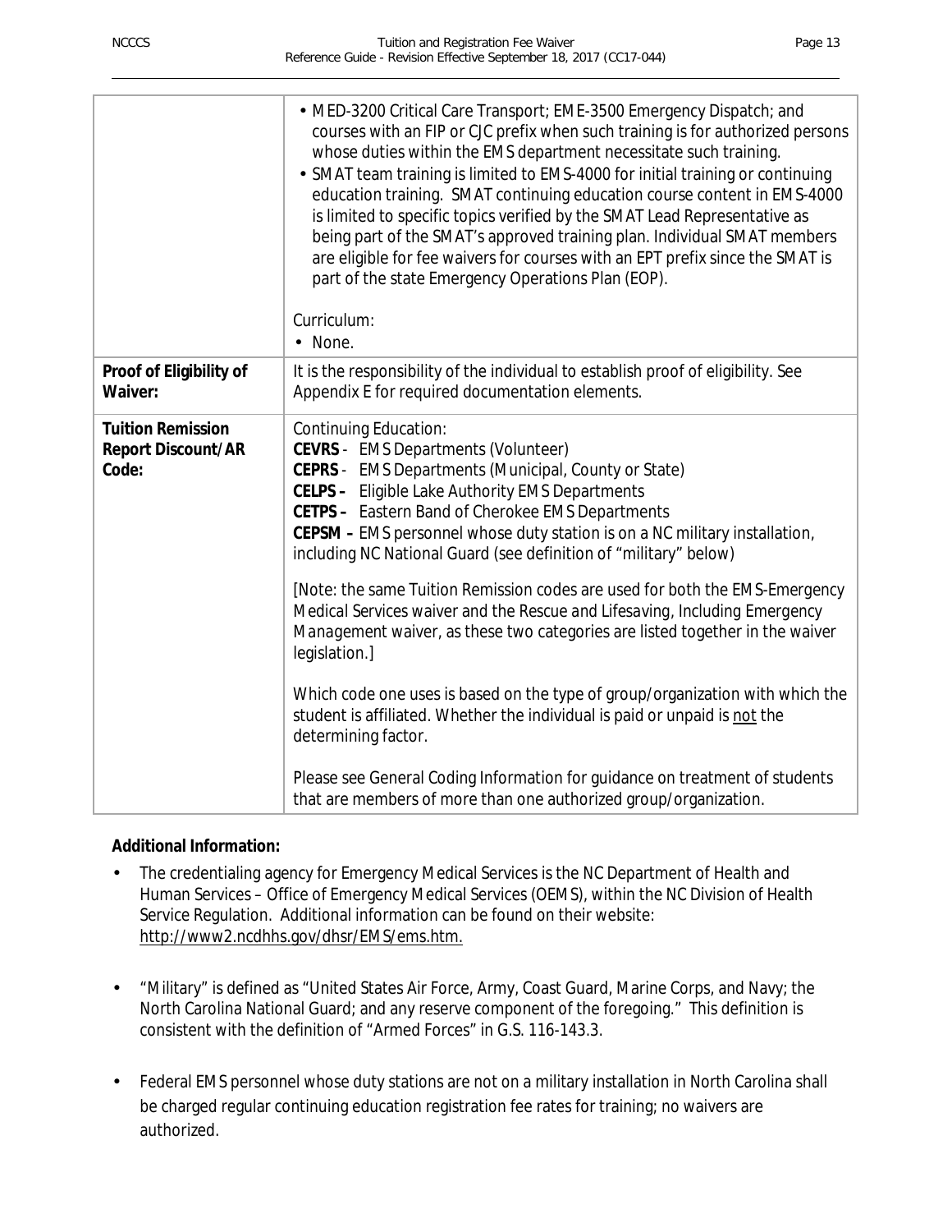| | |
|---|---|
| | • MED-3200 Critical Care Transport; EME-3500 Emergency Dispatch; and courses with an FIP or CJC prefix when such training is for authorized persons whose duties within the EMS department necessitate such training.<br>• SMAT team training is limited to EMS-4000 for initial training or continuing education training. SMAT continuing education course content in EMS-4000 is limited to specific topics verified by the SMAT Lead Representative as being part of the SMAT's approved training plan. Individual SMAT members are eligible for fee waivers for courses with an EPT prefix since the SMAT is part of the state Emergency Operations Plan (EOP).<br><br>Curriculum:<br>• None. |
| **Proof of Eligibility of Waiver:** | It is the responsibility of the individual to establish proof of eligibility. See Appendix E for required documentation elements. |
| **Tuition Remission Report Discount/AR Code:** | Continuing Education:<br>**CEVRS** - EMS Departments (Volunteer)<br>**CEPRS** - EMS Departments (Municipal, County or State)<br>**CELPS –** Eligible Lake Authority EMS Departments<br>**CETPS –** Eastern Band of Cherokee EMS Departments<br>**CEPSM –** EMS personnel whose duty station is on a NC military installation, including NC National Guard (see definition of "military" below)<br><br>[Note: the same Tuition Remission codes are used for both the EMS-Emergency Medical Services waiver and the Rescue and Lifesaving, Including Emergency Management waiver, as these two categories are listed together in the waiver legislation.]<br><br>Which code one uses is based on the type of group/organization with which the student is affiliated. Whether the individual is paid or unpaid is not the determining factor.<br><br>Please see General Coding Information for guidance on treatment of students that are members of more than one authorized group/organization. |

**Additional Information:**

- The credentialing agency for Emergency Medical Services is the NC Department of Health and Human Services – Office of Emergency Medical Services (OEMS), within the NC Division of Health Service Regulation. Additional information can be found on their website: http://www2.ncdhhs.gov/dhsr/EMS/ems.htm.
- "Military" is defined as "United States Air Force, Army, Coast Guard, Marine Corps, and Navy; the North Carolina National Guard; and any reserve component of the foregoing." This definition is consistent with the definition of "Armed Forces" in G.S. 116-143.3.
- Federal EMS personnel whose duty stations are not on a military installation in North Carolina shall be charged regular continuing education registration fee rates for training; no waivers are authorized.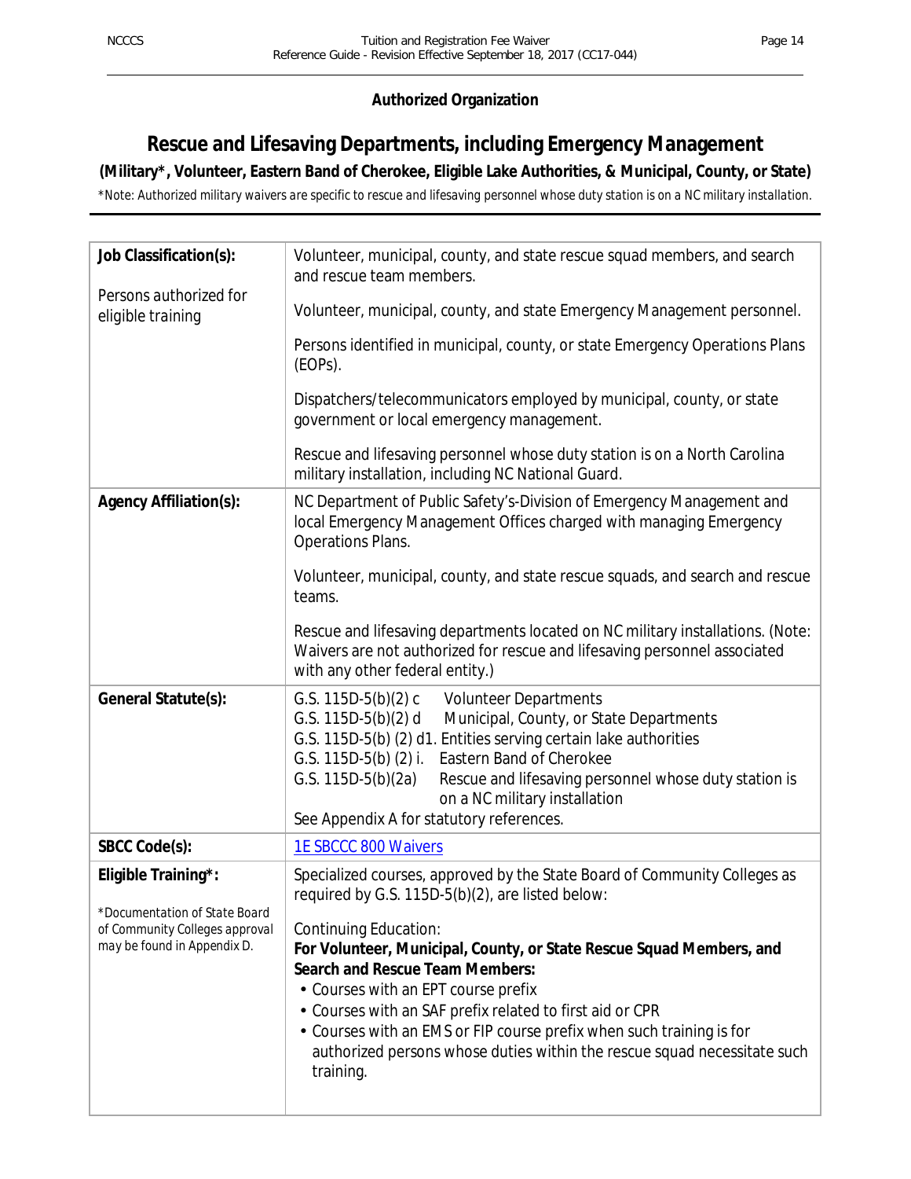**Authorized Organization**

# Rescue and Lifesaving Departments, including Emergency Management

**(Military*, Volunteer, Eastern Band of Cherokee, Eligible Lake Authorities, & Municipal, County, or State)**

*\*Note: Authorized military waivers are specific to rescue and lifesaving personnel whose duty station is on a NC military installation.*

| | |
|---|---|
| **Job Classification(s):**<br><br>Persons authorized for eligible training | Volunteer, municipal, county, and state rescue squad members, and search and rescue team members.<br><br>Volunteer, municipal, county, and state Emergency Management personnel.<br><br>Persons identified in municipal, county, or state Emergency Operations Plans (EOPs).<br><br>Dispatchers/telecommunicators employed by municipal, county, or state government or local emergency management.<br><br>Rescue and lifesaving personnel whose duty station is on a North Carolina military installation, including NC National Guard. |
| **Agency Affiliation(s):** | NC Department of Public Safety's-Division of Emergency Management and local Emergency Management Offices charged with managing Emergency Operations Plans.<br><br>Volunteer, municipal, county, and state rescue squads, and search and rescue teams.<br><br>Rescue and lifesaving departments located on NC military installations. (Note: Waivers are not authorized for rescue and lifesaving personnel associated with any other federal entity.) |
| **General Statute(s):** | G.S. 115D-5(b)(2) c Volunteer Departments<br>G.S. 115D-5(b)(2) d Municipal, County, or State Departments<br>G.S. 115D-5(b) (2) d1. Entities serving certain lake authorities<br>G.S. 115D-5(b) (2) i. Eastern Band of Cherokee<br>G.S. 115D-5(b)(2a) Rescue and lifesaving personnel whose duty station is on a NC military installation<br>See Appendix A for statutory references. |
| **SBCC Code(s):** | 1E SBCCC 800 Waivers |
| **Eligible Training*:**<br><br>*Documentation of State Board of Community Colleges approval may be found in Appendix D. | Specialized courses, approved by the State Board of Community Colleges as required by G.S. 115D-5(b)(2), are listed below:<br><br>Continuing Education:<br>**For Volunteer, Municipal, County, or State Rescue Squad Members, and Search and Rescue Team Members:**<br>• Courses with an EPT course prefix<br>• Courses with an SAF prefix related to first aid or CPR<br>• Courses with an EMS or FIP course prefix when such training is for authorized persons whose duties within the rescue squad necessitate such training. |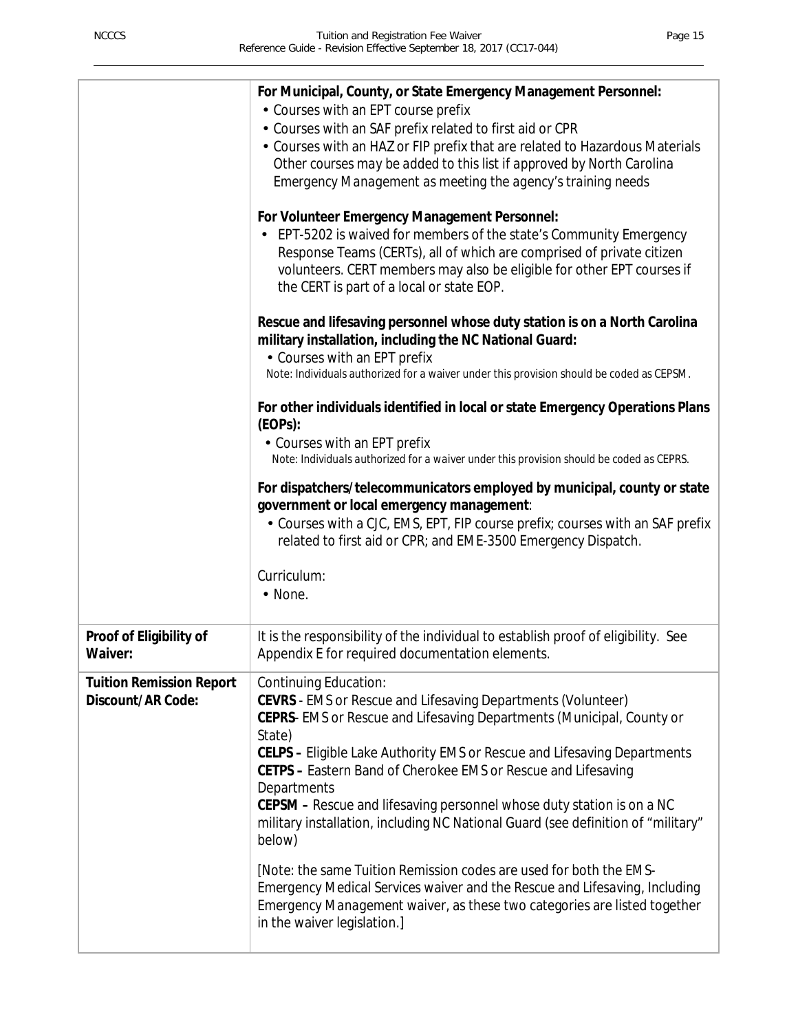| | |
|---|---|
| | **For Municipal, County, or State Emergency Management Personnel:**<br>• Courses with an EPT course prefix<br>• Courses with an SAF prefix related to first aid or CPR<br>• Courses with an HAZ or FIP prefix that are related to Hazardous Materials Other courses may be added to this list if approved by North Carolina Emergency Management as meeting the agency's training needs<br><br>**For Volunteer Emergency Management Personnel:**<br>• EPT-5202 is waived for members of the state's Community Emergency Response Teams (CERTs), all of which are comprised of private citizen volunteers. CERT members may also be eligible for other EPT courses if the CERT is part of a local or state EOP.<br><br>**Rescue and lifesaving personnel whose duty station is on a North Carolina military installation, including the NC National Guard:**<br>• Courses with an EPT prefix<br>Note: Individuals authorized for a waiver under this provision should be coded as CEPSM.<br><br>**For other individuals identified in local or state Emergency Operations Plans (EOPs):**<br>• Courses with an EPT prefix<br>Note: Individuals authorized for a waiver under this provision should be coded as CEPRS.<br><br>**For dispatchers/telecommunicators employed by municipal, county or state government or local emergency management**:<br>• Courses with a CJC, EMS, EPT, FIP course prefix; courses with an SAF prefix related to first aid or CPR; and EME-3500 Emergency Dispatch.<br><br>Curriculum:<br>• None. |
| **Proof of Eligibility of Waiver:** | It is the responsibility of the individual to establish proof of eligibility. See Appendix E for required documentation elements. |
| **Tuition Remission Report Discount/AR Code:** | Continuing Education:<br>**CEVRS** - EMS or Rescue and Lifesaving Departments (Volunteer)<br>**CEPRS**- EMS or Rescue and Lifesaving Departments (Municipal, County or State)<br>**CELPS –** Eligible Lake Authority EMS or Rescue and Lifesaving Departments<br>**CETPS –** Eastern Band of Cherokee EMS or Rescue and Lifesaving Departments<br>**CEPSM –** Rescue and lifesaving personnel whose duty station is on a NC military installation, including NC National Guard (see definition of "military" below)<br><br>[Note: the same Tuition Remission codes are used for both the EMS-Emergency Medical Services waiver and the Rescue and Lifesaving, Including Emergency Management waiver, as these two categories are listed together in the waiver legislation.] |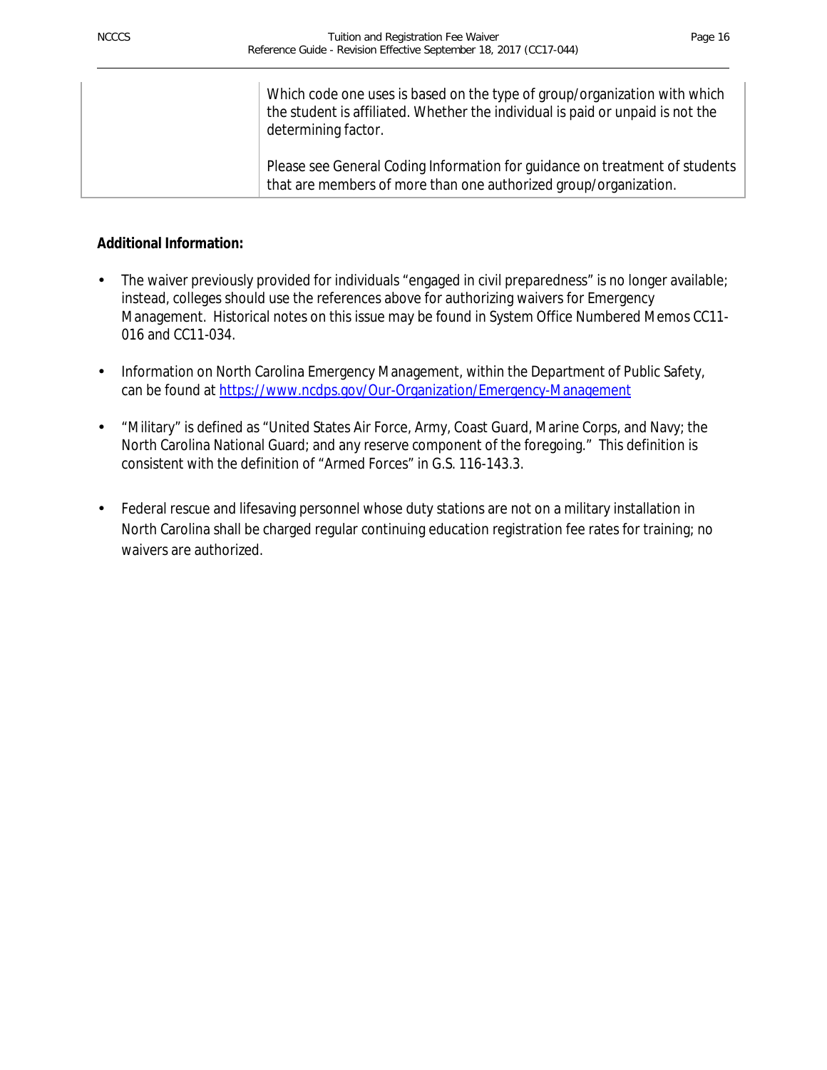| | |
|---|---|
| | Which code one uses is based on the type of group/organization with which the student is affiliated. Whether the individual is paid or unpaid is not the determining factor.<br><br>Please see General Coding Information for guidance on treatment of students that are members of more than one authorized group/organization. |

**Additional Information:**

- The waiver previously provided for individuals "engaged in civil preparedness" is no longer available; instead, colleges should use the references above for authorizing waivers for Emergency Management. Historical notes on this issue may be found in System Office Numbered Memos CC11-016 and CC11-034.
- Information on North Carolina Emergency Management, within the Department of Public Safety, can be found at https://www.ncdps.gov/Our-Organization/Emergency-Management
- "Military" is defined as "United States Air Force, Army, Coast Guard, Marine Corps, and Navy; the North Carolina National Guard; and any reserve component of the foregoing." This definition is consistent with the definition of "Armed Forces" in G.S. 116-143.3.
- Federal rescue and lifesaving personnel whose duty stations are not on a military installation in North Carolina shall be charged regular continuing education registration fee rates for training; no waivers are authorized.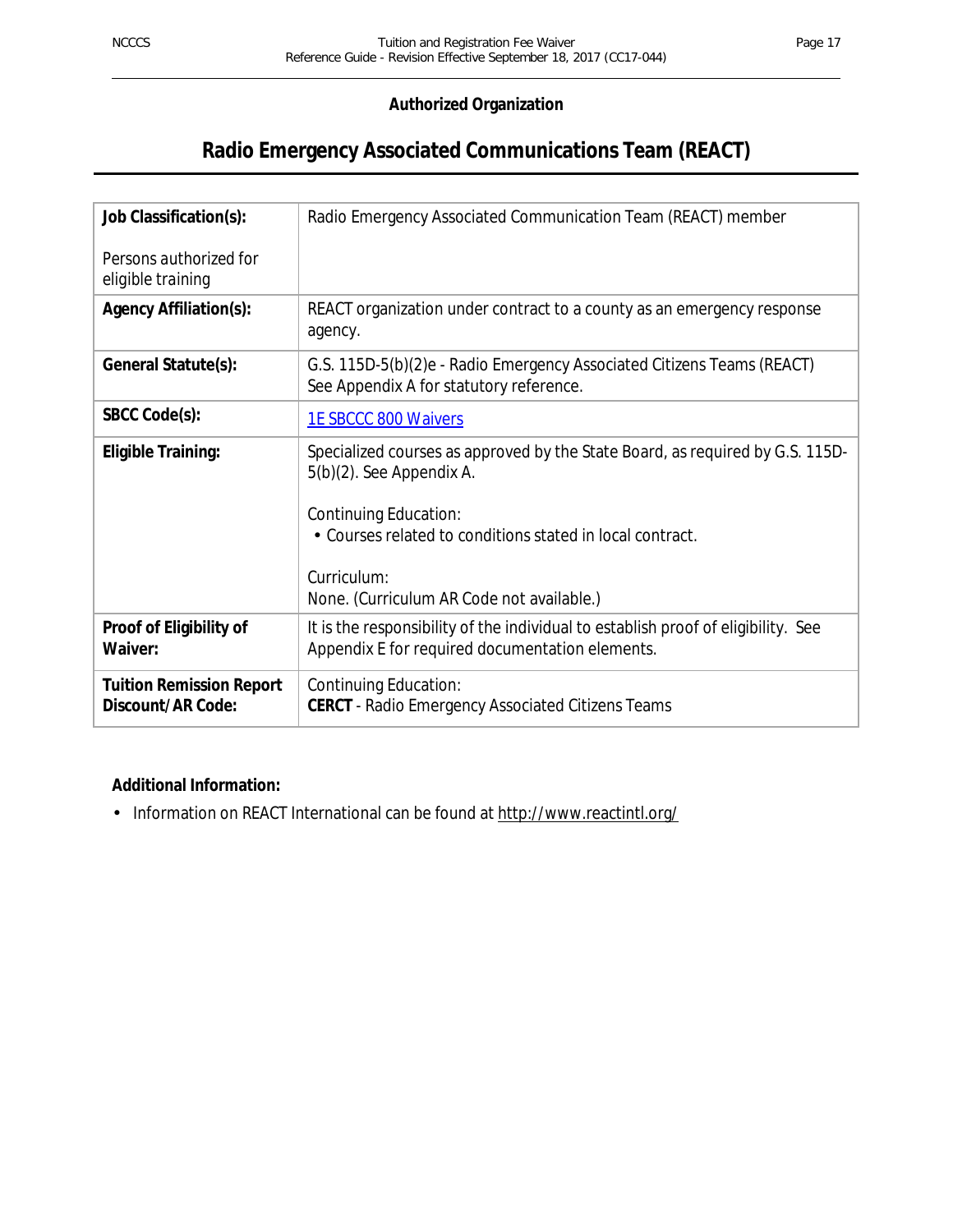**Authorized Organization**

# Radio Emergency Associated Communications Team (REACT)

| | |
|---|---|
| **Job Classification(s):**<br><br>Persons authorized for eligible training | Radio Emergency Associated Communication Team (REACT) member |
| **Agency Affiliation(s):** | REACT organization under contract to a county as an emergency response agency. |
| **General Statute(s):** | G.S. 115D-5(b)(2)e - Radio Emergency Associated Citizens Teams (REACT)<br>See Appendix A for statutory reference. |
| **SBCC Code(s):** | 1E SBCCC 800 Waivers |
| **Eligible Training:** | Specialized courses as approved by the State Board, as required by G.S. 115D-5(b)(2). See Appendix A.<br><br>Continuing Education:<br>• Courses related to conditions stated in local contract.<br><br>Curriculum:<br>None. (Curriculum AR Code not available.) |
| **Proof of Eligibility of Waiver:** | It is the responsibility of the individual to establish proof of eligibility. See Appendix E for required documentation elements. |
| **Tuition Remission Report Discount/AR Code:** | Continuing Education:<br>**CERCT** - Radio Emergency Associated Citizens Teams |

**Additional Information:**

- Information on REACT International can be found at http://www.reactintl.org/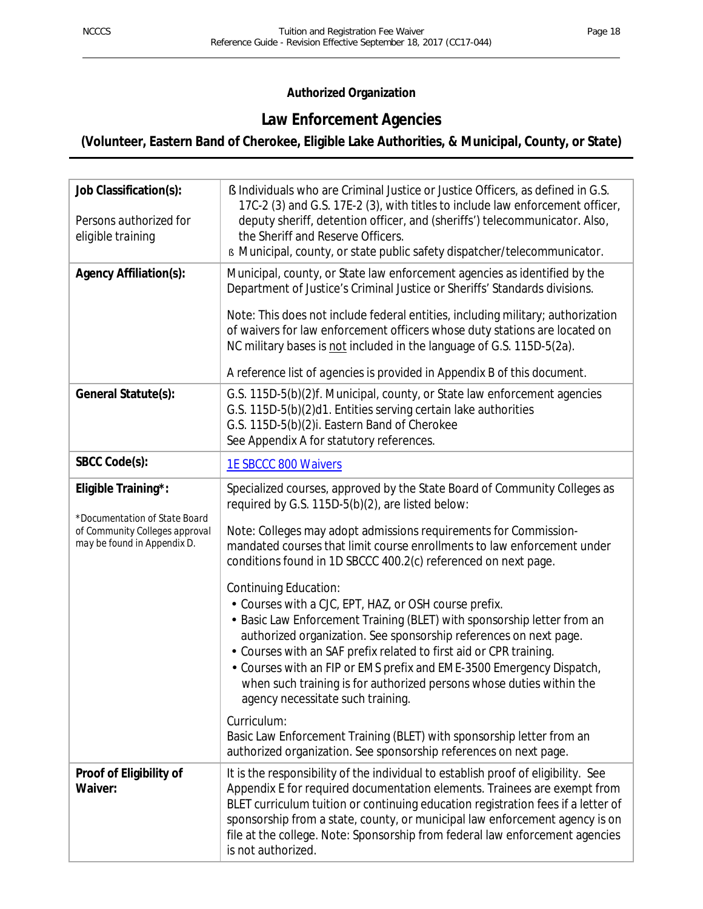**Authorized Organization**

# Law Enforcement Agencies

## (Volunteer, Eastern Band of Cherokee, Eligible Lake Authorities, & Municipal, County, or State)

| | |
|---|---|
| **Job Classification(s):**<br><br>Persons authorized for eligible training | ß Individuals who are Criminal Justice or Justice Officers, as defined in G.S. 17C-2 (3) and G.S. 17E-2 (3), with titles to include law enforcement officer, deputy sheriff, detention officer, and (sheriffs') telecommunicator. Also, the Sheriff and Reserve Officers.<br>ß Municipal, county, or state public safety dispatcher/telecommunicator. |
| **Agency Affiliation(s):** | Municipal, county, or State law enforcement agencies as identified by the Department of Justice's Criminal Justice or Sheriffs' Standards divisions.<br><br>Note: This does not include federal entities, including military; authorization of waivers for law enforcement officers whose duty stations are located on NC military bases is not included in the language of G.S. 115D-5(2a).<br><br>A reference list of agencies is provided in Appendix B of this document. |
| **General Statute(s):** | G.S. 115D-5(b)(2)f. Municipal, county, or State law enforcement agencies<br>G.S. 115D-5(b)(2)d1. Entities serving certain lake authorities<br>G.S. 115D-5(b)(2)i. Eastern Band of Cherokee<br>See Appendix A for statutory references. |
| **SBCC Code(s):** | 1E SBCCC 800 Waivers |
| **Eligible Training*:**<br><br>*Documentation of State Board of Community Colleges approval may be found in Appendix D. | Specialized courses, approved by the State Board of Community Colleges as required by G.S. 115D-5(b)(2), are listed below:<br><br>Note: Colleges may adopt admissions requirements for Commission-mandated courses that limit course enrollments to law enforcement under conditions found in 1D SBCCC 400.2(c) referenced on next page.<br><br>Continuing Education:<br>• Courses with a CJC, EPT, HAZ, or OSH course prefix.<br>• Basic Law Enforcement Training (BLET) with sponsorship letter from an authorized organization. See sponsorship references on next page.<br>• Courses with an SAF prefix related to first aid or CPR training.<br>• Courses with an FIP or EMS prefix and EME-3500 Emergency Dispatch, when such training is for authorized persons whose duties within the agency necessitate such training.<br><br>Curriculum:<br>Basic Law Enforcement Training (BLET) with sponsorship letter from an authorized organization. See sponsorship references on next page. |
| **Proof of Eligibility of Waiver:** | It is the responsibility of the individual to establish proof of eligibility. See Appendix E for required documentation elements. Trainees are exempt from BLET curriculum tuition or continuing education registration fees if a letter of sponsorship from a state, county, or municipal law enforcement agency is on file at the college. Note: Sponsorship from federal law enforcement agencies is not authorized. |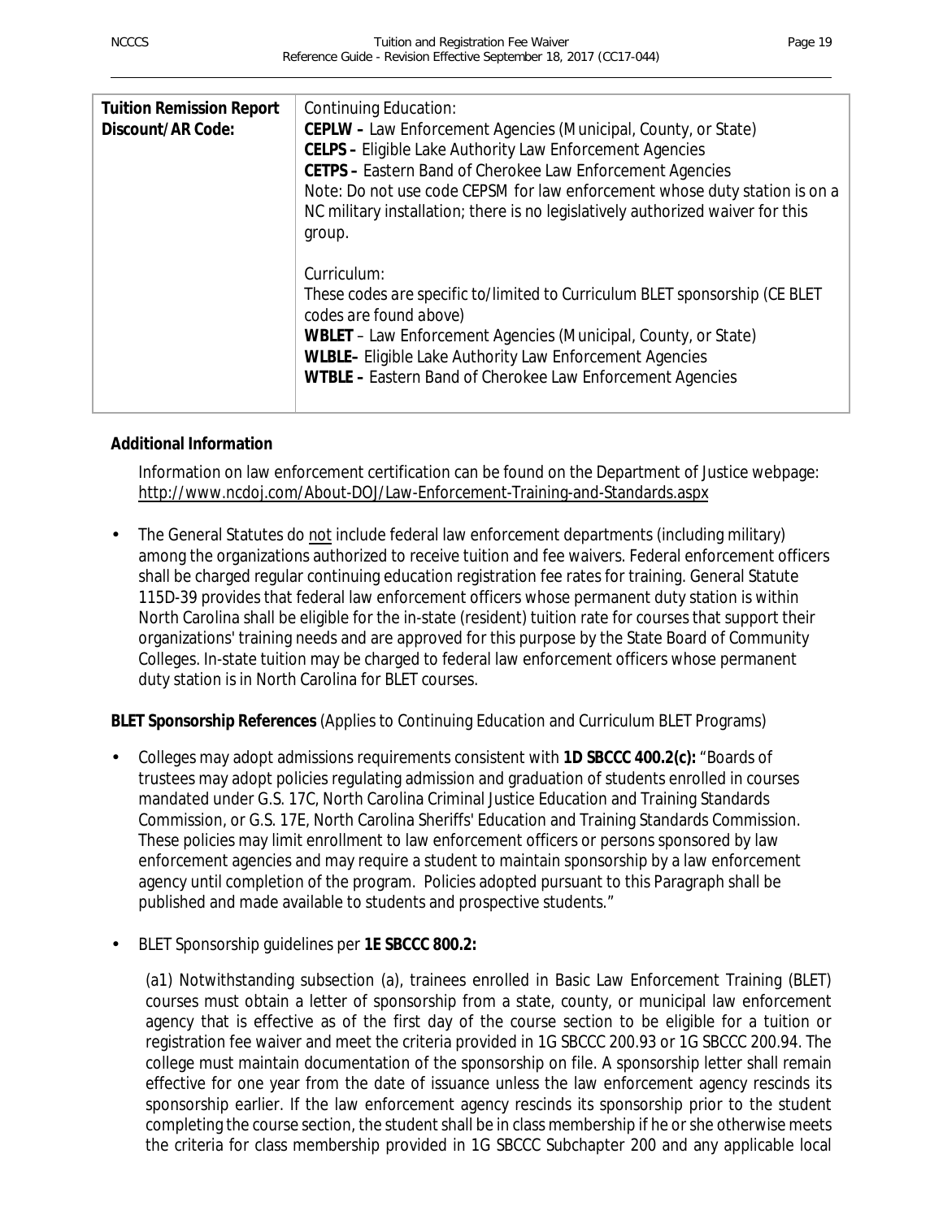| **Tuition Remission Report Discount/AR Code:** | Continuing Education:<br>**CEPLW –** Law Enforcement Agencies (Municipal, County, or State)<br>**CELPS –** Eligible Lake Authority Law Enforcement Agencies<br>**CETPS –** Eastern Band of Cherokee Law Enforcement Agencies<br>Note: Do not use code CEPSM for law enforcement whose duty station is on a NC military installation; there is no legislatively authorized waiver for this group.<br><br>Curriculum:<br>These codes are specific to/limited to Curriculum BLET sponsorship (CE BLET codes are found above)<br>**WBLET** – Law Enforcement Agencies (Municipal, County, or State)<br>**WLBLE–** Eligible Lake Authority Law Enforcement Agencies<br>**WTBLE –** Eastern Band of Cherokee Law Enforcement Agencies |
|---|---|

**Additional Information**

Information on law enforcement certification can be found on the Department of Justice webpage: http://www.ncdoj.com/About-DOJ/Law-Enforcement-Training-and-Standards.aspx

- The General Statutes do not include federal law enforcement departments (including military) among the organizations authorized to receive tuition and fee waivers. Federal enforcement officers shall be charged regular continuing education registration fee rates for training. General Statute 115D-39 provides that federal law enforcement officers whose permanent duty station is within North Carolina shall be eligible for the in-state (resident) tuition rate for courses that support their organizations' training needs and are approved for this purpose by the State Board of Community Colleges. In-state tuition may be charged to federal law enforcement officers whose permanent duty station is in North Carolina for BLET courses.

**BLET Sponsorship References** (Applies to Continuing Education and Curriculum BLET Programs)

- Colleges may adopt admissions requirements consistent with **1D SBCCC 400.2(c):** "Boards of trustees may adopt policies regulating admission and graduation of students enrolled in courses mandated under G.S. 17C, North Carolina Criminal Justice Education and Training Standards Commission, or G.S. 17E, North Carolina Sheriffs' Education and Training Standards Commission. These policies may limit enrollment to law enforcement officers or persons sponsored by law enforcement agencies and may require a student to maintain sponsorship by a law enforcement agency until completion of the program. Policies adopted pursuant to this Paragraph shall be published and made available to students and prospective students."

- BLET Sponsorship guidelines per **1E SBCCC 800.2:**

  (a1) Notwithstanding subsection (a), trainees enrolled in Basic Law Enforcement Training (BLET) courses must obtain a letter of sponsorship from a state, county, or municipal law enforcement agency that is effective as of the first day of the course section to be eligible for a tuition or registration fee waiver and meet the criteria provided in 1G SBCCC 200.93 or 1G SBCCC 200.94. The college must maintain documentation of the sponsorship on file. A sponsorship letter shall remain effective for one year from the date of issuance unless the law enforcement agency rescinds its sponsorship earlier. If the law enforcement agency rescinds its sponsorship prior to the student completing the course section, the student shall be in class membership if he or she otherwise meets the criteria for class membership provided in 1G SBCCC Subchapter 200 and any applicable local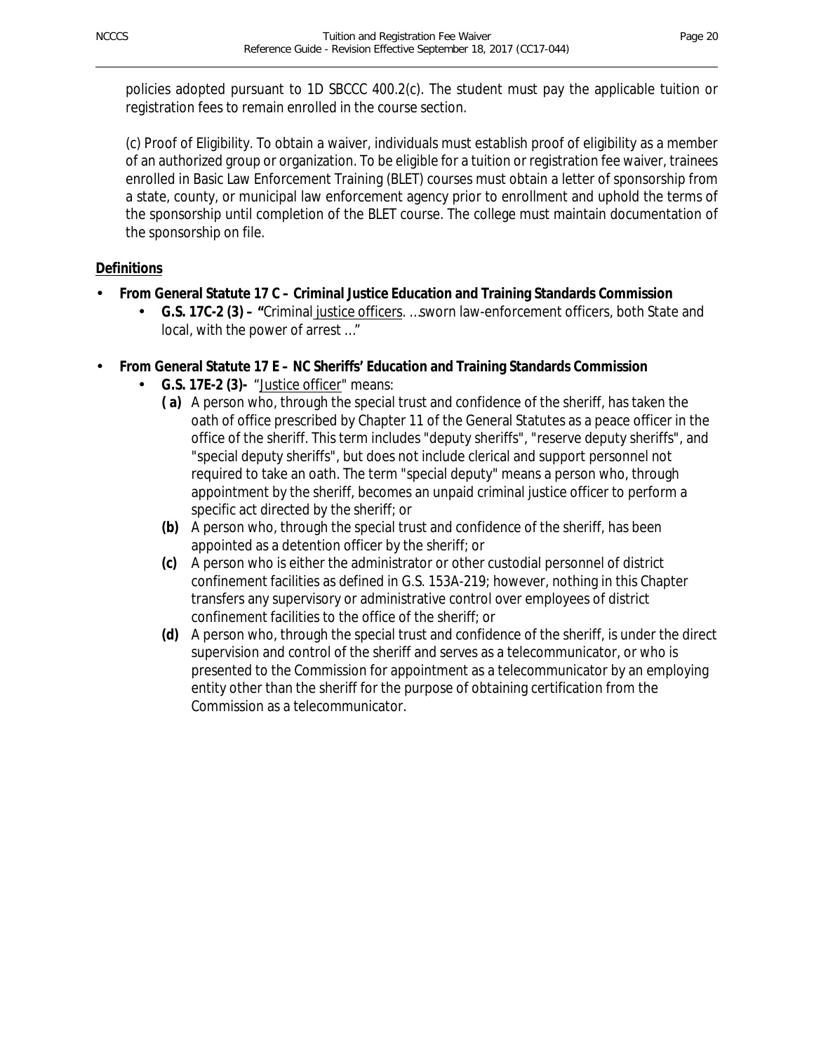policies adopted pursuant to 1D SBCCC 400.2(c). The student must pay the applicable tuition or registration fees to remain enrolled in the course section.

(c) Proof of Eligibility. To obtain a waiver, individuals must establish proof of eligibility as a member of an authorized group or organization. To be eligible for a tuition or registration fee waiver, trainees enrolled in Basic Law Enforcement Training (BLET) courses must obtain a letter of sponsorship from a state, county, or municipal law enforcement agency prior to enrollment and uphold the terms of the sponsorship until completion of the BLET course. The college must maintain documentation of the sponsorship on file.

**Definitions**

- **From General Statute 17 C – Criminal Justice Education and Training Standards Commission**
  - **G.S. 17C-2 (3) – "**Criminal justice officers. …sworn law-enforcement officers, both State and local, with the power of arrest …"
- **From General Statute 17 E – NC Sheriffs' Education and Training Standards Commission**
  - **G.S. 17E-2 (3)-** "Justice officer" means:
    - **( a)** A person who, through the special trust and confidence of the sheriff, has taken the oath of office prescribed by Chapter 11 of the General Statutes as a peace officer in the office of the sheriff. This term includes "deputy sheriffs", "reserve deputy sheriffs", and "special deputy sheriffs", but does not include clerical and support personnel not required to take an oath. The term "special deputy" means a person who, through appointment by the sheriff, becomes an unpaid criminal justice officer to perform a specific act directed by the sheriff; or
    - **(b)** A person who, through the special trust and confidence of the sheriff, has been appointed as a detention officer by the sheriff; or
    - **(c)** A person who is either the administrator or other custodial personnel of district confinement facilities as defined in G.S. 153A-219; however, nothing in this Chapter transfers any supervisory or administrative control over employees of district confinement facilities to the office of the sheriff; or
    - **(d)** A person who, through the special trust and confidence of the sheriff, is under the direct supervision and control of the sheriff and serves as a telecommunicator, or who is presented to the Commission for appointment as a telecommunicator by an employing entity other than the sheriff for the purpose of obtaining certification from the Commission as a telecommunicator.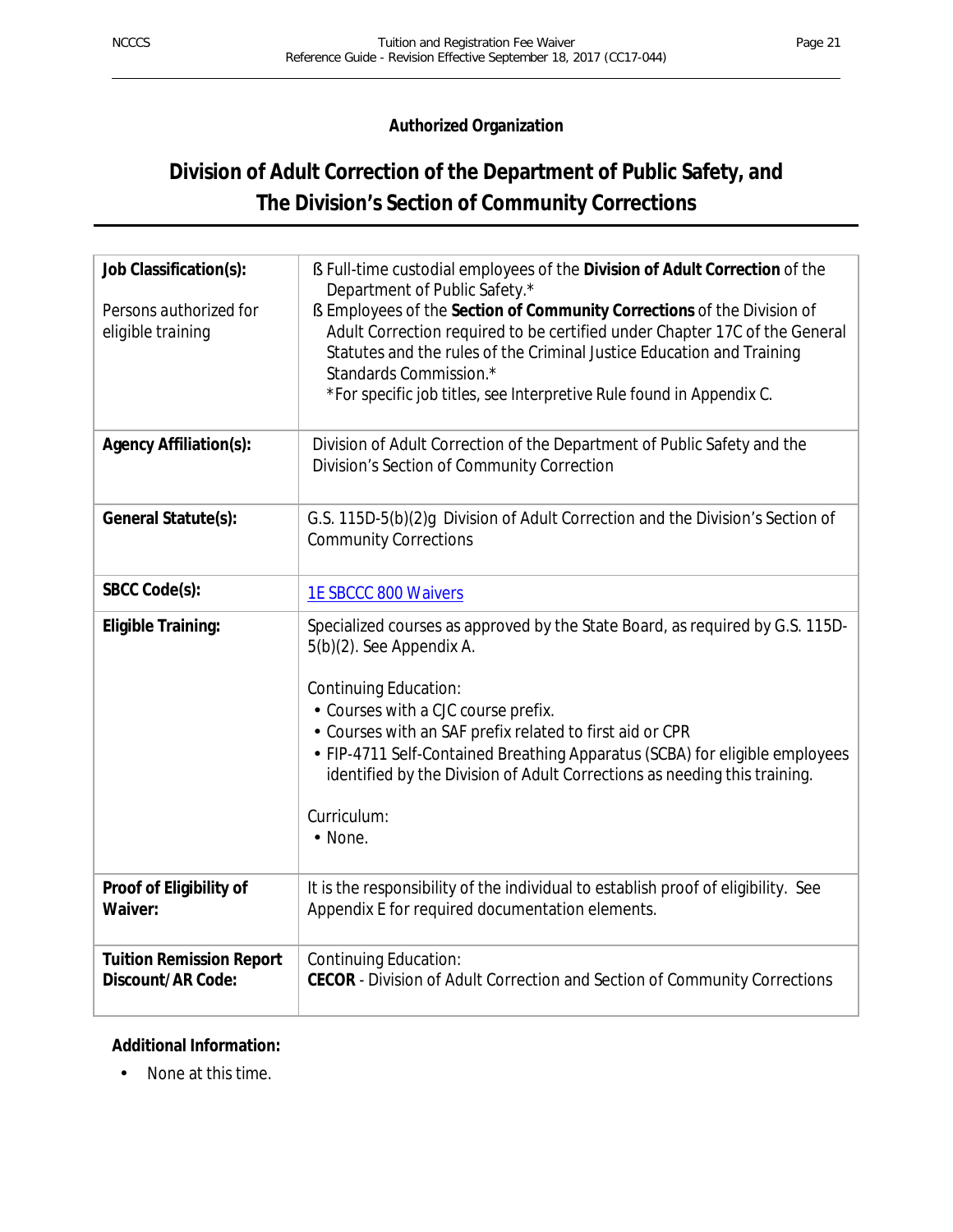**Authorized Organization**

# Division of Adult Correction of the Department of Public Safety, and The Division's Section of Community Corrections

| | |
|---|---|
| **Job Classification(s):**<br><br>Persons authorized for eligible training | ß Full-time custodial employees of the **Division of Adult Correction** of the Department of Public Safety.*<br>ß Employees of the **Section of Community Corrections** of the Division of Adult Correction required to be certified under Chapter 17C of the General Statutes and the rules of the Criminal Justice Education and Training Standards Commission.*<br>*For specific job titles, see Interpretive Rule found in Appendix C. |
| **Agency Affiliation(s):** | Division of Adult Correction of the Department of Public Safety and the Division's Section of Community Correction |
| **General Statute(s):** | G.S. 115D-5(b)(2)g Division of Adult Correction and the Division's Section of Community Corrections |
| **SBCC Code(s):** | 1E SBCCC 800 Waivers |
| **Eligible Training:** | Specialized courses as approved by the State Board, as required by G.S. 115D-5(b)(2). See Appendix A.<br><br>Continuing Education:<br>• Courses with a CJC course prefix.<br>• Courses with an SAF prefix related to first aid or CPR<br>• FIP-4711 Self-Contained Breathing Apparatus (SCBA) for eligible employees identified by the Division of Adult Corrections as needing this training.<br><br>Curriculum:<br>• None. |
| **Proof of Eligibility of Waiver:** | It is the responsibility of the individual to establish proof of eligibility. See Appendix E for required documentation elements. |
| **Tuition Remission Report Discount/AR Code:** | Continuing Education:<br>**CECOR** - Division of Adult Correction and Section of Community Corrections |

**Additional Information:**

- None at this time.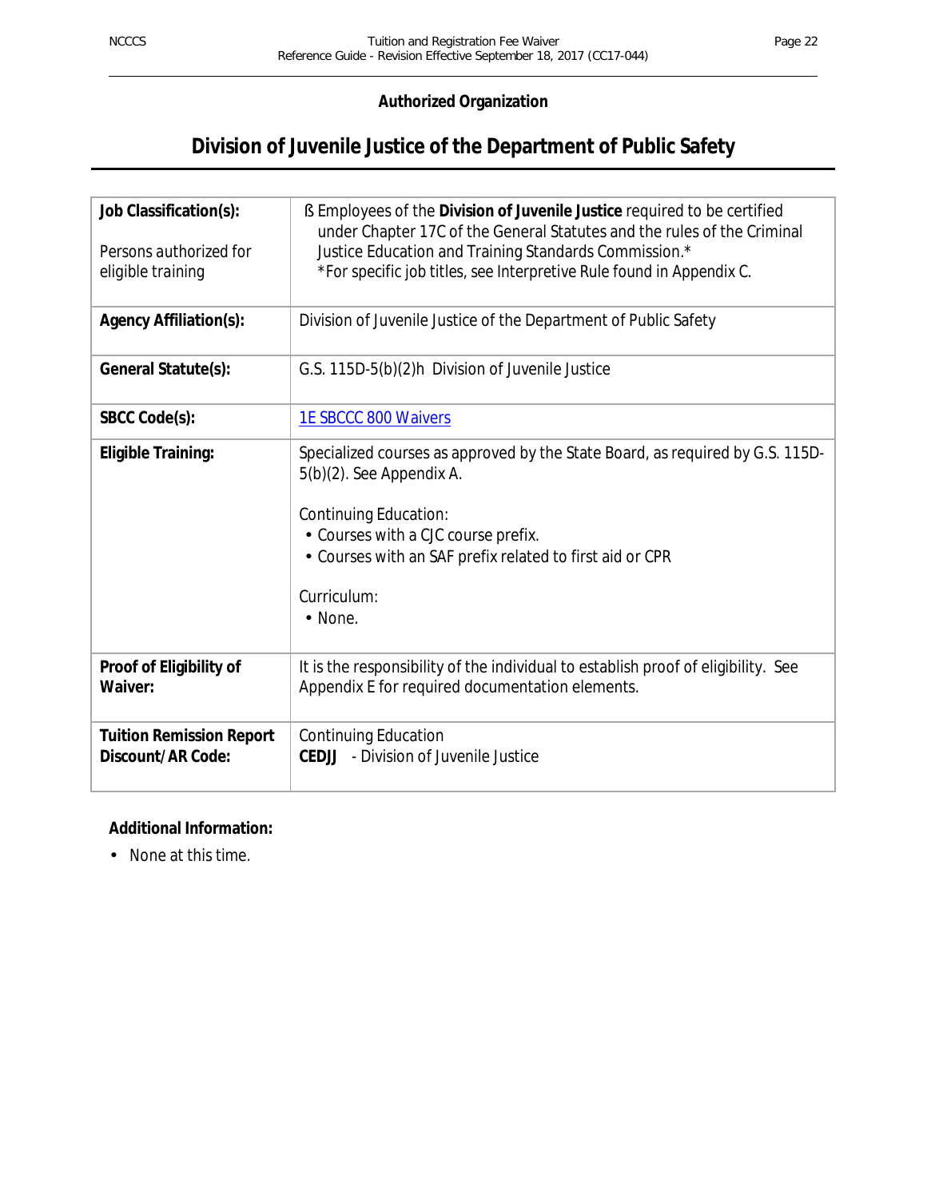**Authorized Organization**

# Division of Juvenile Justice of the Department of Public Safety

| | |
|---|---|
| **Job Classification(s):**<br><br>Persons authorized for eligible training | ß Employees of the **Division of Juvenile Justice** required to be certified under Chapter 17C of the General Statutes and the rules of the Criminal Justice Education and Training Standards Commission.*<br>*For specific job titles, see Interpretive Rule found in Appendix C. |
| **Agency Affiliation(s):** | Division of Juvenile Justice of the Department of Public Safety |
| **General Statute(s):** | G.S. 115D-5(b)(2)h Division of Juvenile Justice |
| **SBCC Code(s):** | 1E SBCCC 800 Waivers |
| **Eligible Training:** | Specialized courses as approved by the State Board, as required by G.S. 115D-5(b)(2). See Appendix A.<br><br>Continuing Education:<br>• Courses with a CJC course prefix.<br>• Courses with an SAF prefix related to first aid or CPR<br><br>Curriculum:<br>• None. |
| **Proof of Eligibility of Waiver:** | It is the responsibility of the individual to establish proof of eligibility. See Appendix E for required documentation elements. |
| **Tuition Remission Report Discount/AR Code:** | Continuing Education<br>**CEDJJ** - Division of Juvenile Justice |

**Additional Information:**

- None at this time.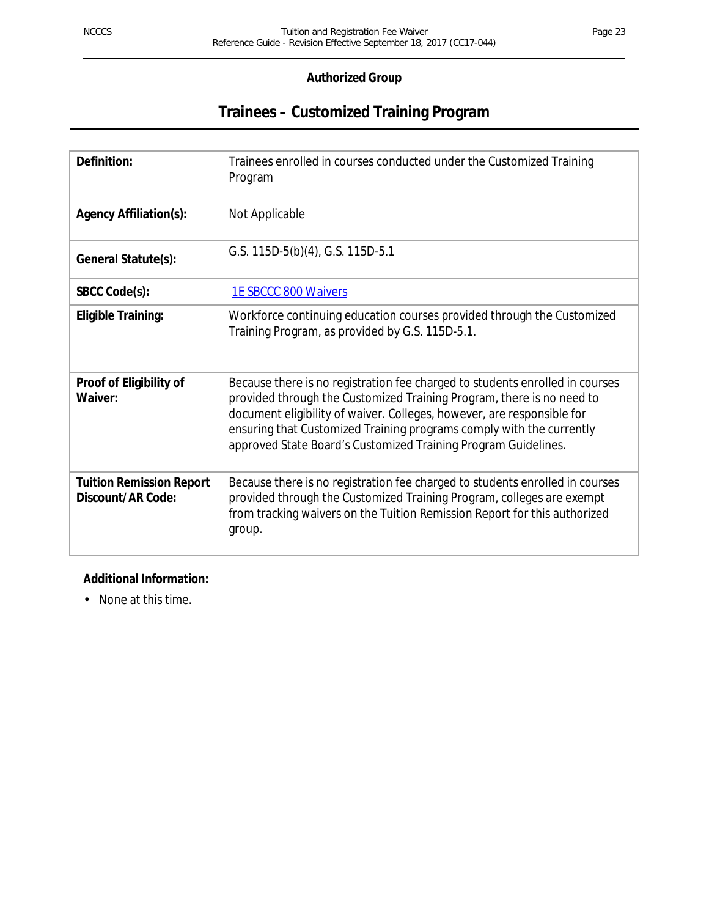**Authorized Group**

# Trainees – Customized Training Program

| | |
|---|---|
| **Definition:** | Trainees enrolled in courses conducted under the Customized Training Program |
| **Agency Affiliation(s):** | Not Applicable |
| **General Statute(s):** | G.S. 115D-5(b)(4), G.S. 115D-5.1 |
| **SBCC Code(s):** | 1E SBCCC 800 Waivers |
| **Eligible Training:** | Workforce continuing education courses provided through the Customized Training Program, as provided by G.S. 115D-5.1. |
| **Proof of Eligibility of Waiver:** | Because there is no registration fee charged to students enrolled in courses provided through the Customized Training Program, there is no need to document eligibility of waiver. Colleges, however, are responsible for ensuring that Customized Training programs comply with the currently approved State Board's Customized Training Program Guidelines. |
| **Tuition Remission Report Discount/AR Code:** | Because there is no registration fee charged to students enrolled in courses provided through the Customized Training Program, colleges are exempt from tracking waivers on the Tuition Remission Report for this authorized group. |

**Additional Information:**

- None at this time.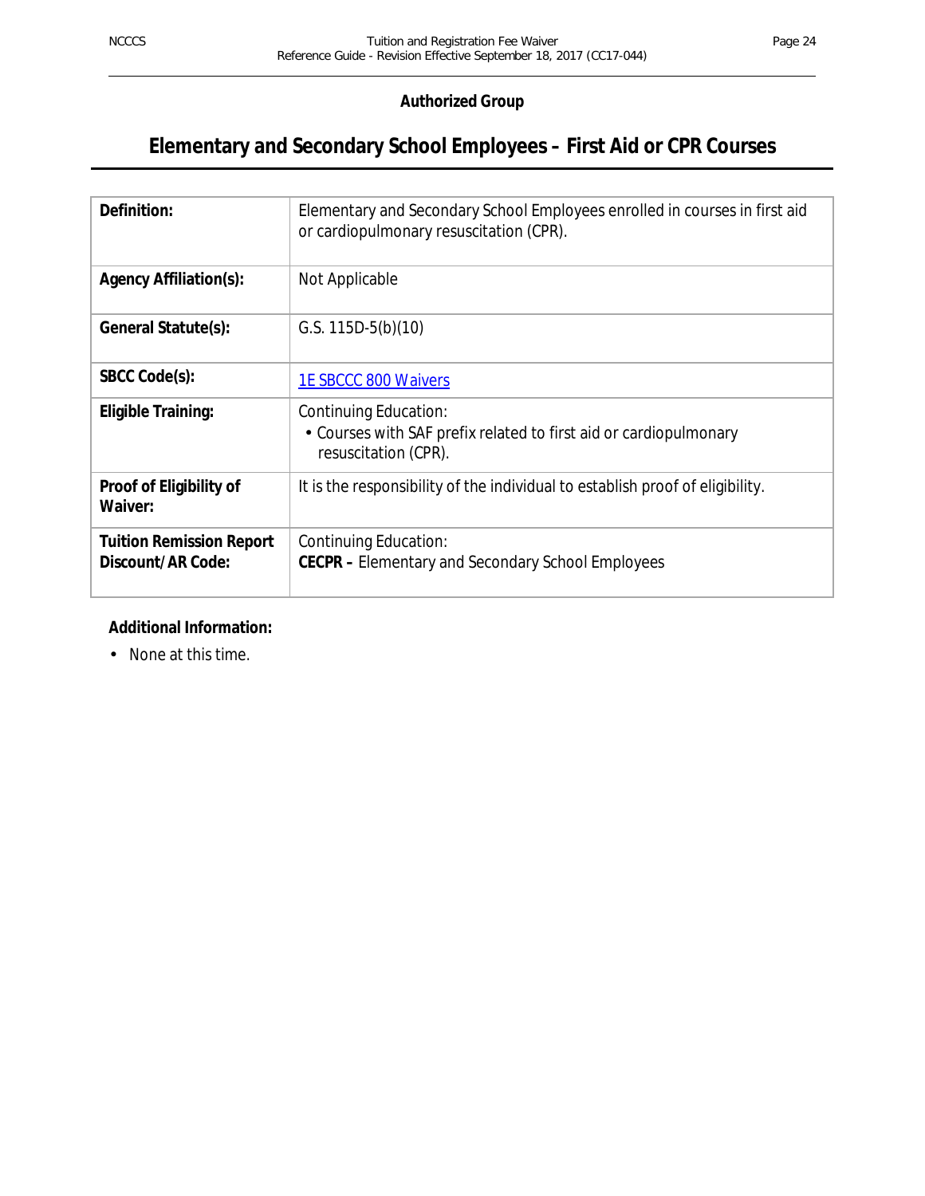**Authorized Group**

# Elementary and Secondary School Employees – First Aid or CPR Courses

| | |
|---|---|
| **Definition:** | Elementary and Secondary School Employees enrolled in courses in first aid or cardiopulmonary resuscitation (CPR). |
| **Agency Affiliation(s):** | Not Applicable |
| **General Statute(s):** | G.S. 115D-5(b)(10) |
| **SBCC Code(s):** | 1E SBCCC 800 Waivers |
| **Eligible Training:** | Continuing Education:<br>• Courses with SAF prefix related to first aid or cardiopulmonary resuscitation (CPR). |
| **Proof of Eligibility of Waiver:** | It is the responsibility of the individual to establish proof of eligibility. |
| **Tuition Remission Report Discount/AR Code:** | Continuing Education:<br>**CECPR –** Elementary and Secondary School Employees |

**Additional Information:**

- None at this time.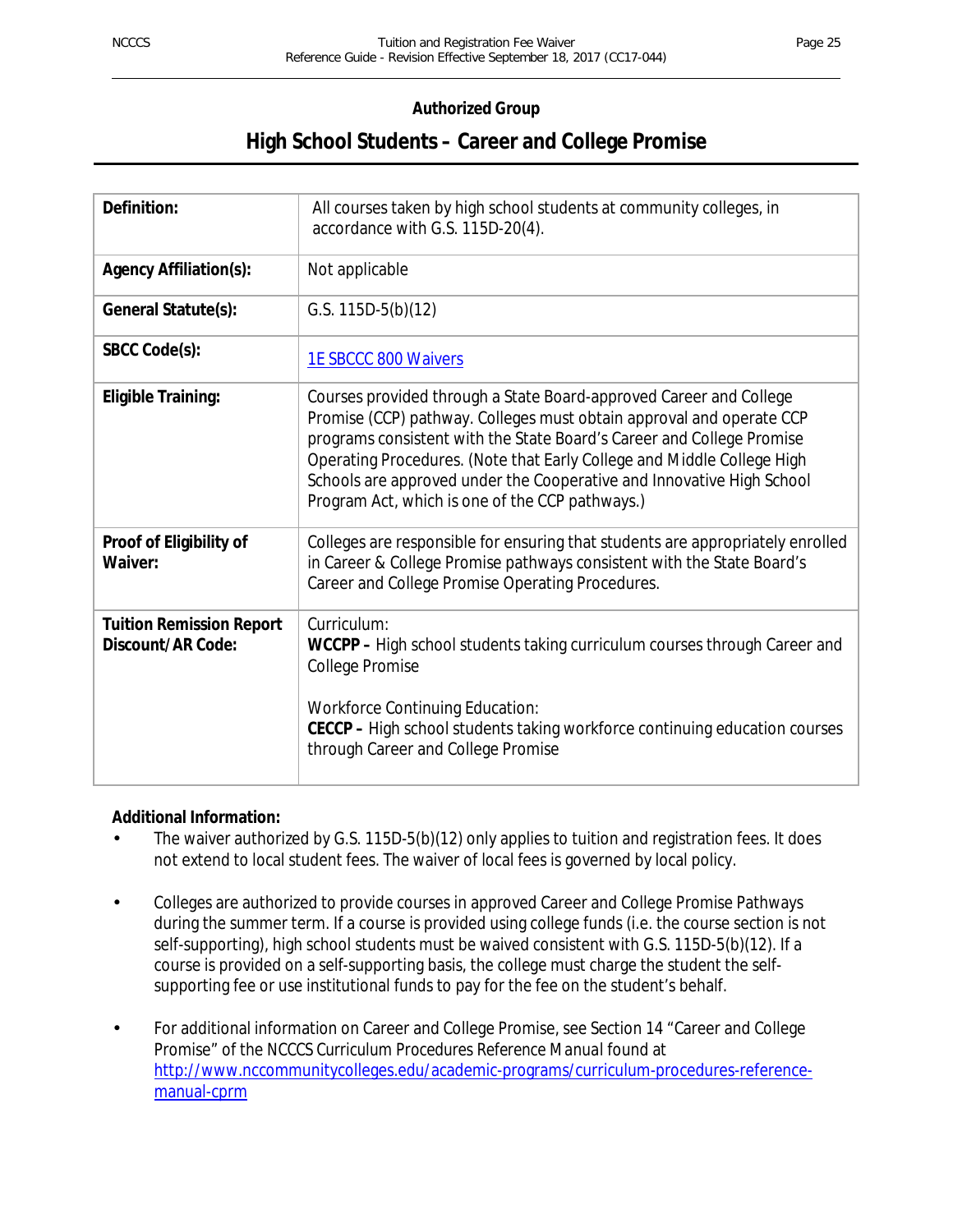**Authorized Group**

## High School Students – Career and College Promise

| | |
|---|---|
| **Definition:** | All courses taken by high school students at community colleges, in accordance with G.S. 115D-20(4). |
| **Agency Affiliation(s):** | Not applicable |
| **General Statute(s):** | G.S. 115D-5(b)(12) |
| **SBCC Code(s):** | 1E SBCCC 800 Waivers |
| **Eligible Training:** | Courses provided through a State Board-approved Career and College Promise (CCP) pathway. Colleges must obtain approval and operate CCP programs consistent with the State Board's Career and College Promise Operating Procedures. (Note that Early College and Middle College High Schools are approved under the Cooperative and Innovative High School Program Act, which is one of the CCP pathways.) |
| **Proof of Eligibility of Waiver:** | Colleges are responsible for ensuring that students are appropriately enrolled in Career & College Promise pathways consistent with the State Board's Career and College Promise Operating Procedures. |
| **Tuition Remission Report Discount/AR Code:** | Curriculum:<br>**WCCPP –** High school students taking curriculum courses through Career and College Promise<br><br>Workforce Continuing Education:<br>**CECCP –** High school students taking workforce continuing education courses through Career and College Promise |

**Additional Information:**

- The waiver authorized by G.S. 115D-5(b)(12) only applies to tuition and registration fees. It does not extend to local student fees. The waiver of local fees is governed by local policy.
- Colleges are authorized to provide courses in approved Career and College Promise Pathways during the summer term. If a course is provided using college funds (i.e. the course section is not self-supporting), high school students must be waived consistent with G.S. 115D-5(b)(12). If a course is provided on a self-supporting basis, the college must charge the student the self-supporting fee or use institutional funds to pay for the fee on the student's behalf.
- For additional information on Career and College Promise, see Section 14 "Career and College Promise" of the NCCCS Curriculum Procedures Reference Manual found at http://www.nccommunitycolleges.edu/academic-programs/curriculum-procedures-reference-manual-cprm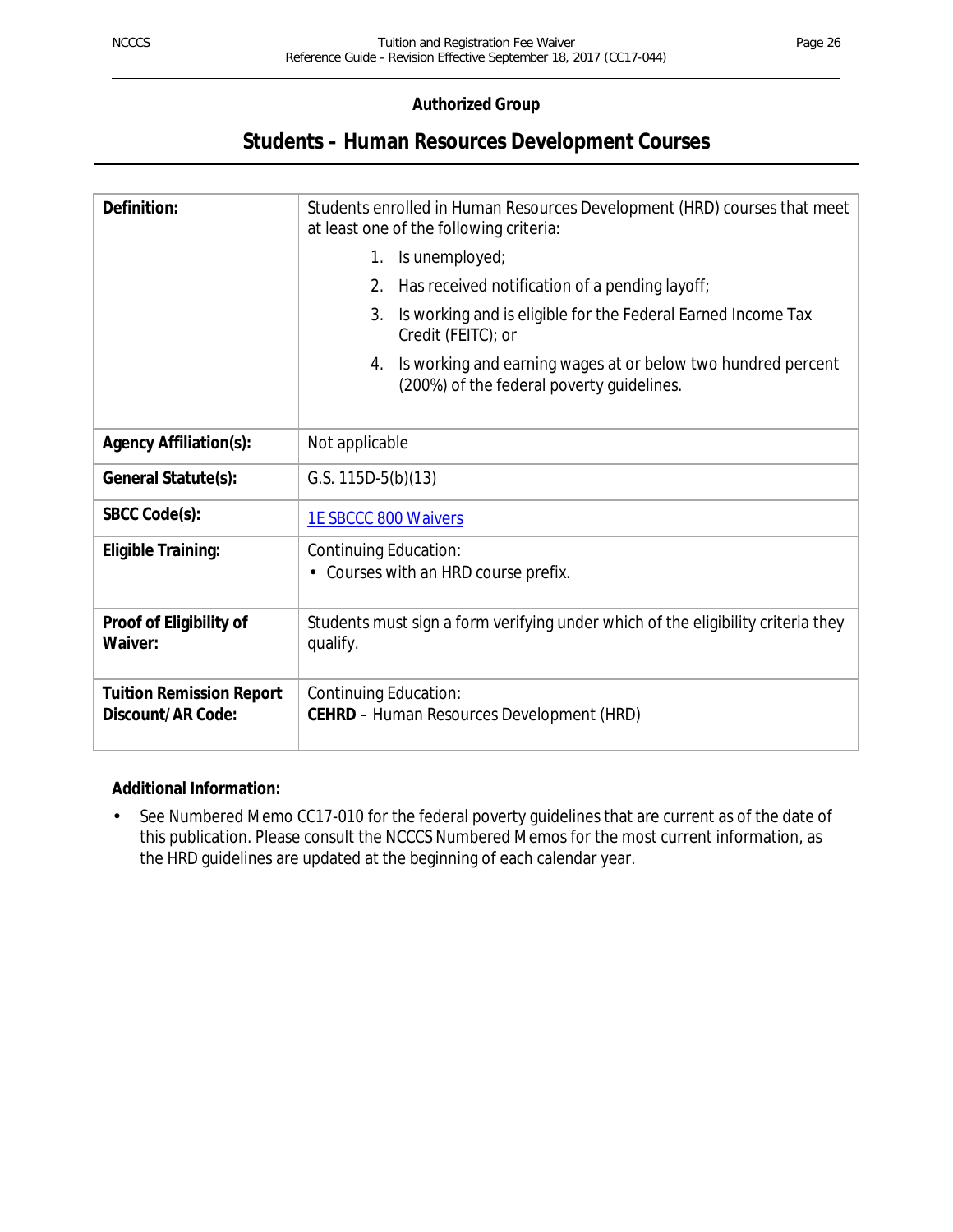**Authorized Group**

# Students – Human Resources Development Courses

| | |
|---|---|
| **Definition:** | Students enrolled in Human Resources Development (HRD) courses that meet at least one of the following criteria:<br>1. Is unemployed;<br>2. Has received notification of a pending layoff;<br>3. Is working and is eligible for the Federal Earned Income Tax Credit (FEITC); or<br>4. Is working and earning wages at or below two hundred percent (200%) of the federal poverty guidelines. |
| **Agency Affiliation(s):** | Not applicable |
| **General Statute(s):** | G.S. 115D-5(b)(13) |
| **SBCC Code(s):** | 1E SBCCC 800 Waivers |
| **Eligible Training:** | Continuing Education:<br>• Courses with an HRD course prefix. |
| **Proof of Eligibility of Waiver:** | Students must sign a form verifying under which of the eligibility criteria they qualify. |
| **Tuition Remission Report Discount/AR Code:** | Continuing Education:<br>**CEHRD** – Human Resources Development (HRD) |

**Additional Information:**

- See Numbered Memo CC17-010 for the federal poverty guidelines that are current as of the date of this publication. Please consult the NCCCS Numbered Memos for the most current information, as the HRD guidelines are updated at the beginning of each calendar year.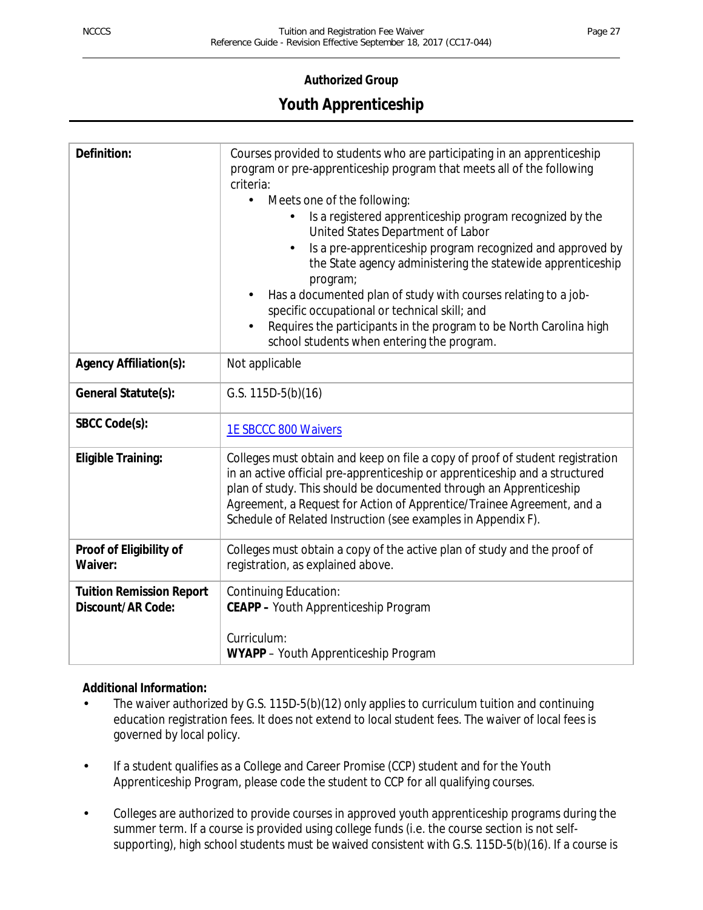**Authorized Group**

# Youth Apprenticeship

| | |
|---|---|
| **Definition:** | Courses provided to students who are participating in an apprenticeship program or pre-apprenticeship program that meets all of the following criteria:<br>• Meets one of the following:<br>  • Is a registered apprenticeship program recognized by the United States Department of Labor<br>  • Is a pre-apprenticeship program recognized and approved by the State agency administering the statewide apprenticeship program;<br>• Has a documented plan of study with courses relating to a job-specific occupational or technical skill; and<br>• Requires the participants in the program to be North Carolina high school students when entering the program. |
| **Agency Affiliation(s):** | Not applicable |
| **General Statute(s):** | G.S. 115D-5(b)(16) |
| **SBCC Code(s):** | [1E SBCCC 800 Waivers]() |
| **Eligible Training:** | Colleges must obtain and keep on file a copy of proof of student registration in an active official pre-apprenticeship or apprenticeship and a structured plan of study. This should be documented through an Apprenticeship Agreement, a Request for Action of Apprentice/Trainee Agreement, and a Schedule of Related Instruction (see examples in Appendix F). |
| **Proof of Eligibility of Waiver:** | Colleges must obtain a copy of the active plan of study and the proof of registration, as explained above. |
| **Tuition Remission Report Discount/AR Code:** | Continuing Education:<br>**CEAPP –** Youth Apprenticeship Program<br><br>Curriculum:<br>**WYAPP** – Youth Apprenticeship Program |

**Additional Information:**

- The waiver authorized by G.S. 115D-5(b)(12) only applies to curriculum tuition and continuing education registration fees. It does not extend to local student fees. The waiver of local fees is governed by local policy.
- If a student qualifies as a College and Career Promise (CCP) student and for the Youth Apprenticeship Program, please code the student to CCP for all qualifying courses.
- Colleges are authorized to provide courses in approved youth apprenticeship programs during the summer term. If a course is provided using college funds (i.e. the course section is not self-supporting), high school students must be waived consistent with G.S. 115D-5(b)(16). If a course is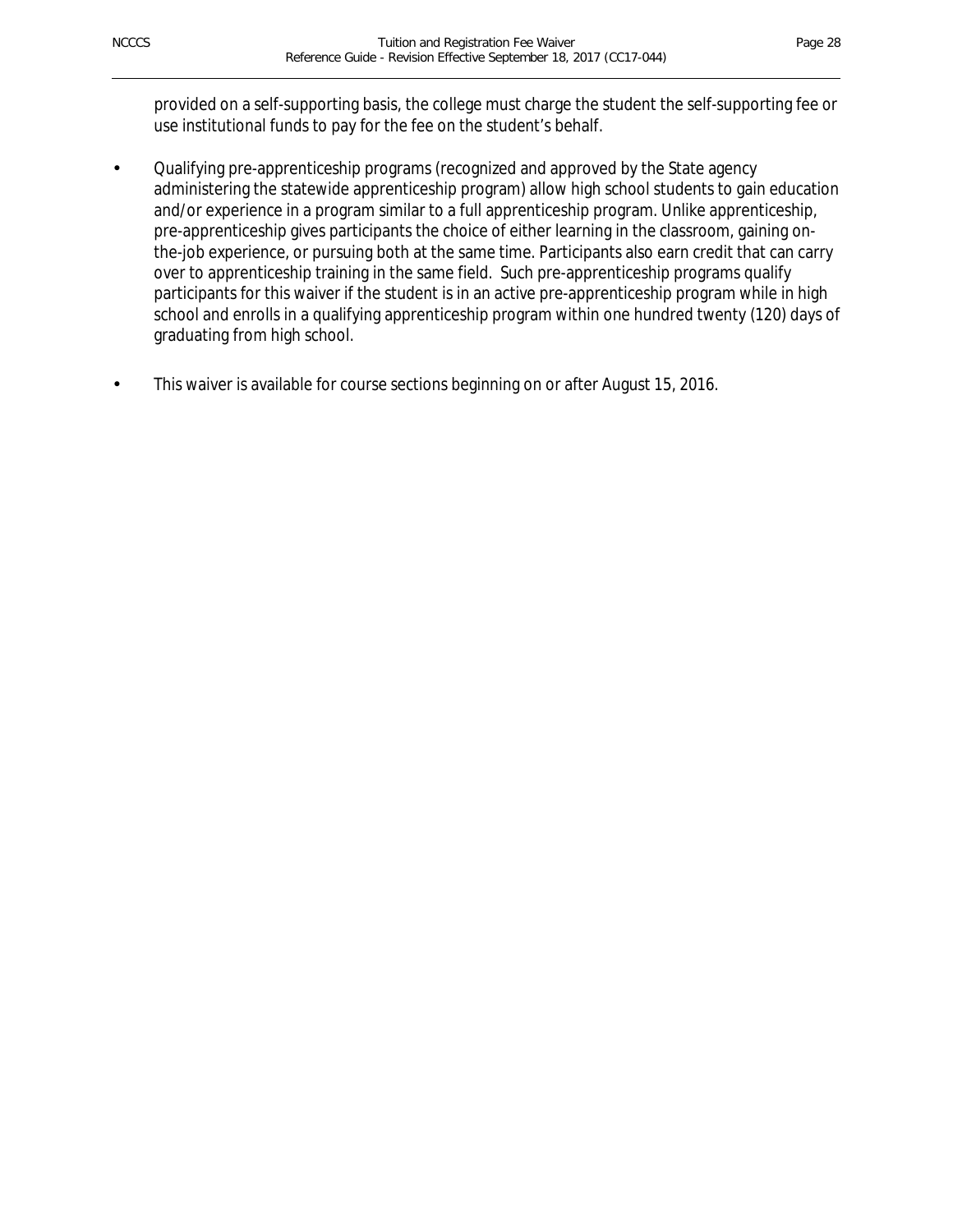provided on a self-supporting basis, the college must charge the student the self-supporting fee or use institutional funds to pay for the fee on the student's behalf.

- Qualifying pre-apprenticeship programs (recognized and approved by the State agency administering the statewide apprenticeship program) allow high school students to gain education and/or experience in a program similar to a full apprenticeship program. Unlike apprenticeship, pre-apprenticeship gives participants the choice of either learning in the classroom, gaining on-the-job experience, or pursuing both at the same time. Participants also earn credit that can carry over to apprenticeship training in the same field. Such pre-apprenticeship programs qualify participants for this waiver if the student is in an active pre-apprenticeship program while in high school and enrolls in a qualifying apprenticeship program within one hundred twenty (120) days of graduating from high school.

- This waiver is available for course sections beginning on or after August 15, 2016.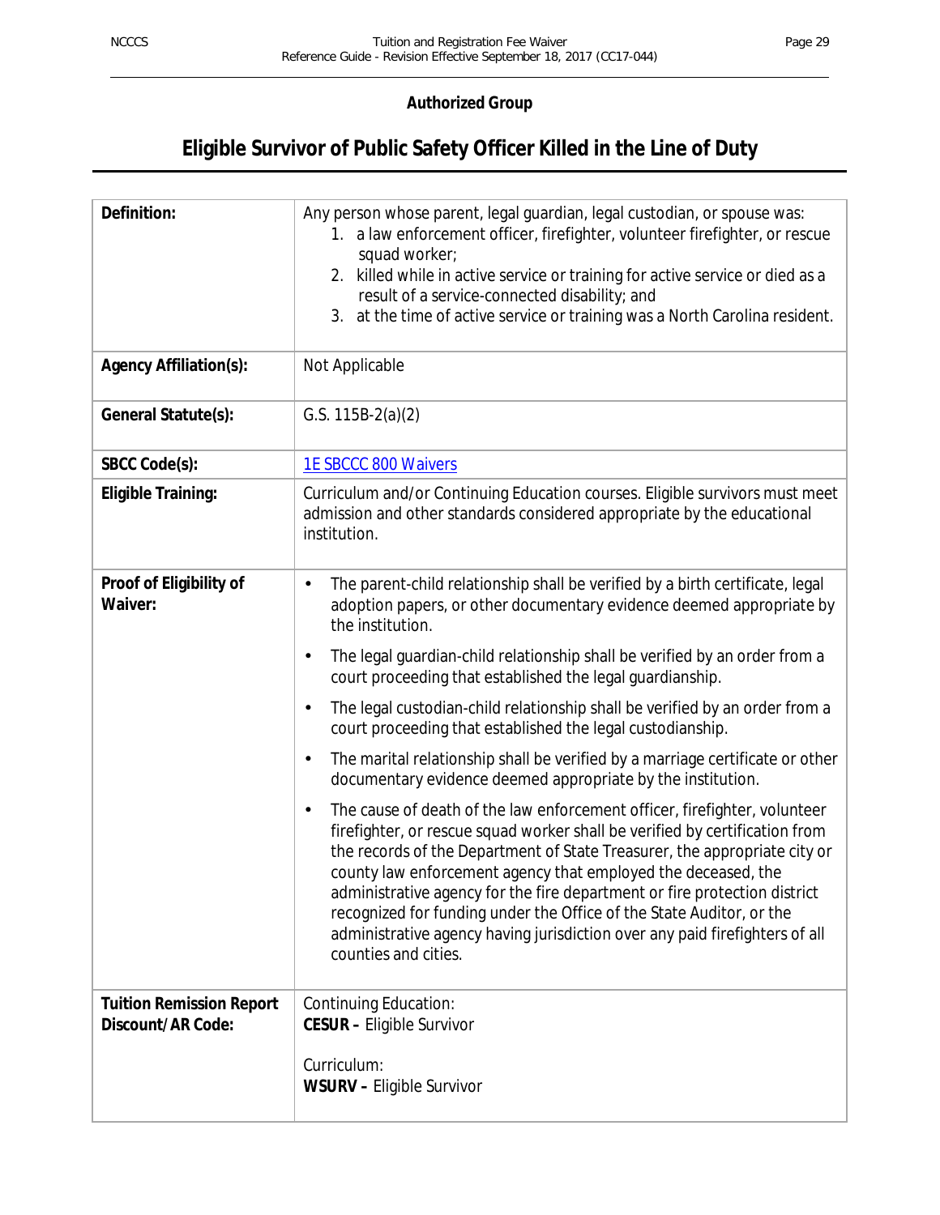**Authorized Group**

# Eligible Survivor of Public Safety Officer Killed in the Line of Duty

| | |
|---|---|
| **Definition:** | Any person whose parent, legal guardian, legal custodian, or spouse was:<br>1. a law enforcement officer, firefighter, volunteer firefighter, or rescue squad worker;<br>2. killed while in active service or training for active service or died as a result of a service-connected disability; and<br>3. at the time of active service or training was a North Carolina resident. |
| **Agency Affiliation(s):** | Not Applicable |
| **General Statute(s):** | G.S. 115B-2(a)(2) |
| **SBCC Code(s):** | 1E SBCCC 800 Waivers |
| **Eligible Training:** | Curriculum and/or Continuing Education courses. Eligible survivors must meet admission and other standards considered appropriate by the educational institution. |
| **Proof of Eligibility of Waiver:** | • The parent-child relationship shall be verified by a birth certificate, legal adoption papers, or other documentary evidence deemed appropriate by the institution.<br>• The legal guardian-child relationship shall be verified by an order from a court proceeding that established the legal guardianship.<br>• The legal custodian-child relationship shall be verified by an order from a court proceeding that established the legal custodianship.<br>• The marital relationship shall be verified by a marriage certificate or other documentary evidence deemed appropriate by the institution.<br>• The cause of death of the law enforcement officer, firefighter, volunteer firefighter, or rescue squad worker shall be verified by certification from the records of the Department of State Treasurer, the appropriate city or county law enforcement agency that employed the deceased, the administrative agency for the fire department or fire protection district recognized for funding under the Office of the State Auditor, or the administrative agency having jurisdiction over any paid firefighters of all counties and cities. |
| **Tuition Remission Report Discount/AR Code:** | Continuing Education:<br>**CESUR –** Eligible Survivor<br><br>Curriculum:<br>**WSURV –** Eligible Survivor |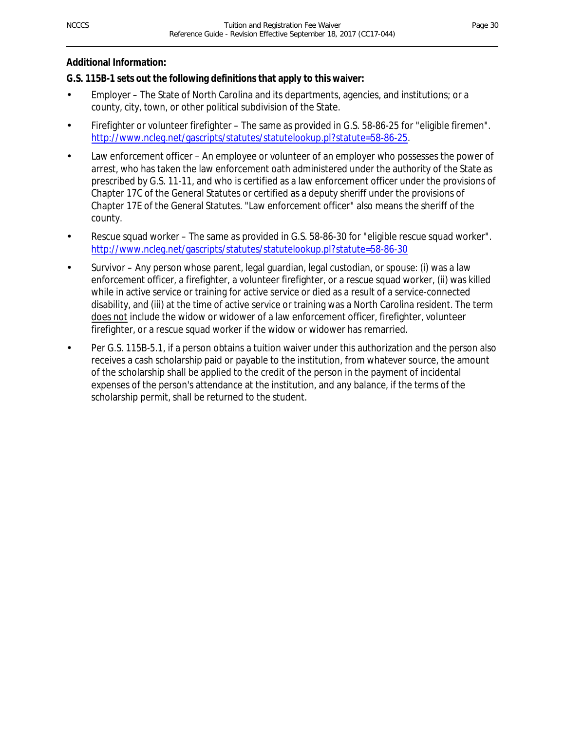**Additional Information:**

**G.S. 115B-1 sets out the following definitions that apply to this waiver:**

- Employer – The State of North Carolina and its departments, agencies, and institutions; or a county, city, town, or other political subdivision of the State.
- Firefighter or volunteer firefighter – The same as provided in G.S. 58-86-25 for "eligible firemen". http://www.ncleg.net/gascripts/statutes/statutelookup.pl?statute=58-86-25.
- Law enforcement officer – An employee or volunteer of an employer who possesses the power of arrest, who has taken the law enforcement oath administered under the authority of the State as prescribed by G.S. 11-11, and who is certified as a law enforcement officer under the provisions of Chapter 17C of the General Statutes or certified as a deputy sheriff under the provisions of Chapter 17E of the General Statutes. "Law enforcement officer" also means the sheriff of the county.
- Rescue squad worker – The same as provided in G.S. 58-86-30 for "eligible rescue squad worker". http://www.ncleg.net/gascripts/statutes/statutelookup.pl?statute=58-86-30
- Survivor – Any person whose parent, legal guardian, legal custodian, or spouse: (i) was a law enforcement officer, a firefighter, a volunteer firefighter, or a rescue squad worker, (ii) was killed while in active service or training for active service or died as a result of a service-connected disability, and (iii) at the time of active service or training was a North Carolina resident. The term does not include the widow or widower of a law enforcement officer, firefighter, volunteer firefighter, or a rescue squad worker if the widow or widower has remarried.
- Per G.S. 115B-5.1, if a person obtains a tuition waiver under this authorization and the person also receives a cash scholarship paid or payable to the institution, from whatever source, the amount of the scholarship shall be applied to the credit of the person in the payment of incidental expenses of the person's attendance at the institution, and any balance, if the terms of the scholarship permit, shall be returned to the student.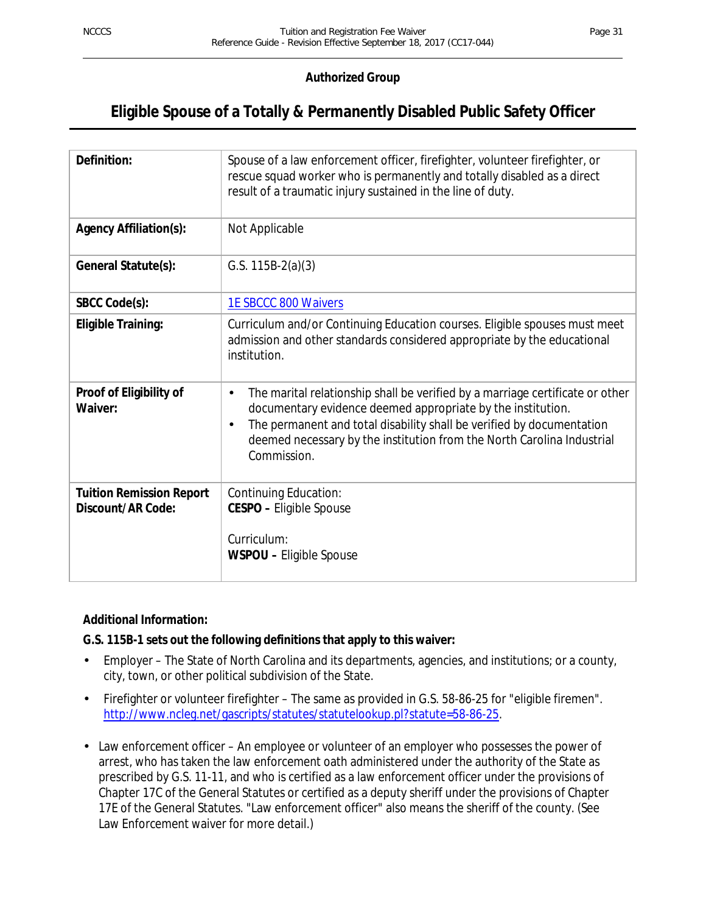**Authorized Group**

# Eligible Spouse of a Totally & Permanently Disabled Public Safety Officer

| | |
|---|---|
| **Definition:** | Spouse of a law enforcement officer, firefighter, volunteer firefighter, or rescue squad worker who is permanently and totally disabled as a direct result of a traumatic injury sustained in the line of duty. |
| **Agency Affiliation(s):** | Not Applicable |
| **General Statute(s):** | G.S. 115B-2(a)(3) |
| **SBCC Code(s):** | 1E SBCCC 800 Waivers |
| **Eligible Training:** | Curriculum and/or Continuing Education courses. Eligible spouses must meet admission and other standards considered appropriate by the educational institution. |
| **Proof of Eligibility of Waiver:** | • The marital relationship shall be verified by a marriage certificate or other documentary evidence deemed appropriate by the institution.<br>• The permanent and total disability shall be verified by documentation deemed necessary by the institution from the North Carolina Industrial Commission. |
| **Tuition Remission Report Discount/AR Code:** | Continuing Education:<br>**CESPO –** Eligible Spouse<br><br>Curriculum:<br>**WSPOU –** Eligible Spouse |

**Additional Information:**

**G.S. 115B-1 sets out the following definitions that apply to this waiver:**

- Employer – The State of North Carolina and its departments, agencies, and institutions; or a county, city, town, or other political subdivision of the State.
- Firefighter or volunteer firefighter – The same as provided in G.S. 58-86-25 for "eligible firemen". http://www.ncleg.net/gascripts/statutes/statutelookup.pl?statute=58-86-25.
- Law enforcement officer – An employee or volunteer of an employer who possesses the power of arrest, who has taken the law enforcement oath administered under the authority of the State as prescribed by G.S. 11-11, and who is certified as a law enforcement officer under the provisions of Chapter 17C of the General Statutes or certified as a deputy sheriff under the provisions of Chapter 17E of the General Statutes. "Law enforcement officer" also means the sheriff of the county. (See Law Enforcement waiver for more detail.)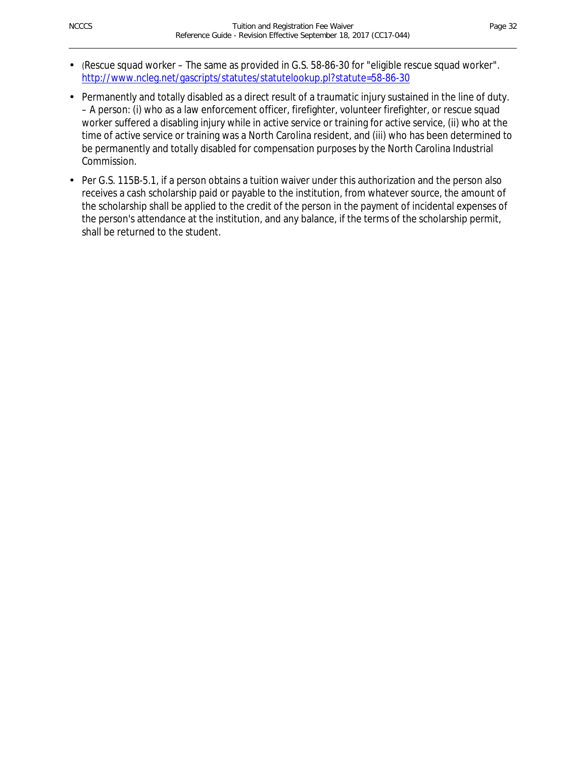- (Rescue squad worker – The same as provided in G.S. 58-86-30 for "eligible rescue squad worker". http://www.ncleg.net/gascripts/statutes/statutelookup.pl?statute=58-86-30
- Permanently and totally disabled as a direct result of a traumatic injury sustained in the line of duty. – A person: (i) who as a law enforcement officer, firefighter, volunteer firefighter, or rescue squad worker suffered a disabling injury while in active service or training for active service, (ii) who at the time of active service or training was a North Carolina resident, and (iii) who has been determined to be permanently and totally disabled for compensation purposes by the North Carolina Industrial Commission.
- Per G.S. 115B-5.1, if a person obtains a tuition waiver under this authorization and the person also receives a cash scholarship paid or payable to the institution, from whatever source, the amount of the scholarship shall be applied to the credit of the person in the payment of incidental expenses of the person's attendance at the institution, and any balance, if the terms of the scholarship permit, shall be returned to the student.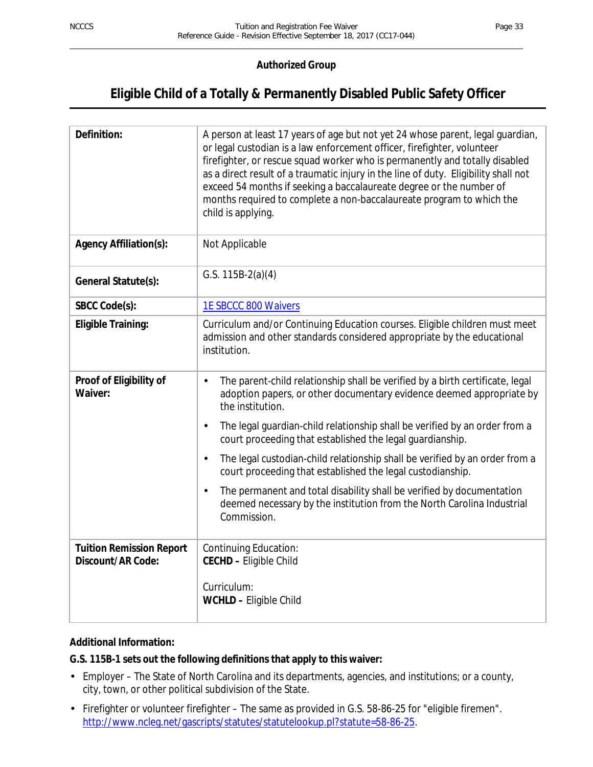**Authorized Group**

# Eligible Child of a Totally & Permanently Disabled Public Safety Officer

| | |
|---|---|
| **Definition:** | A person at least 17 years of age but not yet 24 whose parent, legal guardian, or legal custodian is a law enforcement officer, firefighter, volunteer firefighter, or rescue squad worker who is permanently and totally disabled as a direct result of a traumatic injury in the line of duty. Eligibility shall not exceed 54 months if seeking a baccalaureate degree or the number of months required to complete a non-baccalaureate program to which the child is applying. |
| **Agency Affiliation(s):** | Not Applicable |
| **General Statute(s):** | G.S. 115B-2(a)(4) |
| **SBCC Code(s):** | 1E SBCCC 800 Waivers |
| **Eligible Training:** | Curriculum and/or Continuing Education courses. Eligible children must meet admission and other standards considered appropriate by the educational institution. |
| **Proof of Eligibility of Waiver:** | • The parent-child relationship shall be verified by a birth certificate, legal adoption papers, or other documentary evidence deemed appropriate by the institution.<br>• The legal guardian-child relationship shall be verified by an order from a court proceeding that established the legal guardianship.<br>• The legal custodian-child relationship shall be verified by an order from a court proceeding that established the legal custodianship.<br>• The permanent and total disability shall be verified by documentation deemed necessary by the institution from the North Carolina Industrial Commission. |
| **Tuition Remission Report Discount/AR Code:** | Continuing Education:<br>**CECHD –** Eligible Child<br><br>Curriculum:<br>**WCHLD –** Eligible Child |

**Additional Information:**

**G.S. 115B-1 sets out the following definitions that apply to this waiver:**

- Employer – The State of North Carolina and its departments, agencies, and institutions; or a county, city, town, or other political subdivision of the State.
- Firefighter or volunteer firefighter – The same as provided in G.S. 58-86-25 for "eligible firemen". http://www.ncleg.net/gascripts/statutes/statutelookup.pl?statute=58-86-25.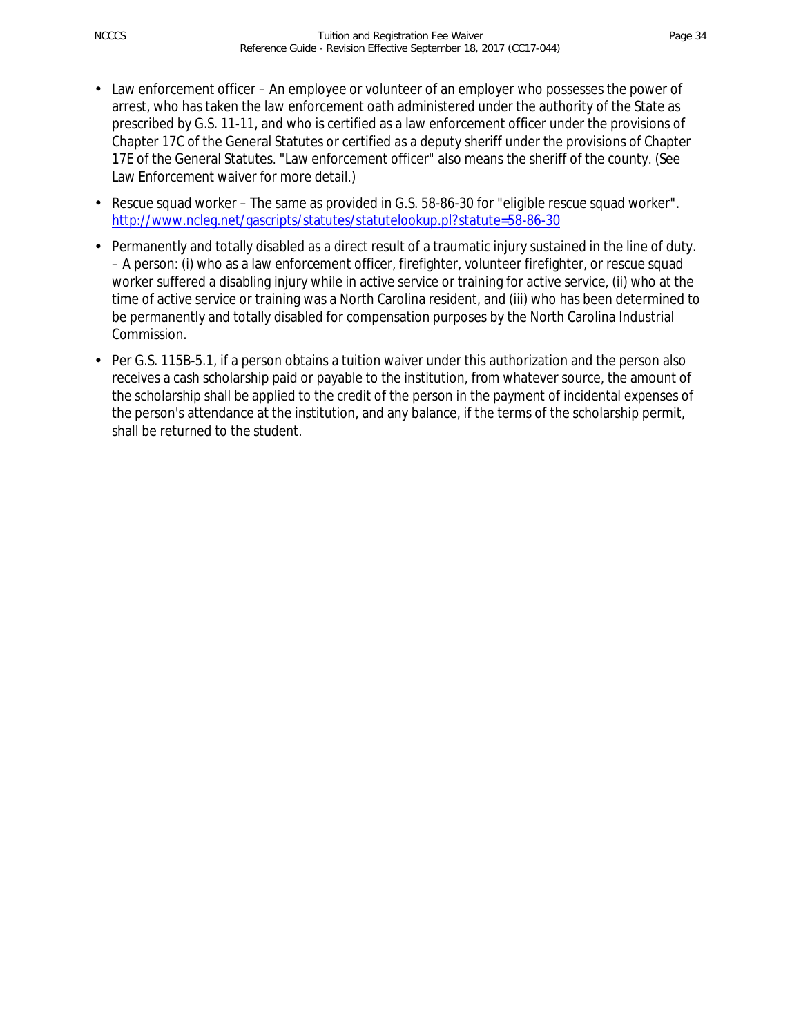- Law enforcement officer – An employee or volunteer of an employer who possesses the power of arrest, who has taken the law enforcement oath administered under the authority of the State as prescribed by G.S. 11-11, and who is certified as a law enforcement officer under the provisions of Chapter 17C of the General Statutes or certified as a deputy sheriff under the provisions of Chapter 17E of the General Statutes. "Law enforcement officer" also means the sheriff of the county. (See Law Enforcement waiver for more detail.)
- Rescue squad worker – The same as provided in G.S. 58-86-30 for "eligible rescue squad worker". [http://www.ncleg.net/gascripts/statutes/statutelookup.pl?statute=58-86-30](http://www.ncleg.net/gascripts/statutes/statutelookup.pl?statute=58-86-30)
- Permanently and totally disabled as a direct result of a traumatic injury sustained in the line of duty. – A person: (i) who as a law enforcement officer, firefighter, volunteer firefighter, or rescue squad worker suffered a disabling injury while in active service or training for active service, (ii) who at the time of active service or training was a North Carolina resident, and (iii) who has been determined to be permanently and totally disabled for compensation purposes by the North Carolina Industrial Commission.
- Per G.S. 115B-5.1, if a person obtains a tuition waiver under this authorization and the person also receives a cash scholarship paid or payable to the institution, from whatever source, the amount of the scholarship shall be applied to the credit of the person in the payment of incidental expenses of the person's attendance at the institution, and any balance, if the terms of the scholarship permit, shall be returned to the student.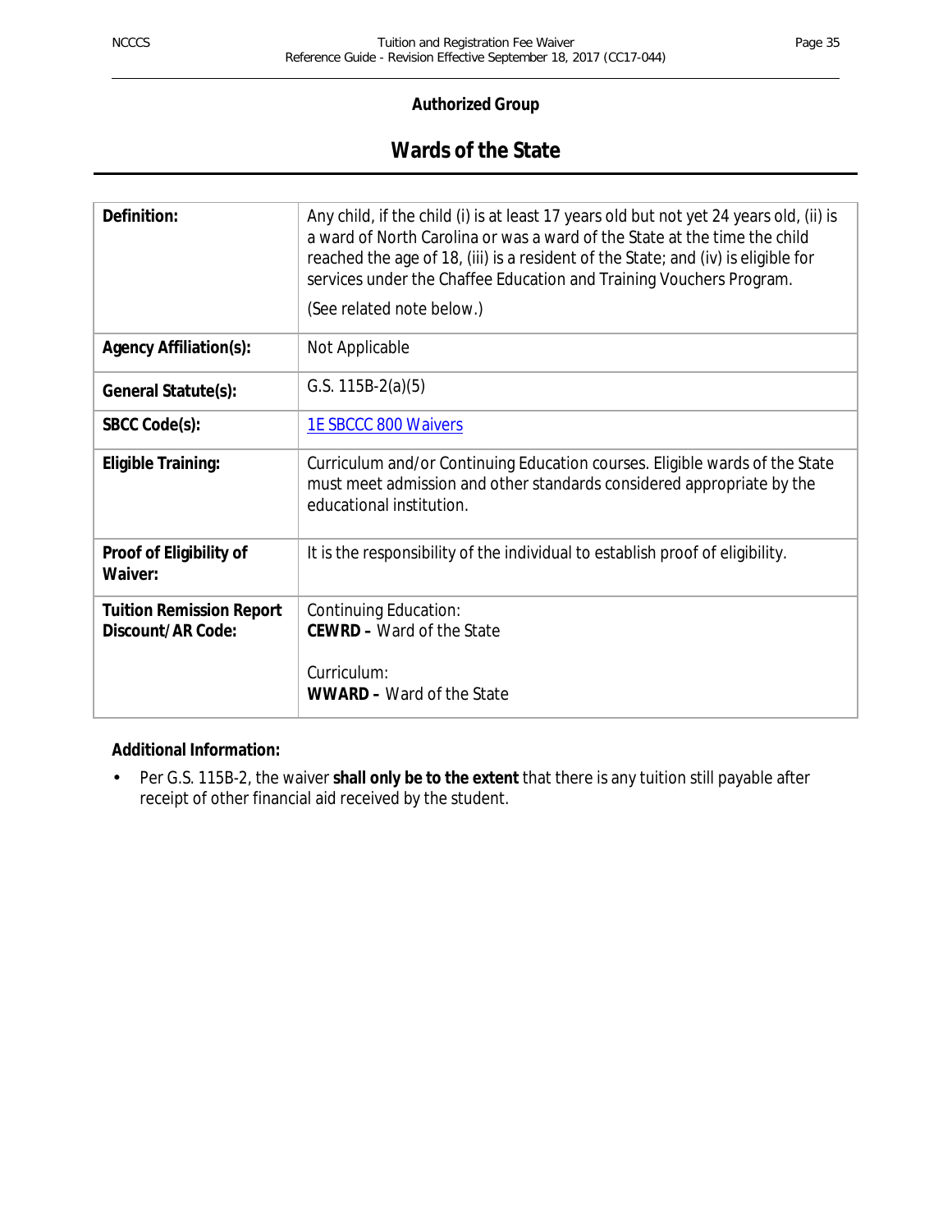**Authorized Group**

# Wards of the State

| | |
|---|---|
| **Definition:** | Any child, if the child (i) is at least 17 years old but not yet 24 years old, (ii) is a ward of North Carolina or was a ward of the State at the time the child reached the age of 18, (iii) is a resident of the State; and (iv) is eligible for services under the Chaffee Education and Training Vouchers Program.<br><br>(See related note below.) |
| **Agency Affiliation(s):** | Not Applicable |
| **General Statute(s):** | G.S. 115B-2(a)(5) |
| **SBCC Code(s):** | 1E SBCCC 800 Waivers |
| **Eligible Training:** | Curriculum and/or Continuing Education courses. Eligible wards of the State must meet admission and other standards considered appropriate by the educational institution. |
| **Proof of Eligibility of Waiver:** | It is the responsibility of the individual to establish proof of eligibility. |
| **Tuition Remission Report Discount/AR Code:** | Continuing Education:<br>**CEWRD –** Ward of the State<br><br>Curriculum:<br>**WWARD –** Ward of the State |

**Additional Information:**

- Per G.S. 115B-2, the waiver **shall only be to the extent** that there is any tuition still payable after receipt of other financial aid received by the student.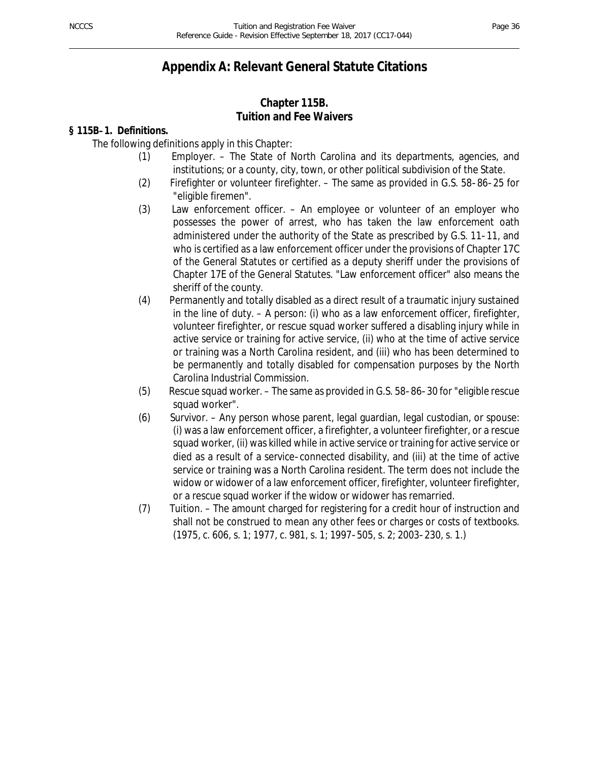# Appendix A: Relevant General Statute Citations

## Chapter 115B.
## Tuition and Fee Waivers

**§ 115B-1. Definitions.**

The following definitions apply in this Chapter:

(1) Employer. – The State of North Carolina and its departments, agencies, and institutions; or a county, city, town, or other political subdivision of the State.

(2) Firefighter or volunteer firefighter. – The same as provided in G.S. 58-86-25 for "eligible firemen".

(3) Law enforcement officer. – An employee or volunteer of an employer who possesses the power of arrest, who has taken the law enforcement oath administered under the authority of the State as prescribed by G.S. 11-11, and who is certified as a law enforcement officer under the provisions of Chapter 17C of the General Statutes or certified as a deputy sheriff under the provisions of Chapter 17E of the General Statutes. "Law enforcement officer" also means the sheriff of the county.

(4) Permanently and totally disabled as a direct result of a traumatic injury sustained in the line of duty. – A person: (i) who as a law enforcement officer, firefighter, volunteer firefighter, or rescue squad worker suffered a disabling injury while in active service or training for active service, (ii) who at the time of active service or training was a North Carolina resident, and (iii) who has been determined to be permanently and totally disabled for compensation purposes by the North Carolina Industrial Commission.

(5) Rescue squad worker. – The same as provided in G.S. 58-86-30 for "eligible rescue squad worker".

(6) Survivor. – Any person whose parent, legal guardian, legal custodian, or spouse: (i) was a law enforcement officer, a firefighter, a volunteer firefighter, or a rescue squad worker, (ii) was killed while in active service or training for active service or died as a result of a service-connected disability, and (iii) at the time of active service or training was a North Carolina resident. The term does not include the widow or widower of a law enforcement officer, firefighter, volunteer firefighter, or a rescue squad worker if the widow or widower has remarried.

(7) Tuition. – The amount charged for registering for a credit hour of instruction and shall not be construed to mean any other fees or charges or costs of textbooks. (1975, c. 606, s. 1; 1977, c. 981, s. 1; 1997-505, s. 2; 2003-230, s. 1.)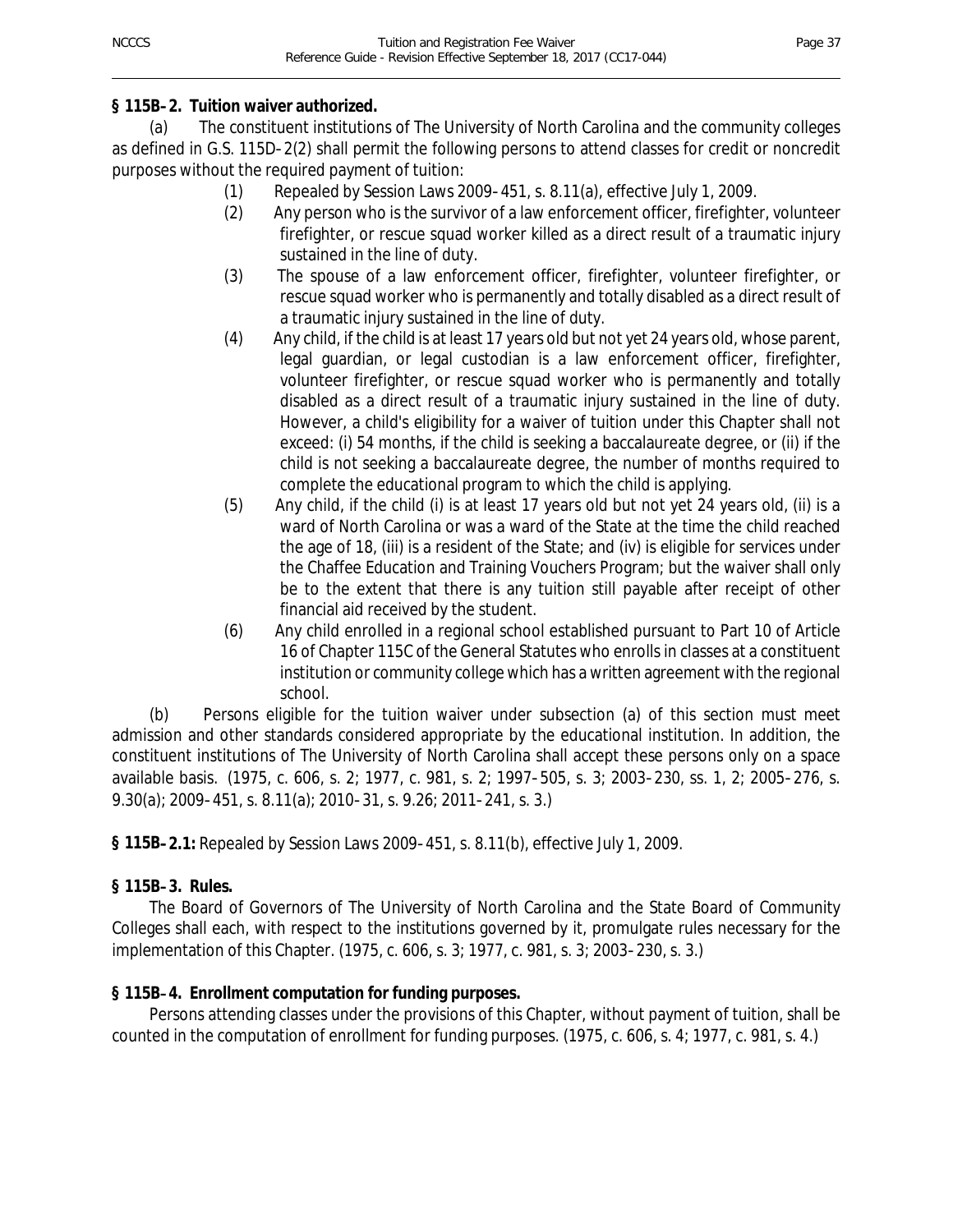**§ 115B-2. Tuition waiver authorized.**

(a) The constituent institutions of The University of North Carolina and the community colleges as defined in G.S. 115D-2(2) shall permit the following persons to attend classes for credit or noncredit purposes without the required payment of tuition:

(1) Repealed by Session Laws 2009-451, s. 8.11(a), effective July 1, 2009.

(2) Any person who is the survivor of a law enforcement officer, firefighter, volunteer firefighter, or rescue squad worker killed as a direct result of a traumatic injury sustained in the line of duty.

(3) The spouse of a law enforcement officer, firefighter, volunteer firefighter, or rescue squad worker who is permanently and totally disabled as a direct result of a traumatic injury sustained in the line of duty.

(4) Any child, if the child is at least 17 years old but not yet 24 years old, whose parent, legal guardian, or legal custodian is a law enforcement officer, firefighter, volunteer firefighter, or rescue squad worker who is permanently and totally disabled as a direct result of a traumatic injury sustained in the line of duty. However, a child's eligibility for a waiver of tuition under this Chapter shall not exceed: (i) 54 months, if the child is seeking a baccalaureate degree, or (ii) if the child is not seeking a baccalaureate degree, the number of months required to complete the educational program to which the child is applying.

(5) Any child, if the child (i) is at least 17 years old but not yet 24 years old, (ii) is a ward of North Carolina or was a ward of the State at the time the child reached the age of 18, (iii) is a resident of the State; and (iv) is eligible for services under the Chaffee Education and Training Vouchers Program; but the waiver shall only be to the extent that there is any tuition still payable after receipt of other financial aid received by the student.

(6) Any child enrolled in a regional school established pursuant to Part 10 of Article 16 of Chapter 115C of the General Statutes who enrolls in classes at a constituent institution or community college which has a written agreement with the regional school.

(b) Persons eligible for the tuition waiver under subsection (a) of this section must meet admission and other standards considered appropriate by the educational institution. In addition, the constituent institutions of The University of North Carolina shall accept these persons only on a space available basis. (1975, c. 606, s. 2; 1977, c. 981, s. 2; 1997-505, s. 3; 2003-230, ss. 1, 2; 2005-276, s. 9.30(a); 2009-451, s. 8.11(a); 2010-31, s. 9.26; 2011-241, s. 3.)

**§ 115B-2.1:** Repealed by Session Laws 2009-451, s. 8.11(b), effective July 1, 2009.

**§ 115B-3. Rules.**

The Board of Governors of The University of North Carolina and the State Board of Community Colleges shall each, with respect to the institutions governed by it, promulgate rules necessary for the implementation of this Chapter. (1975, c. 606, s. 3; 1977, c. 981, s. 3; 2003-230, s. 3.)

**§ 115B-4. Enrollment computation for funding purposes.**

Persons attending classes under the provisions of this Chapter, without payment of tuition, shall be counted in the computation of enrollment for funding purposes. (1975, c. 606, s. 4; 1977, c. 981, s. 4.)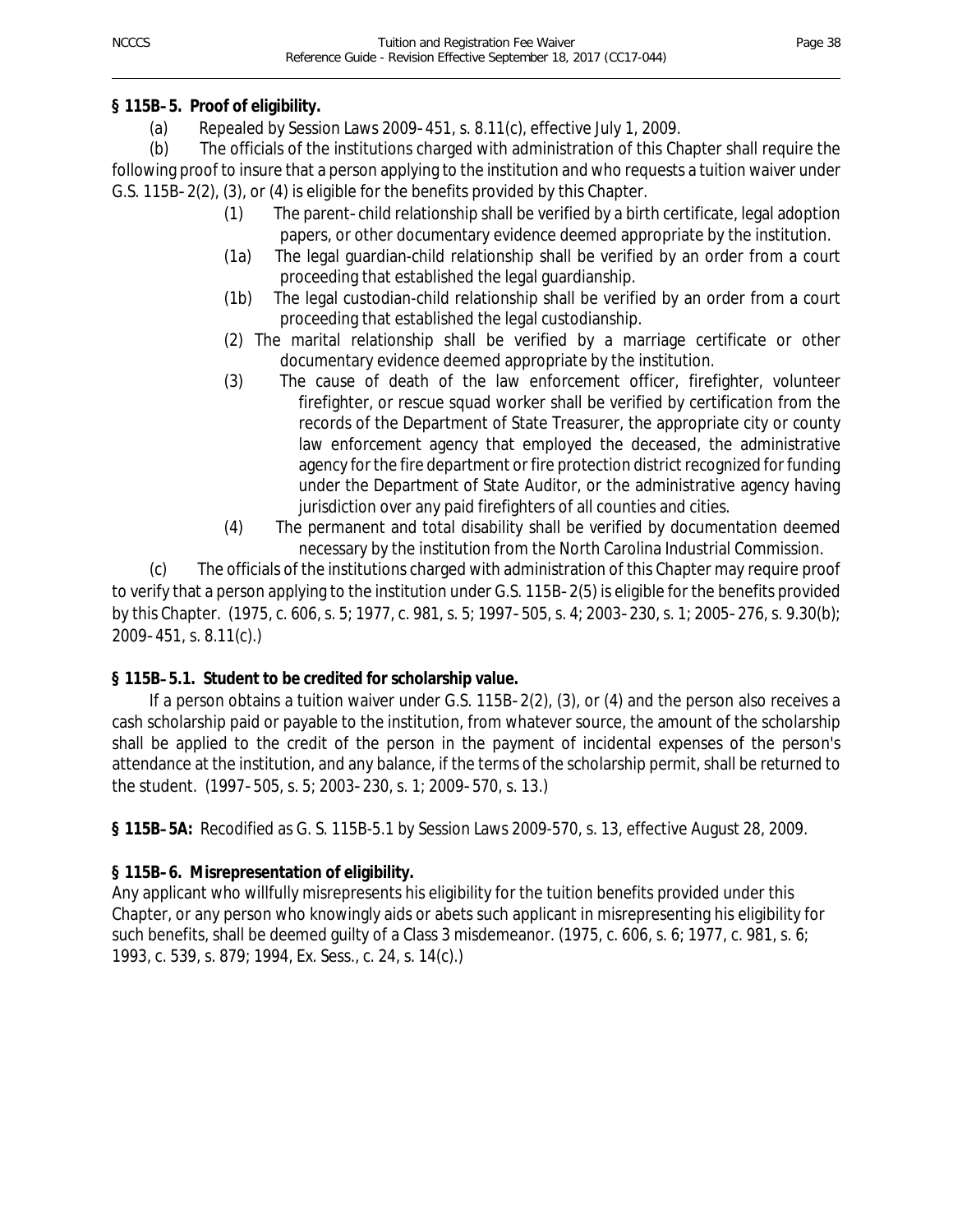**§ 115B‑5. Proof of eligibility.**

(a) Repealed by Session Laws 2009‑451, s. 8.11(c), effective July 1, 2009.

(b) The officials of the institutions charged with administration of this Chapter shall require the following proof to insure that a person applying to the institution and who requests a tuition waiver under G.S. 115B‑2(2), (3), or (4) is eligible for the benefits provided by this Chapter.

(1) The parent‑child relationship shall be verified by a birth certificate, legal adoption papers, or other documentary evidence deemed appropriate by the institution.

(1a) The legal guardian-child relationship shall be verified by an order from a court proceeding that established the legal guardianship.

(1b) The legal custodian-child relationship shall be verified by an order from a court proceeding that established the legal custodianship.

(2) The marital relationship shall be verified by a marriage certificate or other documentary evidence deemed appropriate by the institution.

(3) The cause of death of the law enforcement officer, firefighter, volunteer firefighter, or rescue squad worker shall be verified by certification from the records of the Department of State Treasurer, the appropriate city or county law enforcement agency that employed the deceased, the administrative agency for the fire department or fire protection district recognized for funding under the Department of State Auditor, or the administrative agency having jurisdiction over any paid firefighters of all counties and cities.

(4) The permanent and total disability shall be verified by documentation deemed necessary by the institution from the North Carolina Industrial Commission.

(c) The officials of the institutions charged with administration of this Chapter may require proof to verify that a person applying to the institution under G.S. 115B‑2(5) is eligible for the benefits provided by this Chapter. (1975, c. 606, s. 5; 1977, c. 981, s. 5; 1997‑505, s. 4; 2003‑230, s. 1; 2005‑276, s. 9.30(b); 2009‑451, s. 8.11(c).)

**§ 115B‑5.1. Student to be credited for scholarship value.**

If a person obtains a tuition waiver under G.S. 115B‑2(2), (3), or (4) and the person also receives a cash scholarship paid or payable to the institution, from whatever source, the amount of the scholarship shall be applied to the credit of the person in the payment of incidental expenses of the person's attendance at the institution, and any balance, if the terms of the scholarship permit, shall be returned to the student. (1997‑505, s. 5; 2003‑230, s. 1; 2009‑570, s. 13.)

**§ 115B‑5A:** Recodified as G. S. 115B-5.1 by Session Laws 2009-570, s. 13, effective August 28, 2009.

**§ 115B‑6. Misrepresentation of eligibility.**

Any applicant who willfully misrepresents his eligibility for the tuition benefits provided under this Chapter, or any person who knowingly aids or abets such applicant in misrepresenting his eligibility for such benefits, shall be deemed guilty of a Class 3 misdemeanor. (1975, c. 606, s. 6; 1977, c. 981, s. 6; 1993, c. 539, s. 879; 1994, Ex. Sess., c. 24, s. 14(c).)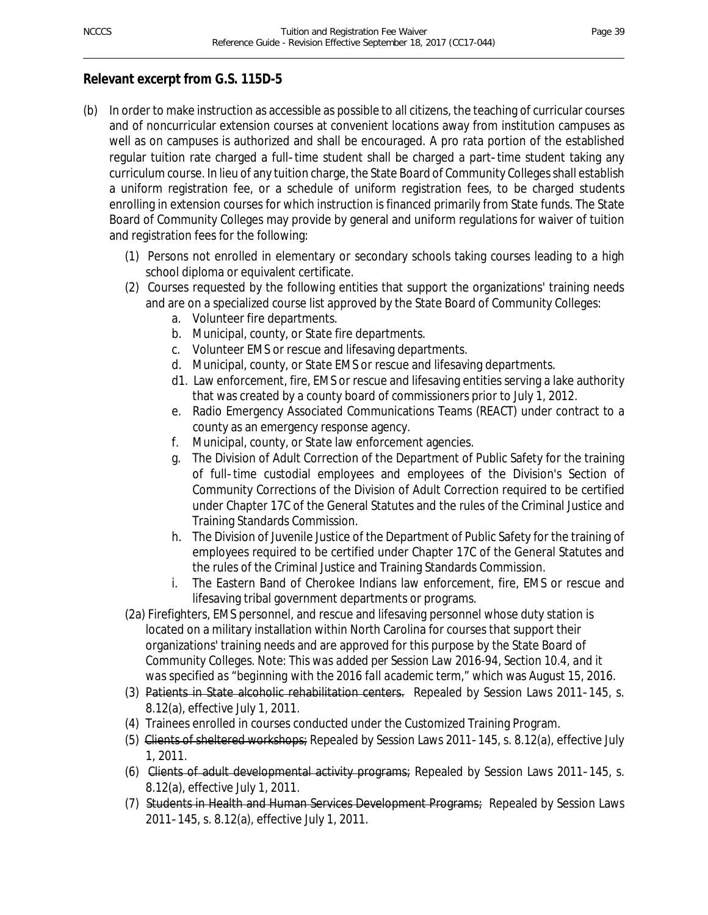## Relevant excerpt from G.S. 115D-5

(b) In order to make instruction as accessible as possible to all citizens, the teaching of curricular courses and of noncurricular extension courses at convenient locations away from institution campuses as well as on campuses is authorized and shall be encouraged. A pro rata portion of the established regular tuition rate charged a full-time student shall be charged a part-time student taking any curriculum course. In lieu of any tuition charge, the State Board of Community Colleges shall establish a uniform registration fee, or a schedule of uniform registration fees, to be charged students enrolling in extension courses for which instruction is financed primarily from State funds. The State Board of Community Colleges may provide by general and uniform regulations for waiver of tuition and registration fees for the following:

- (1) Persons not enrolled in elementary or secondary schools taking courses leading to a high school diploma or equivalent certificate.
- (2) Courses requested by the following entities that support the organizations' training needs and are on a specialized course list approved by the State Board of Community Colleges:
  - a. Volunteer fire departments.
  - b. Municipal, county, or State fire departments.
  - c. Volunteer EMS or rescue and lifesaving departments.
  - d. Municipal, county, or State EMS or rescue and lifesaving departments.
  - d1. Law enforcement, fire, EMS or rescue and lifesaving entities serving a lake authority that was created by a county board of commissioners prior to July 1, 2012.
  - e. Radio Emergency Associated Communications Teams (REACT) under contract to a county as an emergency response agency.
  - f. Municipal, county, or State law enforcement agencies.
  - g. The Division of Adult Correction of the Department of Public Safety for the training of full-time custodial employees and employees of the Division's Section of Community Corrections of the Division of Adult Correction required to be certified under Chapter 17C of the General Statutes and the rules of the Criminal Justice and Training Standards Commission.
  - h. The Division of Juvenile Justice of the Department of Public Safety for the training of employees required to be certified under Chapter 17C of the General Statutes and the rules of the Criminal Justice and Training Standards Commission.
  - i. The Eastern Band of Cherokee Indians law enforcement, fire, EMS or rescue and lifesaving tribal government departments or programs.
- (2a) Firefighters, EMS personnel, and rescue and lifesaving personnel whose duty station is located on a military installation within North Carolina for courses that support their organizations' training needs and are approved for this purpose by the State Board of Community Colleges. *Note: This was added per Session Law 2016-94, Section 10.4, and it was specified as "beginning with the 2016 fall academic term," which was August 15, 2016.*
- (3) ~~Patients in State alcoholic rehabilitation centers.~~ Repealed by Session Laws 2011-145, s. 8.12(a), effective July 1, 2011.
- (4) Trainees enrolled in courses conducted under the Customized Training Program.
- (5) ~~Clients of sheltered workshops;~~ Repealed by Session Laws 2011-145, s. 8.12(a), effective July 1, 2011.
- (6) ~~Clients of adult developmental activity programs;~~ Repealed by Session Laws 2011-145, s. 8.12(a), effective July 1, 2011.
- (7) ~~Students in Health and Human Services Development Programs;~~ Repealed by Session Laws 2011-145, s. 8.12(a), effective July 1, 2011.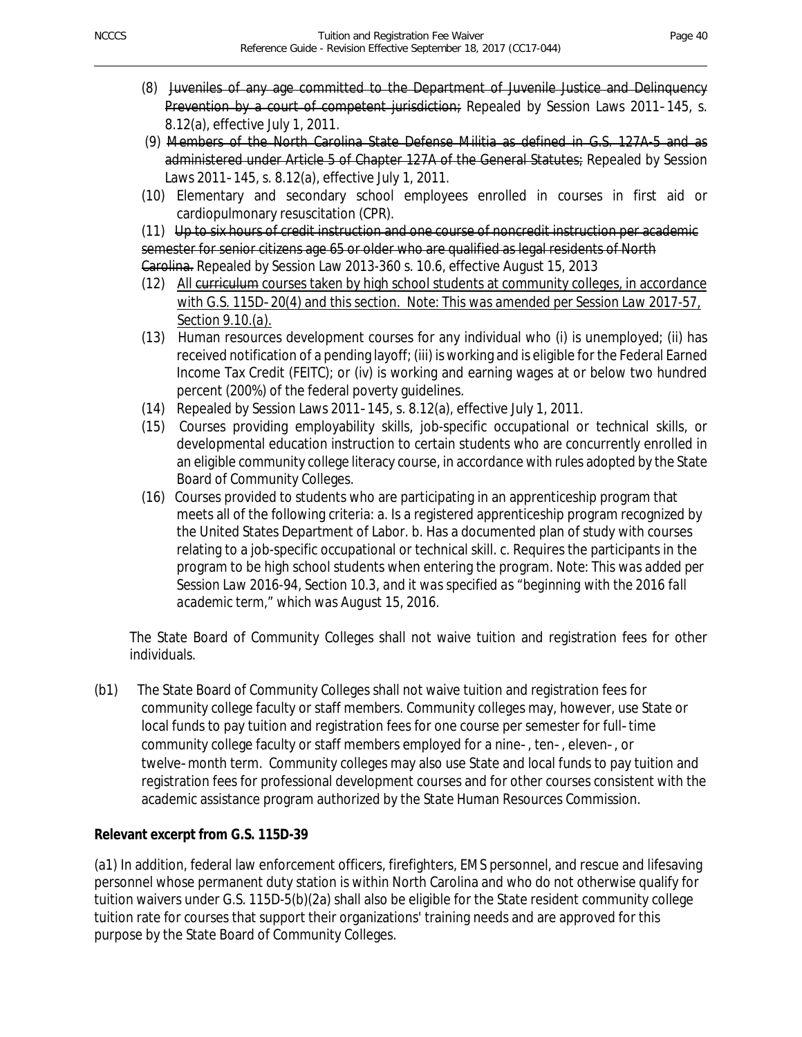(8) ~~Juveniles of any age committed to the Department of Juvenile Justice and Delinquency Prevention by a court of competent jurisdiction;~~ Repealed by Session Laws 2011-145, s. 8.12(a), effective July 1, 2011.

(9) ~~Members of the North Carolina State Defense Militia as defined in G.S. 127A-5 and as administered under Article 5 of Chapter 127A of the General Statutes;~~ Repealed by Session Laws 2011-145, s. 8.12(a), effective July 1, 2011.

(10) Elementary and secondary school employees enrolled in courses in first aid or cardiopulmonary resuscitation (CPR).

(11) ~~Up to six hours of credit instruction and one course of noncredit instruction per academic semester for senior citizens age 65 or older who are qualified as legal residents of North Carolina.~~ Repealed by Session Law 2013-360 s. 10.6, effective August 15, 2013

(12) <u>All</u> ~~curriculum~~ <u>courses taken by high school students at community colleges, in accordance with G.S. 115D-20(4) and this section. Note: This was amended per Session Law 2017-57, Section 9.10.(a).</u>

(13) Human resources development courses for any individual who (i) is unemployed; (ii) has received notification of a pending layoff; (iii) is working and is eligible for the Federal Earned Income Tax Credit (FEITC); or (iv) is working and earning wages at or below two hundred percent (200%) of the federal poverty guidelines.

(14) Repealed by Session Laws 2011-145, s. 8.12(a), effective July 1, 2011.

(15) Courses providing employability skills, job-specific occupational or technical skills, or developmental education instruction to certain students who are concurrently enrolled in an eligible community college literacy course, in accordance with rules adopted by the State Board of Community Colleges.

(16) Courses provided to students who are participating in an apprenticeship program that meets all of the following criteria: a. Is a registered apprenticeship program recognized by the United States Department of Labor. b. Has a documented plan of study with courses relating to a job-specific occupational or technical skill. c. Requires the participants in the program to be high school students when entering the program. *Note: This was added per Session Law 2016-94, Section 10.3, and it was specified as "beginning with the 2016 fall academic term," which was August 15, 2016.*

The State Board of Community Colleges shall not waive tuition and registration fees for other individuals.

(b1) The State Board of Community Colleges shall not waive tuition and registration fees for community college faculty or staff members. Community colleges may, however, use State or local funds to pay tuition and registration fees for one course per semester for full-time community college faculty or staff members employed for a nine-, ten-, eleven-, or twelve-month term. Community colleges may also use State and local funds to pay tuition and registration fees for professional development courses and for other courses consistent with the academic assistance program authorized by the State Human Resources Commission.

**Relevant excerpt from G.S. 115D-39**

(a1) In addition, federal law enforcement officers, firefighters, EMS personnel, and rescue and lifesaving personnel whose permanent duty station is within North Carolina and who do not otherwise qualify for tuition waivers under G.S. 115D-5(b)(2a) shall also be eligible for the State resident community college tuition rate for courses that support their organizations' training needs and are approved for this purpose by the State Board of Community Colleges.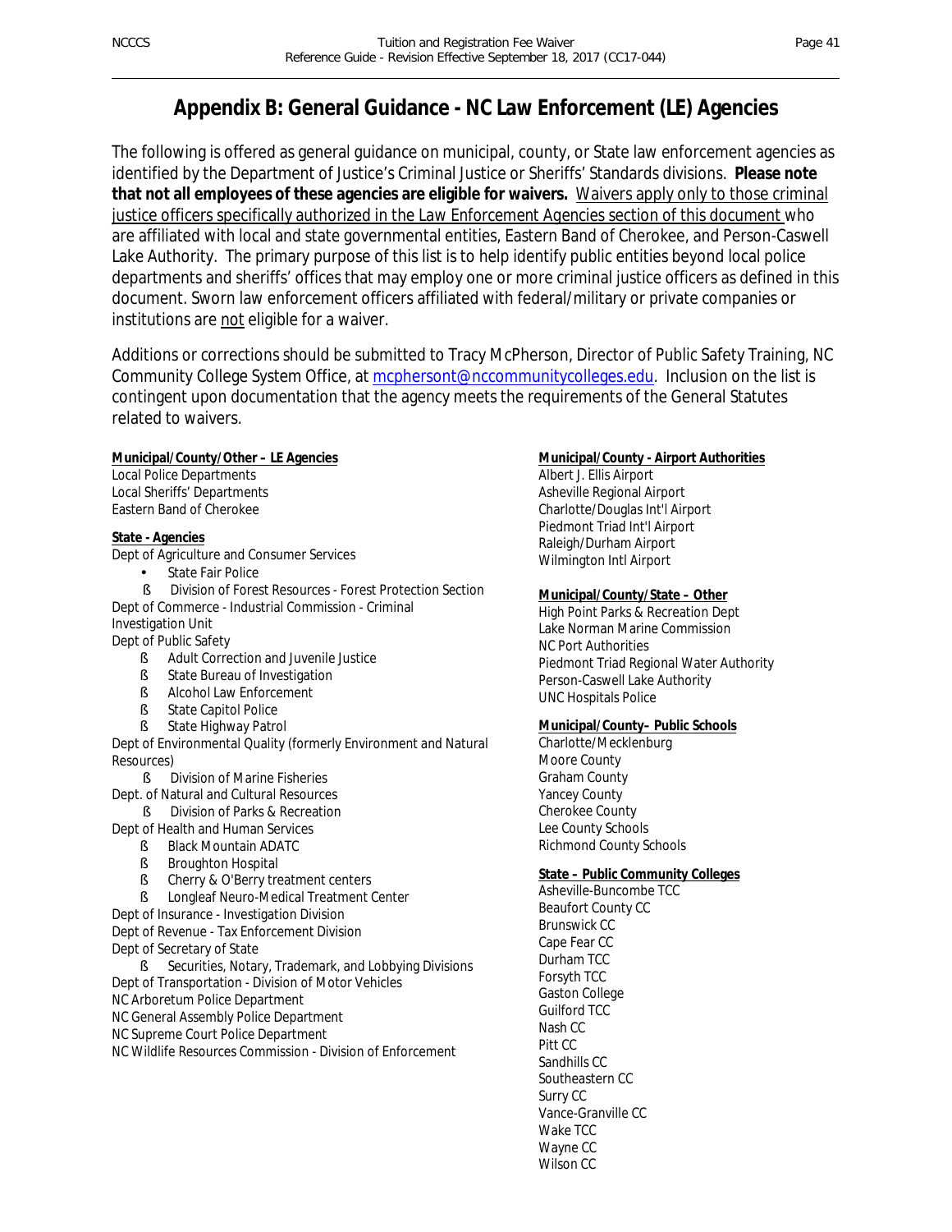# Appendix B: General Guidance - NC Law Enforcement (LE) Agencies

The following is offered as general guidance on municipal, county, or State law enforcement agencies as identified by the Department of Justice's Criminal Justice or Sheriffs' Standards divisions. **Please note that not all employees of these agencies are eligible for waivers.** Waivers apply only to those criminal justice officers specifically authorized in the Law Enforcement Agencies section of this document who are affiliated with local and state governmental entities, Eastern Band of Cherokee, and Person-Caswell Lake Authority. The primary purpose of this list is to help identify public entities beyond local police departments and sheriffs' offices that may employ one or more criminal justice officers as defined in this document. Sworn law enforcement officers affiliated with federal/military or private companies or institutions are not eligible for a waiver.

Additions or corrections should be submitted to Tracy McPherson, Director of Public Safety Training, NC Community College System Office, at mcphersont@nccommunitycolleges.edu. Inclusion on the list is contingent upon documentation that the agency meets the requirements of the General Statutes related to waivers.

**Municipal/County/Other – LE Agencies**

Local Police Departments
Local Sheriffs' Departments
Eastern Band of Cherokee

**State - Agencies**

Dept of Agriculture and Consumer Services

- State Fair Police
- Division of Forest Resources - Forest Protection Section

Dept of Commerce - Industrial Commission - Criminal Investigation Unit

Dept of Public Safety

- Adult Correction and Juvenile Justice
- State Bureau of Investigation
- Alcohol Law Enforcement
- State Capitol Police
- State Highway Patrol

Dept of Environmental Quality (formerly Environment and Natural Resources)

- Division of Marine Fisheries

Dept. of Natural and Cultural Resources

- Division of Parks & Recreation

Dept of Health and Human Services

- Black Mountain ADATC
- Broughton Hospital
- Cherry & O'Berry treatment centers
- Longleaf Neuro-Medical Treatment Center

Dept of Insurance - Investigation Division
Dept of Revenue - Tax Enforcement Division
Dept of Secretary of State

- Securities, Notary, Trademark, and Lobbying Divisions

Dept of Transportation - Division of Motor Vehicles
NC Arboretum Police Department
NC General Assembly Police Department
NC Supreme Court Police Department
NC Wildlife Resources Commission - Division of Enforcement

**Municipal/County - Airport Authorities**

Albert J. Ellis Airport
Asheville Regional Airport
Charlotte/Douglas Int'l Airport
Piedmont Triad Int'l Airport
Raleigh/Durham Airport
Wilmington Intl Airport

**Municipal/County/State – Other**

High Point Parks & Recreation Dept
Lake Norman Marine Commission
NC Port Authorities
Piedmont Triad Regional Water Authority
Person-Caswell Lake Authority
UNC Hospitals Police

**Municipal/County– Public Schools**

Charlotte/Mecklenburg
Moore County
Graham County
Yancey County
Cherokee County
Lee County Schools
Richmond County Schools

**State – Public Community Colleges**

Asheville-Buncombe TCC
Beaufort County CC
Brunswick CC
Cape Fear CC
Durham TCC
Forsyth TCC
Gaston College
Guilford TCC
Nash CC
Pitt CC
Sandhills CC
Southeastern CC
Surry CC
Vance-Granville CC
Wake TCC
Wayne CC
Wilson CC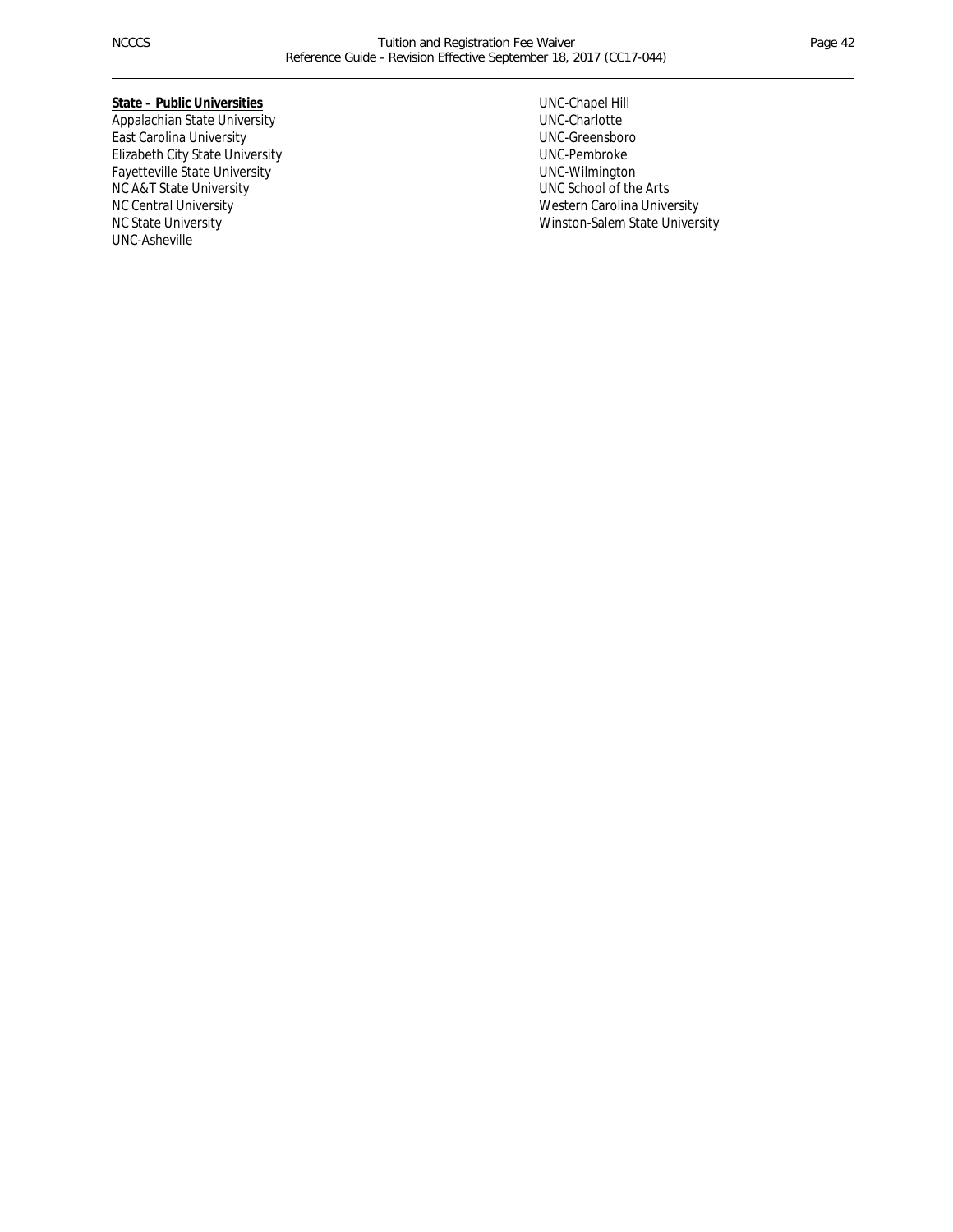**State – Public Universities**

Appalachian State University
East Carolina University
Elizabeth City State University
Fayetteville State University
NC A&T State University
NC Central University
NC State University
UNC-Asheville
UNC-Chapel Hill
UNC-Charlotte
UNC-Greensboro
UNC-Pembroke
UNC-Wilmington
UNC School of the Arts
Western Carolina University
Winston-Salem State University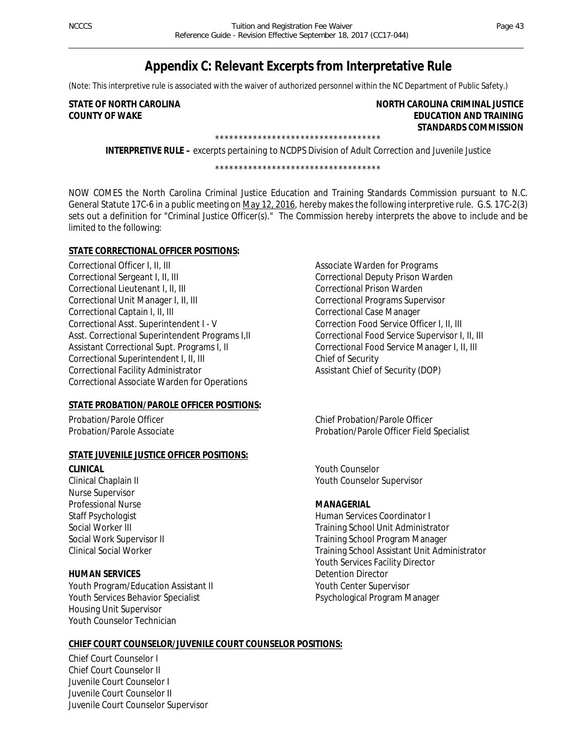# Appendix C: Relevant Excerpts from Interpretative Rule

(Note: This interpretive rule is associated with the waiver of authorized personnel within the NC Department of Public Safety.)

**STATE OF NORTH CAROLINA**
**COUNTY OF WAKE**

**NORTH CAROLINA CRIMINAL JUSTICE EDUCATION AND TRAINING STANDARDS COMMISSION**

***********************************

**INTERPRETIVE RULE –** excerpts pertaining to NCDPS Division of Adult Correction and Juvenile Justice

***********************************

NOW COMES the North Carolina Criminal Justice Education and Training Standards Commission pursuant to N.C. General Statute 17C-6 in a public meeting on May 12, 2016, hereby makes the following interpretive rule. G.S. 17C-2(3) sets out a definition for "Criminal Justice Officer(s)." The Commission hereby interprets the above to include and be limited to the following:

**STATE CORRECTIONAL OFFICER POSITIONS:**

Correctional Officer I, II, III
Correctional Sergeant I, II, III
Correctional Lieutenant I, II, III
Correctional Unit Manager I, II, III
Correctional Captain I, II, III
Correctional Asst. Superintendent I - V
Asst. Correctional Superintendent Programs I,II
Assistant Correctional Supt. Programs I, II
Correctional Superintendent I, II, III
Correctional Facility Administrator
Correctional Associate Warden for Operations
Associate Warden for Programs
Correctional Deputy Prison Warden
Correctional Prison Warden
Correctional Programs Supervisor
Correctional Case Manager
Correction Food Service Officer I, II, III
Correctional Food Service Supervisor I, II, III
Correctional Food Service Manager I, II, III
Chief of Security
Assistant Chief of Security (DOP)

**STATE PROBATION/PAROLE OFFICER POSITIONS:**

Probation/Parole Officer
Probation/Parole Associate
Chief Probation/Parole Officer
Probation/Parole Officer Field Specialist

**STATE JUVENILE JUSTICE OFFICER POSITIONS:**

**CLINICAL**
Clinical Chaplain II
Nurse Supervisor
Professional Nurse
Staff Psychologist
Social Worker III
Social Work Supervisor II
Clinical Social Worker

**HUMAN SERVICES**
Youth Program/Education Assistant II
Youth Services Behavior Specialist
Housing Unit Supervisor
Youth Counselor Technician
Youth Counselor
Youth Counselor Supervisor

**MANAGERIAL**
Human Services Coordinator I
Training School Unit Administrator
Training School Program Manager
Training School Assistant Unit Administrator
Youth Services Facility Director
Detention Director
Youth Center Supervisor
Psychological Program Manager

**CHIEF COURT COUNSELOR/JUVENILE COURT COUNSELOR POSITIONS:**

Chief Court Counselor I
Chief Court Counselor II
Juvenile Court Counselor I
Juvenile Court Counselor II
Juvenile Court Counselor Supervisor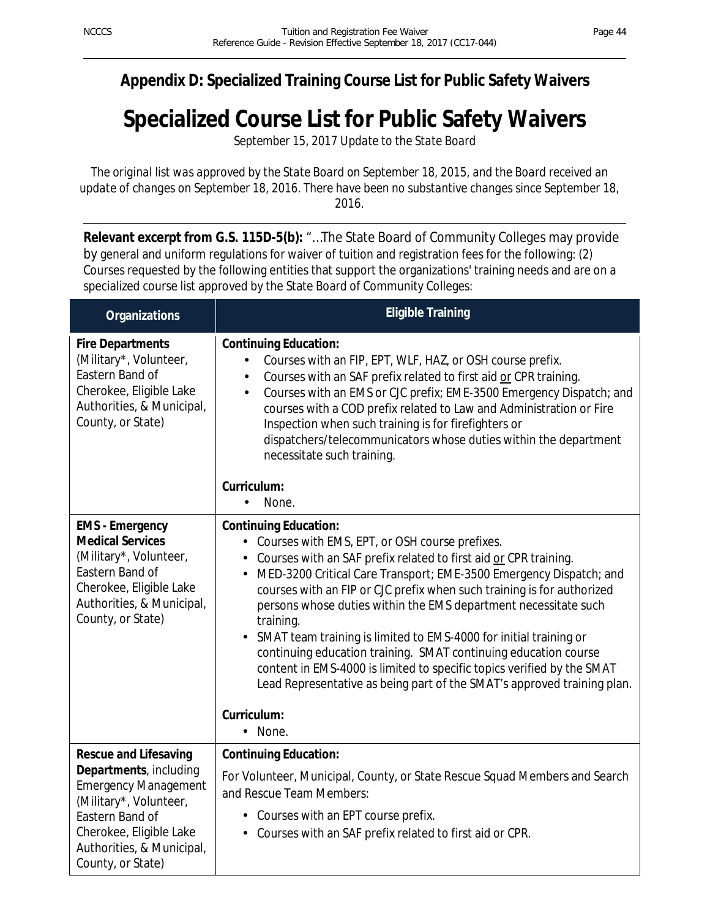## Appendix D: Specialized Training Course List for Public Safety Waivers

# Specialized Course List for Public Safety Waivers

*September 15, 2017 Update to the State Board*

*The original list was approved by the State Board on September 18, 2015, and the Board received an update of changes on September 18, 2016. There have been no substantive changes since September 18, 2016.*

---

**Relevant excerpt from G.S. 115D-5(b):** "…The State Board of Community Colleges may provide by general and uniform regulations for waiver of tuition and registration fees for the following: (2) Courses requested by the following entities that support the organizations' training needs and are on a specialized course list approved by the State Board of Community Colleges:

| Organizations | Eligible Training |
|---|---|
| **Fire Departments** (Military*, Volunteer, Eastern Band of Cherokee, Eligible Lake Authorities, & Municipal, County, or State) | **Continuing Education:**<br>• Courses with an FIP, EPT, WLF, HAZ, or OSH course prefix.<br>• Courses with an SAF prefix related to first aid <u>or</u> CPR training.<br>• Courses with an EMS or CJC prefix; EME-3500 Emergency Dispatch; and courses with a COD prefix related to Law and Administration or Fire Inspection when such training is for firefighters or dispatchers/telecommunicators whose duties within the department necessitate such training.<br><br>**Curriculum:**<br>• None. |
| **EMS - Emergency Medical Services** (Military*, Volunteer, Eastern Band of Cherokee, Eligible Lake Authorities, & Municipal, County, or State) | **Continuing Education:**<br>• Courses with EMS, EPT, or OSH course prefixes.<br>• Courses with an SAF prefix related to first aid <u>or</u> CPR training.<br>• MED-3200 Critical Care Transport; EME-3500 Emergency Dispatch; and courses with an FIP or CJC prefix when such training is for authorized persons whose duties within the EMS department necessitate such training.<br>• SMAT team training is limited to EMS-4000 for initial training or continuing education training. SMAT continuing education course content in EMS-4000 is limited to specific topics verified by the SMAT Lead Representative as being part of the SMAT's approved training plan.<br><br>**Curriculum:**<br>• None. |
| **Rescue and Lifesaving Departments**, including Emergency Management (Military*, Volunteer, Eastern Band of Cherokee, Eligible Lake Authorities, & Municipal, County, or State) | **Continuing Education:**<br>For Volunteer, Municipal, County, or State Rescue Squad Members and Search and Rescue Team Members:<br>• Courses with an EPT course prefix.<br>• Courses with an SAF prefix related to first aid or CPR. |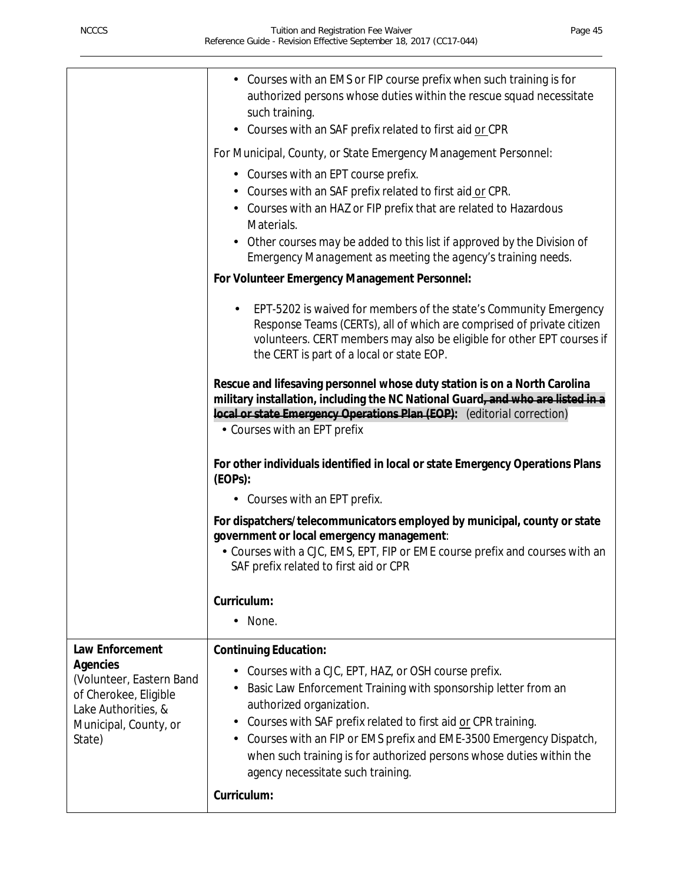| | |
|---|---|
| | • Courses with an EMS or FIP course prefix when such training is for authorized persons whose duties within the rescue squad necessitate such training.<br>• Courses with an SAF prefix related to first aid or CPR<br><br>For Municipal, County, or State Emergency Management Personnel:<br><br>• Courses with an EPT course prefix.<br>• Courses with an SAF prefix related to first aid or CPR.<br>• Courses with an HAZ or FIP prefix that are related to Hazardous Materials.<br>• *Other courses may be added to this list if approved by the Division of Emergency Management as meeting the agency's training needs.*<br><br>**For Volunteer Emergency Management Personnel:**<br><br>• EPT-5202 is waived for members of the state's Community Emergency Response Teams (CERTs), all of which are comprised of private citizen volunteers. CERT members may also be eligible for other EPT courses if the CERT is part of a local or state EOP.<br><br>**Rescue and lifesaving personnel whose duty station is on a North Carolina military installation, including the NC National Guard~~, and who are listed in a local or state Emergency Operations Plan (EOP):~~** (editorial correction)<br>• Courses with an EPT prefix<br><br>**For other individuals identified in local or state Emergency Operations Plans (EOPs):**<br><br>• Courses with an EPT prefix.<br><br>**For dispatchers/telecommunicators employed by municipal, county or state government or local emergency management**:<br>• Courses with a CJC, EMS, EPT, FIP or EME course prefix and courses with an SAF prefix related to first aid or CPR<br><br>**Curriculum:**<br><br>• None. |
| **Law Enforcement Agencies** (Volunteer, Eastern Band of Cherokee, Eligible Lake Authorities, & Municipal, County, or State) | **Continuing Education:**<br><br>• Courses with a CJC, EPT, HAZ, or OSH course prefix.<br>• Basic Law Enforcement Training with sponsorship letter from an authorized organization.<br>• Courses with SAF prefix related to first aid or CPR training.<br>• Courses with an FIP or EMS prefix and EME-3500 Emergency Dispatch, when such training is for authorized persons whose duties within the agency necessitate such training.<br><br>**Curriculum:** |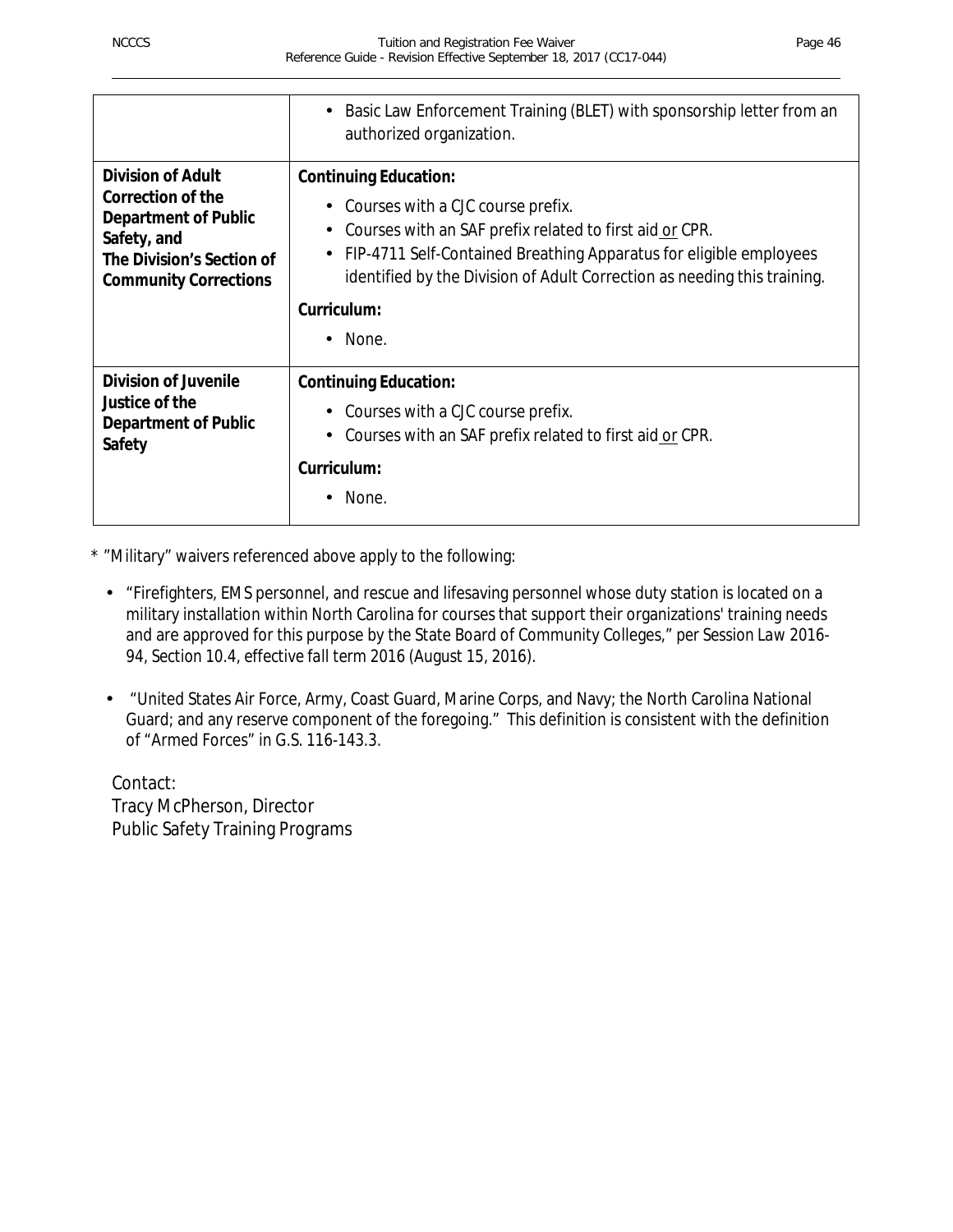| | |
|---|---|
| | • Basic Law Enforcement Training (BLET) with sponsorship letter from an authorized organization. |
| **Division of Adult Correction of the Department of Public Safety, and The Division's Section of Community Corrections** | **Continuing Education:**<br>• Courses with a CJC course prefix.<br>• Courses with an SAF prefix related to first aid or CPR.<br>• FIP-4711 Self-Contained Breathing Apparatus for eligible employees identified by the Division of Adult Correction as needing this training.<br>**Curriculum:**<br>• None. |
| **Division of Juvenile Justice of the Department of Public Safety** | **Continuing Education:**<br>• Courses with a CJC course prefix.<br>• Courses with an SAF prefix related to first aid or CPR.<br>**Curriculum:**<br>• None. |

* "Military" waivers referenced above apply to the following:

- "Firefighters, EMS personnel, and rescue and lifesaving personnel whose duty station is located on a military installation within North Carolina for courses that support their organizations' training needs and are approved for this purpose by the State Board of Community Colleges," per Session Law 2016-94, Section 10.4, effective fall term 2016 (August 15, 2016).

- "United States Air Force, Army, Coast Guard, Marine Corps, and Navy; the North Carolina National Guard; and any reserve component of the foregoing." This definition is consistent with the definition of "Armed Forces" in G.S. 116-143.3.

Contact:
Tracy McPherson, Director
Public Safety Training Programs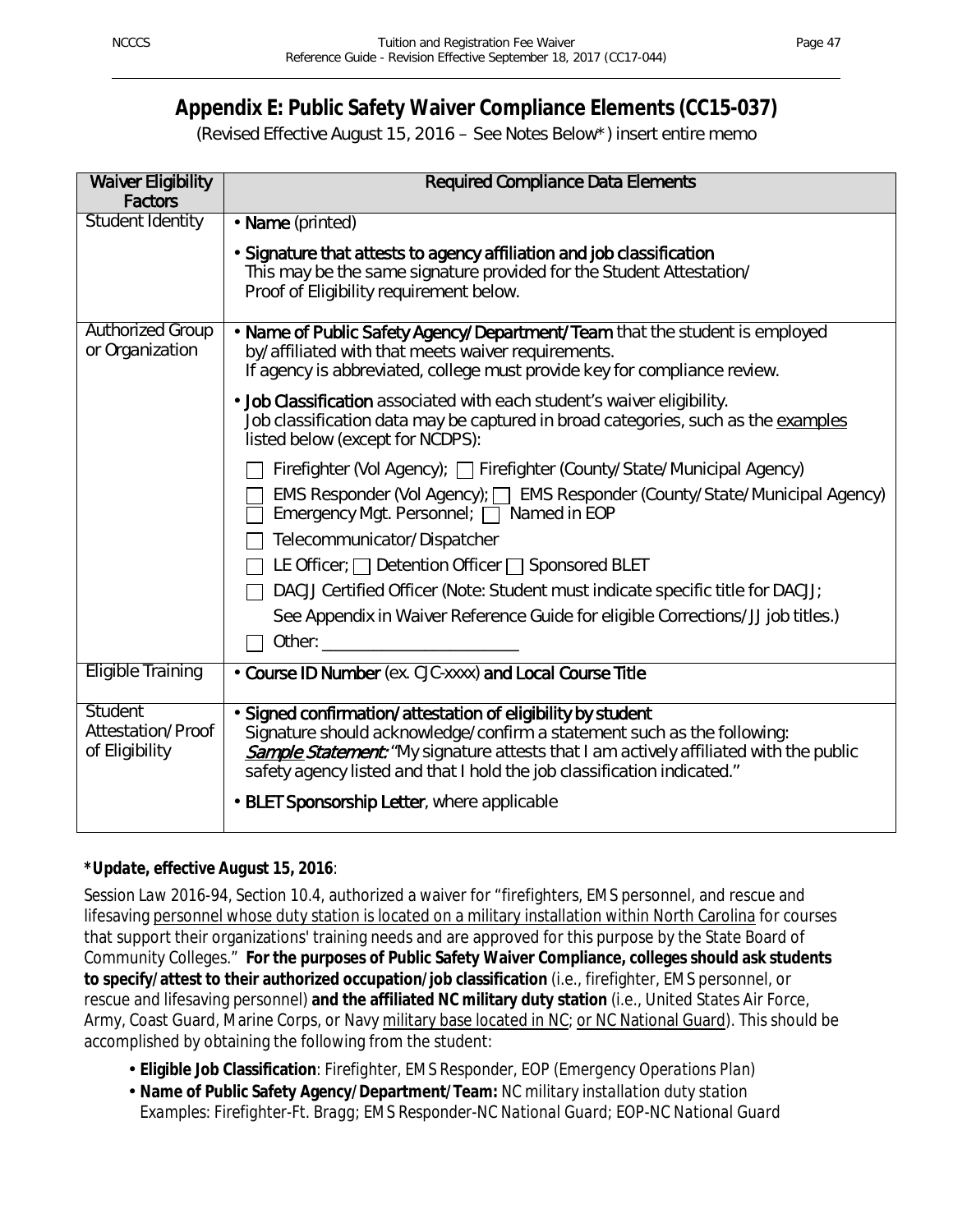# Appendix E: Public Safety Waiver Compliance Elements (CC15-037)

(Revised Effective August 15, 2016 – See Notes Below*) insert entire memo

| Waiver Eligibility Factors | Required Compliance Data Elements |
|---|---|
| Student Identity | • **Name** (printed)<br><br>• **Signature that attests to agency affiliation and job classification**<br>This may be the same signature provided for the Student Attestation/ Proof of Eligibility requirement below. |
| Authorized Group or Organization | • **Name of Public Safety Agency/Department/Team** that the student is employed by/affiliated with that meets waiver requirements.<br>If agency is abbreviated, college must provide key for compliance review.<br><br>• **Job Classification** associated with each student's waiver eligibility.<br>Job classification data may be captured in broad categories, such as the examples listed below (except for NCDPS):<br><br>☐ Firefighter (Vol Agency); ☐ Firefighter (County/State/Municipal Agency)<br>☐ EMS Responder (Vol Agency); ☐ EMS Responder (County/State/Municipal Agency)<br>☐ Emergency Mgt. Personnel; ☐ Named in EOP<br>☐ Telecommunicator/Dispatcher<br>☐ LE Officer; ☐ Detention Officer ☐ Sponsored BLET<br>☐ DACJJ Certified Officer (Note: Student must indicate specific title for DACJJ; See Appendix in Waiver Reference Guide for eligible Corrections/JJ job titles.)<br>☐ Other: ____________________ |
| Eligible Training | • **Course ID Number** (ex. CJC-xxxx) **and Local Course Title** |
| Student Attestation/Proof of Eligibility | • **Signed confirmation/attestation of eligibility by student**<br>Signature should acknowledge/confirm a statement such as the following:<br>*Sample Statement:* "My signature attests that I am actively affiliated with the public safety agency listed and that I hold the job classification indicated."<br><br>• **BLET Sponsorship Letter**, where applicable |

***Update, effective August 15, 2016**:

Session Law 2016-94, Section 10.4, authorized a waiver for "firefighters, EMS personnel, and rescue and lifesaving personnel whose duty station is located on a military installation within North Carolina for courses that support their organizations' training needs and are approved for this purpose by the State Board of Community Colleges." **For the purposes of Public Safety Waiver Compliance, colleges should ask students to specify/attest to their authorized occupation/job classification** (i.e., firefighter, EMS personnel, or rescue and lifesaving personnel) **and the affiliated NC military duty station** (i.e., United States Air Force, Army, Coast Guard, Marine Corps, or Navy military base located in NC; or NC National Guard). This should be accomplished by obtaining the following from the student:

- **Eligible Job Classification**: Firefighter, EMS Responder, EOP (Emergency Operations Plan)
- **Name of Public Safety Agency/Department/Team:** NC military installation duty station
  Examples: Firefighter-Ft. Bragg; EMS Responder-NC National Guard; EOP-NC National Guard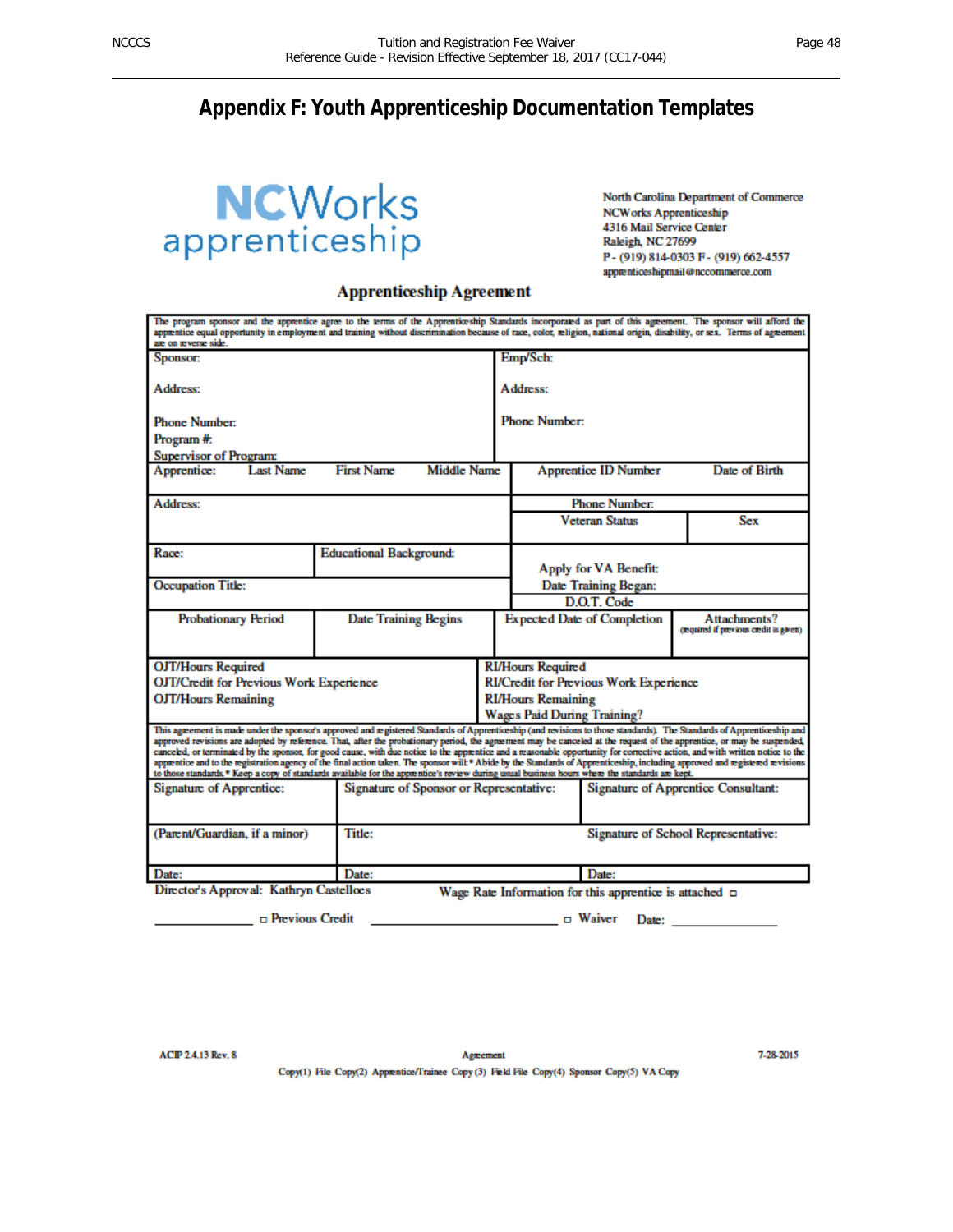# Appendix F: Youth Apprenticeship Documentation Templates

NCWorks apprenticeship

North Carolina Department of Commerce
NCWorks Apprenticeship
4316 Mail Service Center
Raleigh, NC 27699
P - (919) 814-0303 F - (919) 662-4557
apprenticeshipmail@nccommerce.com

## Apprenticeship Agreement

The program sponsor and the apprentice agree to the terms of the Apprenticeship Standards incorporated as part of this agreement. The sponsor will afford the apprentice equal opportunity in employment and training without discrimination because of race, color, religion, national origin, disability, or sex. Terms of agreement are on reverse side.

| Sponsor: | Emp/Sch: |
|---|---|
| Address: | Address: |
| Phone Number: | Phone Number: |
| Program #: | |
| Supervisor of Program: | |

| Apprentice: Last Name | First Name | Middle Name | Apprentice ID Number | Date of Birth |
|---|---|---|---|---|
| Address: | | | Phone Number: | |
| | | | Veteran Status | Sex |
| Race: | Educational Background: | | Apply for VA Benefit: | |
| Occupation Title: | | | Date Training Began: | |
| | | | D.O.T. Code | |

| Probationary Period | Date Training Begins | Expected Date of Completion | Attachments? (required if previous credit is given) |
|---|---|---|---|
| | | | |

| OJT/Hours Required | RI/Hours Required |
|---|---|
| OJT/Credit for Previous Work Experience | RI/Credit for Previous Work Experience |
| OJT/Hours Remaining | RI/Hours Remaining |
| | Wages Paid During Training? |

This agreement is made under the sponsor's approved and registered Standards of Apprenticeship (and revisions to those standards). The Standards of Apprenticeship and approved revisions are adopted by reference. That, after the probationary period, the agreement may be canceled at the request of the apprentice, or may be suspended, canceled, or terminated by the sponsor, for good cause, with due notice to the apprentice and a reasonable opportunity for corrective action, and with written notice to the apprentice and to the registration agency of the final action taken. The sponsor will:* Abide by the Standards of Apprenticeship, including approved and registered revisions to those standards.* Keep a copy of standards available for the apprentice's review during usual business hours where the standards are kept.

| Signature of Apprentice: | Signature of Sponsor or Representative: | Signature of Apprentice Consultant: |
|---|---|---|
| (Parent/Guardian, if a minor) | Title: | Signature of School Representative: |
| Date: | Date: | Date: |

Director's Approval: Kathryn Castelloes     Wage Rate Information for this apprentice is attached ☐

____________ ☐ Previous Credit ______________________ ☐ Waiver  Date: ____________

ACIP 2.4.13 Rev. 8     Agreement     7-28-2015

Copy(1) File Copy(2) Apprentice/Trainee Copy (3) Field File Copy(4) Sponsor Copy(5) VA Copy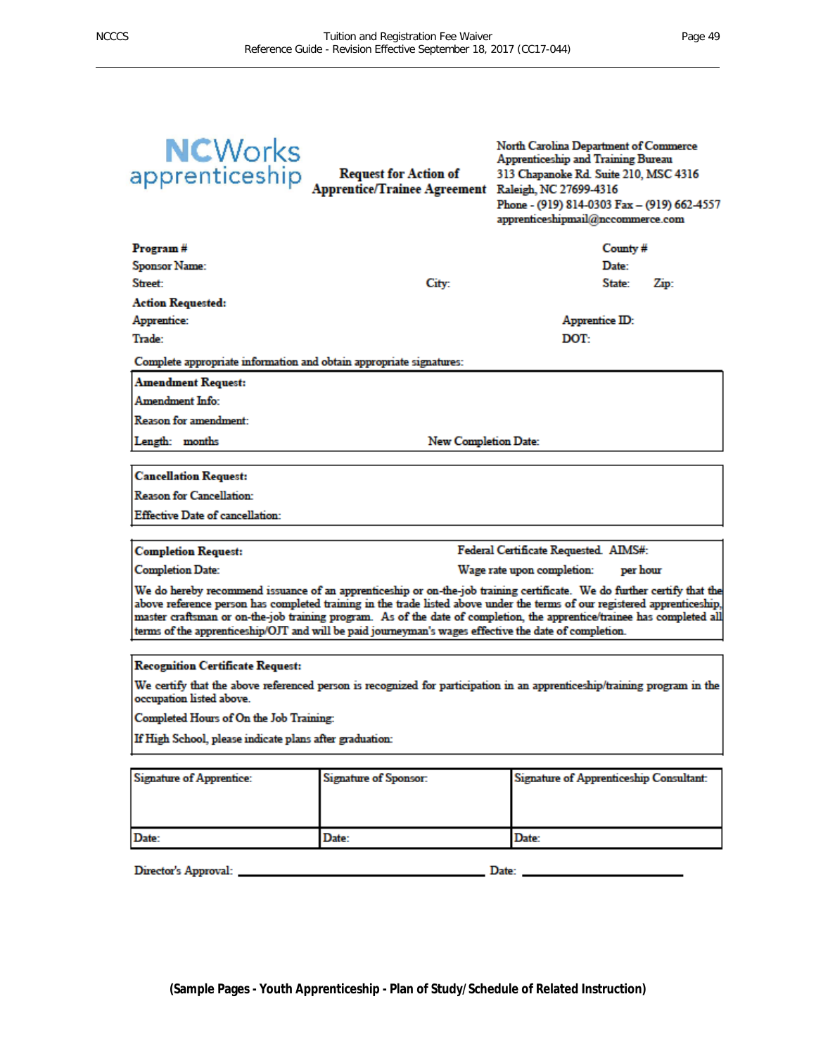**NCWorks apprenticeship**

**Request for Action of Apprentice/Trainee Agreement**

North Carolina Department of Commerce
Apprenticeship and Training Bureau
313 Chapanoke Rd. Suite 210, MSC 4316
Raleigh, NC 27699-4316
Phone - (919) 814-0303 Fax – (919) 662-4557
apprenticeshipmail@nccommerce.com

**Program #** County #

Sponsor Name: Date:

Street: City: State: Zip:

**Action Requested:**

Apprentice: Apprentice ID:

Trade: DOT:

Complete appropriate information and obtain appropriate signatures:

**Amendment Request:**

Amendment Info:

Reason for amendment:

Length: months New Completion Date:

**Cancellation Request:**

Reason for Cancellation:

Effective Date of cancellation:

**Completion Request:** Federal Certificate Requested. AIMS#:

Completion Date: Wage rate upon completion: per hour

We do hereby recommend issuance of an apprenticeship or on-the-job training certificate. We do further certify that the above reference person has completed training in the trade listed above under the terms of our registered apprenticeship, master craftsman or on-the-job training program. As of the date of completion, the apprentice/trainee has completed all terms of the apprenticeship/OJT and will be paid journeyman's wages effective the date of completion.

**Recognition Certificate Request:**

We certify that the above referenced person is recognized for participation in an apprenticeship/training program in the occupation listed above.

Completed Hours of On the Job Training:

If High School, please indicate plans after graduation:

| Signature of Apprentice: | Signature of Sponsor: | Signature of Apprenticeship Consultant: |
|---|---|---|
| Date: | Date: | Date: |

Director's Approval: ______________________________ Date: ____________________

**(Sample Pages - Youth Apprenticeship - Plan of Study/Schedule of Related Instruction)**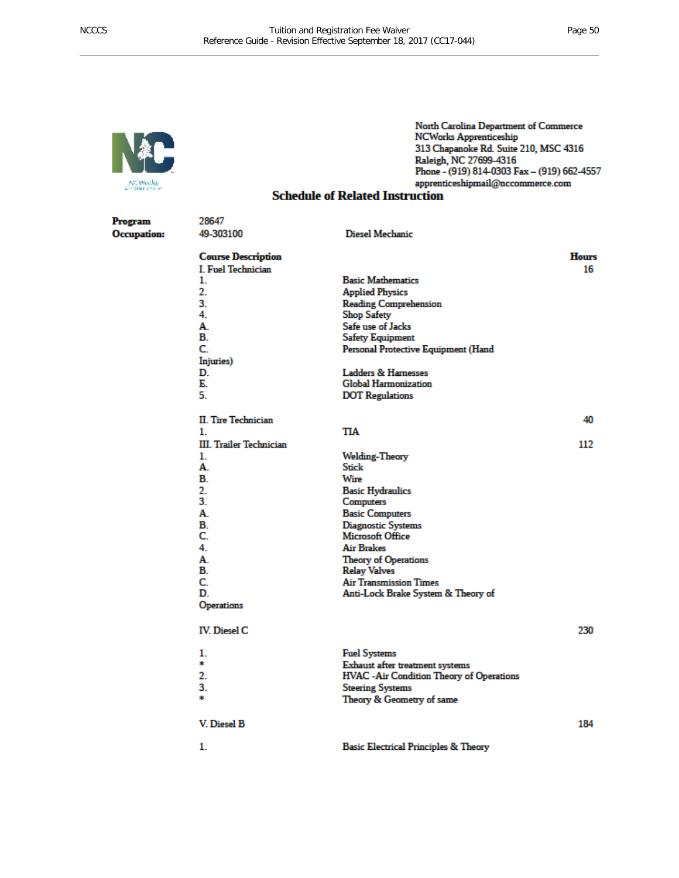North Carolina Department of Commerce
NCWorks Apprenticeship
313 Chapanoke Rd. Suite 210, MSC 4316
Raleigh, NC 27699-4316
Phone - (919) 814-0303 Fax – (919) 662-4557
apprenticeshipmail@nccommerce.com

## Schedule of Related Instruction

**Program** 28647

**Occupation:** 49-303100 Diesel Mechanic

| Course Description | | Hours |
|---|---|---|
| I. Fuel Technician | | 16 |
| 1. | Basic Mathematics | |
| 2. | Applied Physics | |
| 3. | Reading Comprehension | |
| 4. | Shop Safety | |
| A. | Safe use of Jacks | |
| B. | Safety Equipment | |
| C. | Personal Protective Equipment (Hand Injuries) | |
| D. | Ladders & Harnesses | |
| E. | Global Harmonization | |
| 5. | DOT Regulations | |
| II. Tire Technician | | 40 |
| 1. | TIA | |
| III. Trailer Technician | | 112 |
| 1. | Welding-Theory | |
| A. | Stick | |
| B. | Wire | |
| 2. | Basic Hydraulics | |
| 3. | Computers | |
| A. | Basic Computers | |
| B. | Diagnostic Systems | |
| C. | Microsoft Office | |
| 4. | Air Brakes | |
| A. | Theory of Operations | |
| B. | Relay Valves | |
| C. | Air Transmission Times | |
| D. | Anti-Lock Brake System & Theory of Operations | |
| IV. Diesel C | | 230 |
| 1. | Fuel Systems | |
| * | Exhaust after treatment systems | |
| 2. | HVAC -Air Condition Theory of Operations | |
| 3. | Steering Systems | |
| * | Theory & Geometry of same | |
| V. Diesel B | | 184 |
| 1. | Basic Electrical Principles & Theory | |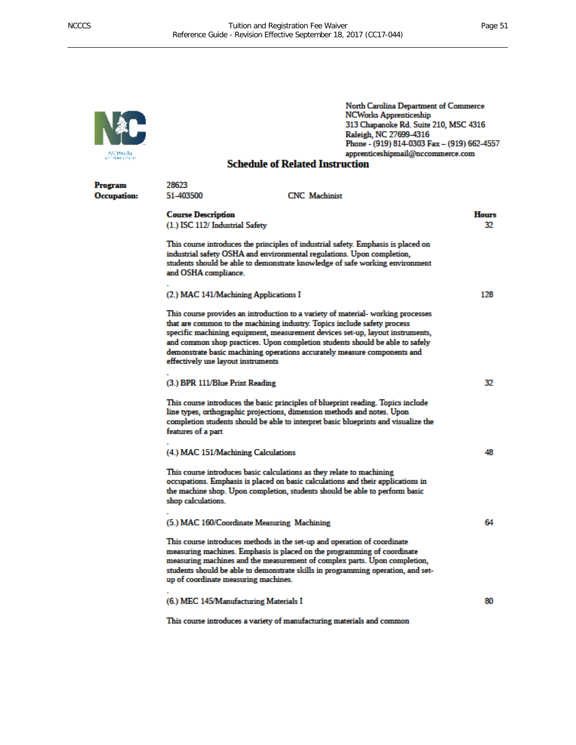North Carolina Department of Commerce
NCWorks Apprenticeship
313 Chapanoke Rd. Suite 210, MSC 4316
Raleigh, NC 27699-4316
Phone - (919) 814-0303 Fax – (919) 662-4557
apprenticeshipmail@nccommerce.com

## Schedule of Related Instruction

**Program** 28623

**Occupation:** 51-403500 CNC Machinist

| **Course Description** | **Hours** |
|---|---|
| (1.) ISC 112/ Industrial Safety | 32 |

This course introduces the principles of industrial safety. Emphasis is placed on industrial safety OSHA and environmental regulations. Upon completion, students should be able to demonstrate knowledge of safe working environment and OSHA compliance.

-

(2.) MAC 141/Machining Applications I — 128

This course provides an introduction to a variety of material- working processes that are common to the machining industry. Topics include safety process specific machining equipment, measurement devices set-up, layout instruments, and common shop practices. Upon completion students should be able to safely demonstrate basic machining operations accurately measure components and effectively use layout instruments

-

(3.) BPR 111/Blue Print Reading — 32

This course introduces the basic principles of blueprint reading. Topics include line types, orthographic projections, dimension methods and notes. Upon completion students should be able to interpret basic blueprints and visualize the features of a part

-

(4.) MAC 151/Machining Calculations — 48

This course introduces basic calculations as they relate to machining occupations. Emphasis is placed on basic calculations and their applications in the machine shop. Upon completion, students should be able to perform basic shop calculations.

-

(5.) MAC 160/Coordinate Measuring Machining — 64

This course introduces methods in the set-up and operation of coordinate measuring machines. Emphasis is placed on the programming of coordinate measuring machines and the measurement of complex parts. Upon completion, students should be able to demonstrate skills in programming operation, and set-up of coordinate measuring machines.

-

(6.) MEC 145/Manufacturing Materials I — 80

This course introduces a variety of manufacturing materials and common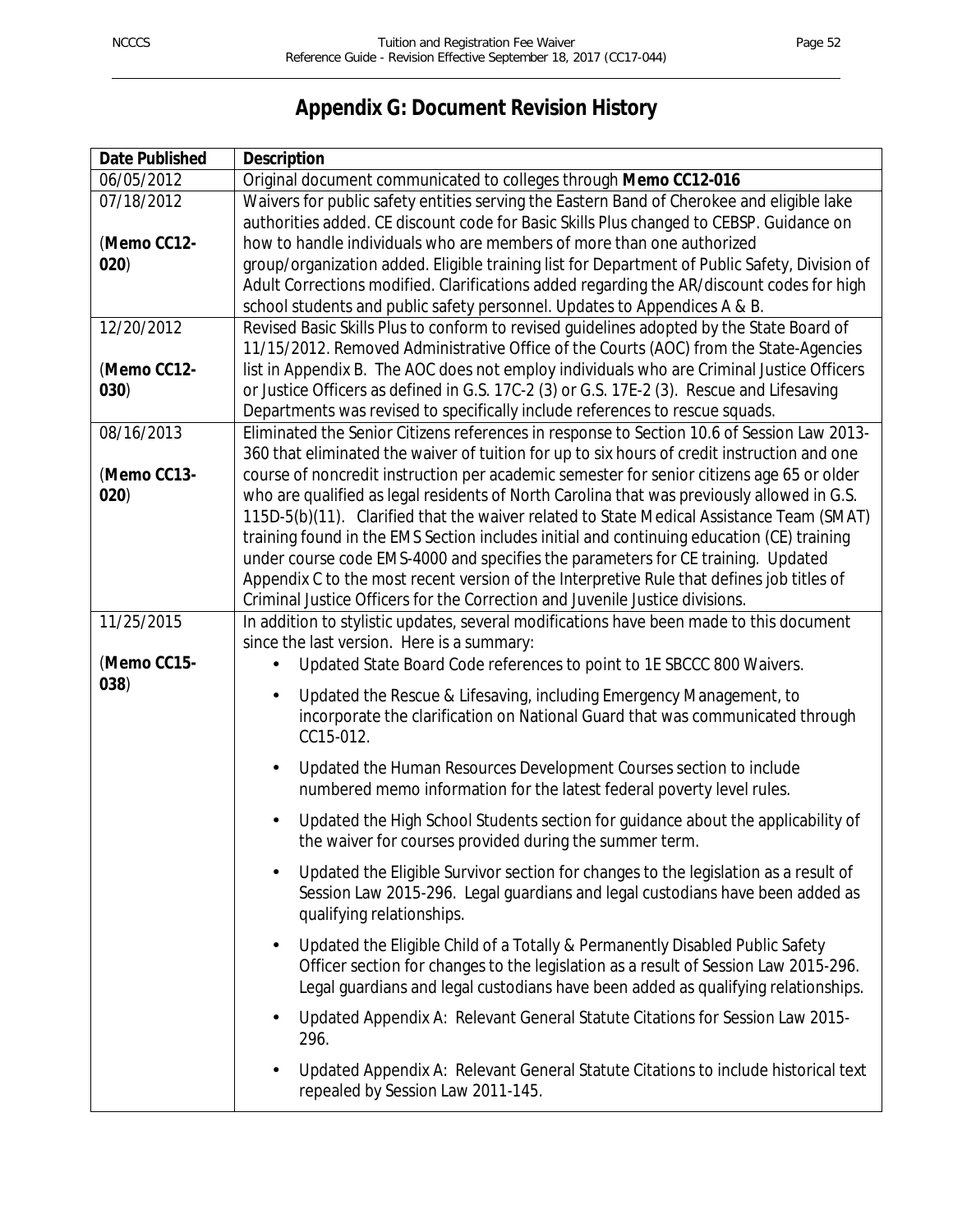# Appendix G: Document Revision History

| Date Published | Description |
|---|---|
| 06/05/2012 | Original document communicated to colleges through **Memo CC12-016** |
| 07/18/2012<br><br>(**Memo CC12-020**) | Waivers for public safety entities serving the Eastern Band of Cherokee and eligible lake authorities added. CE discount code for Basic Skills Plus changed to CEBSP. Guidance on how to handle individuals who are members of more than one authorized group/organization added. Eligible training list for Department of Public Safety, Division of Adult Corrections modified. Clarifications added regarding the AR/discount codes for high school students and public safety personnel. Updates to Appendices A & B. |
| 12/20/2012<br><br>(**Memo CC12-030**) | Revised Basic Skills Plus to conform to revised guidelines adopted by the State Board of 11/15/2012. Removed Administrative Office of the Courts (AOC) from the State-Agencies list in Appendix B. The AOC does not employ individuals who are Criminal Justice Officers or Justice Officers as defined in G.S. 17C-2 (3) or G.S. 17E-2 (3). Rescue and Lifesaving Departments was revised to specifically include references to rescue squads. |
| 08/16/2013<br><br>(**Memo CC13-020**) | Eliminated the Senior Citizens references in response to Section 10.6 of Session Law 2013-360 that eliminated the waiver of tuition for up to six hours of credit instruction and one course of noncredit instruction per academic semester for senior citizens age 65 or older who are qualified as legal residents of North Carolina that was previously allowed in G.S. 115D-5(b)(11). Clarified that the waiver related to State Medical Assistance Team (SMAT) training found in the EMS Section includes initial and continuing education (CE) training under course code EMS-4000 and specifies the parameters for CE training. Updated Appendix C to the most recent version of the Interpretive Rule that defines job titles of Criminal Justice Officers for the Correction and Juvenile Justice divisions. |
| 11/25/2015<br><br>(**Memo CC15-038**) | In addition to stylistic updates, several modifications have been made to this document since the last version. Here is a summary:<br>• Updated State Board Code references to point to 1E SBCCC 800 Waivers.<br>• Updated the Rescue & Lifesaving, including Emergency Management, to incorporate the clarification on National Guard that was communicated through CC15-012.<br>• Updated the Human Resources Development Courses section to include numbered memo information for the latest federal poverty level rules.<br>• Updated the High School Students section for guidance about the applicability of the waiver for courses provided during the summer term.<br>• Updated the Eligible Survivor section for changes to the legislation as a result of Session Law 2015-296. Legal guardians and legal custodians have been added as qualifying relationships.<br>• Updated the Eligible Child of a Totally & Permanently Disabled Public Safety Officer section for changes to the legislation as a result of Session Law 2015-296. Legal guardians and legal custodians have been added as qualifying relationships.<br>• Updated Appendix A: Relevant General Statute Citations for Session Law 2015-296.<br>• Updated Appendix A: Relevant General Statute Citations to include historical text repealed by Session Law 2011-145. |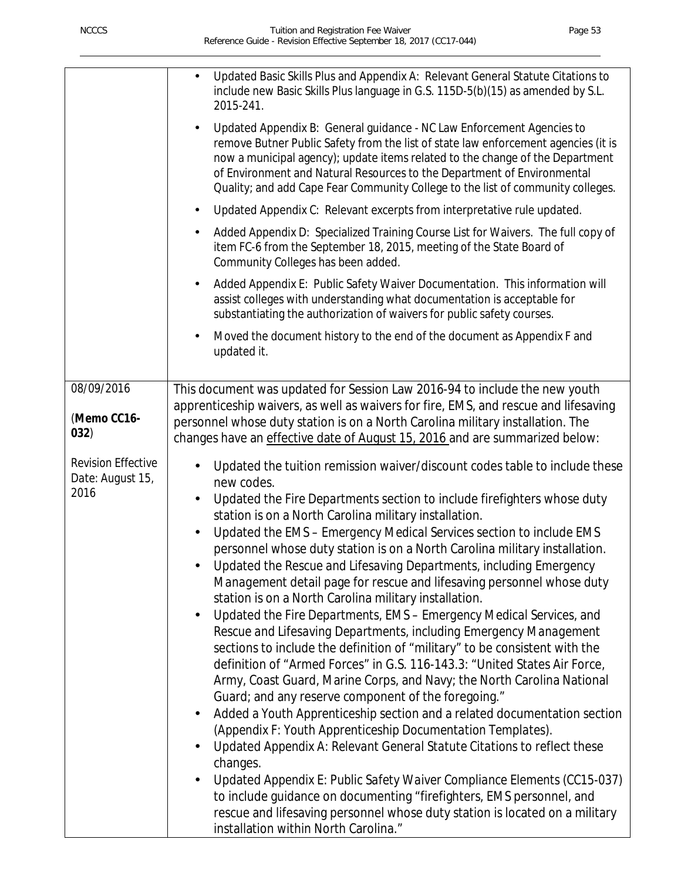| | |
|---|---|
| | • Updated Basic Skills Plus and Appendix A: Relevant General Statute Citations to include new Basic Skills Plus language in G.S. 115D-5(b)(15) as amended by S.L. 2015-241.<br>• Updated Appendix B: General guidance - NC Law Enforcement Agencies to remove Butner Public Safety from the list of state law enforcement agencies (it is now a municipal agency); update items related to the change of the Department of Environment and Natural Resources to the Department of Environmental Quality; and add Cape Fear Community College to the list of community colleges.<br>• Updated Appendix C: Relevant excerpts from interpretative rule updated.<br>• Added Appendix D: Specialized Training Course List for Waivers. The full copy of item FC-6 from the September 18, 2015, meeting of the State Board of Community Colleges has been added.<br>• Added Appendix E: Public Safety Waiver Documentation. This information will assist colleges with understanding what documentation is acceptable for substantiating the authorization of waivers for public safety courses.<br>• Moved the document history to the end of the document as Appendix F and updated it. |
| 08/09/2016<br><br>(**Memo CC16-032**)<br><br>Revision Effective Date: August 15, 2016 | This document was updated for Session Law 2016-94 to include the new youth apprenticeship waivers, as well as waivers for fire, EMS, and rescue and lifesaving personnel whose duty station is on a North Carolina military installation. The changes have an <u>effective date of August 15, 2016</u> and are summarized below:<br>• Updated the tuition remission waiver/discount codes table to include these new codes.<br>• Updated the Fire Departments section to include firefighters whose duty station is on a North Carolina military installation.<br>• Updated the EMS – Emergency Medical Services section to include EMS personnel whose duty station is on a North Carolina military installation.<br>• Updated the Rescue and Lifesaving Departments, including Emergency Management detail page for rescue and lifesaving personnel whose duty station is on a North Carolina military installation.<br>• Updated the Fire Departments, EMS – Emergency Medical Services, and Rescue and Lifesaving Departments, including Emergency Management sections to include the definition of "military" to be consistent with the definition of "Armed Forces" in G.S. 116-143.3: "United States Air Force, Army, Coast Guard, Marine Corps, and Navy; the North Carolina National Guard; and any reserve component of the foregoing."<br>• Added a Youth Apprenticeship section and a related documentation section (Appendix F: Youth Apprenticeship Documentation Templates).<br>• Updated Appendix A: Relevant General Statute Citations to reflect these changes.<br>• Updated Appendix E: Public Safety Waiver Compliance Elements (CC15-037) to include guidance on documenting "firefighters, EMS personnel, and rescue and lifesaving personnel whose duty station is located on a military installation within North Carolina." |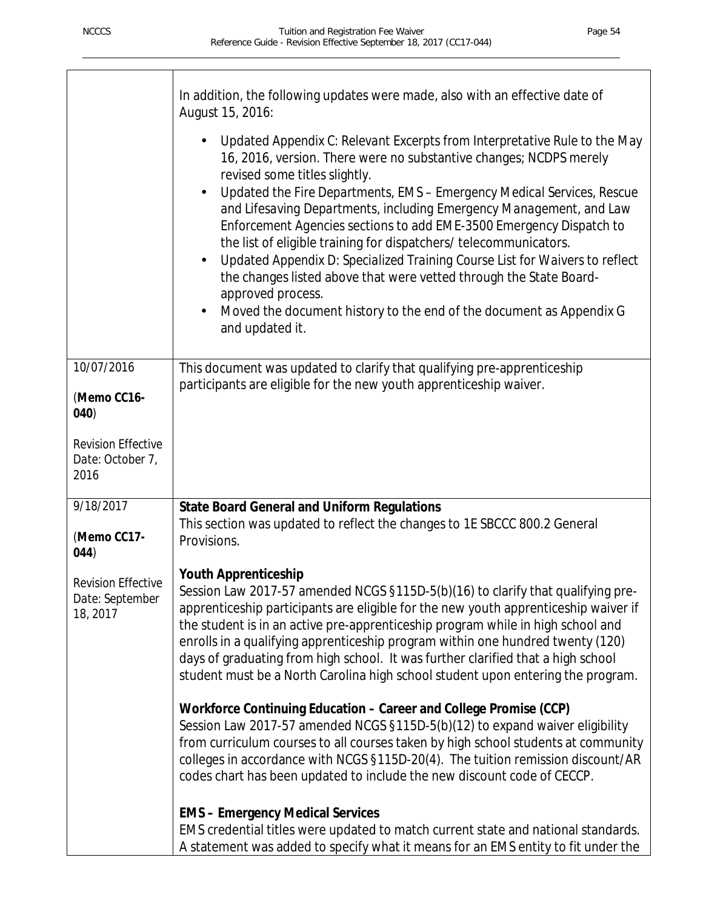| | |
|---|---|
| | In addition, the following updates were made, also with an effective date of August 15, 2016:<br><br>• Updated Appendix C: Relevant Excerpts from Interpretative Rule to the May 16, 2016, version. There were no substantive changes; NCDPS merely revised some titles slightly.<br>• Updated the Fire Departments, EMS – Emergency Medical Services, Rescue and Lifesaving Departments, including Emergency Management, and Law Enforcement Agencies sections to add EME-3500 Emergency Dispatch to the list of eligible training for dispatchers/ telecommunicators.<br>• Updated Appendix D: Specialized Training Course List for Waivers to reflect the changes listed above that were vetted through the State Board-approved process.<br>• Moved the document history to the end of the document as Appendix G and updated it. |
| 10/07/2016<br><br>(**Memo CC16-040**)<br><br>Revision Effective Date: October 7, 2016 | This document was updated to clarify that qualifying pre-apprenticeship participants are eligible for the new youth apprenticeship waiver. |
| 9/18/2017<br><br>(**Memo CC17-044**)<br><br>Revision Effective Date: September 18, 2017 | **State Board General and Uniform Regulations**<br>This section was updated to reflect the changes to 1E SBCCC 800.2 General Provisions.<br><br>**Youth Apprenticeship**<br>Session Law 2017-57 amended NCGS §115D-5(b)(16) to clarify that qualifying pre-apprenticeship participants are eligible for the new youth apprenticeship waiver if the student is in an active pre-apprenticeship program while in high school and enrolls in a qualifying apprenticeship program within one hundred twenty (120) days of graduating from high school. It was further clarified that a high school student must be a North Carolina high school student upon entering the program.<br><br>**Workforce Continuing Education – Career and College Promise (CCP)**<br>Session Law 2017-57 amended NCGS §115D-5(b)(12) to expand waiver eligibility from curriculum courses to all courses taken by high school students at community colleges in accordance with NCGS §115D-20(4). The tuition remission discount/AR codes chart has been updated to include the new discount code of CECCP.<br><br>**EMS – Emergency Medical Services**<br>EMS credential titles were updated to match current state and national standards. A statement was added to specify what it means for an EMS entity to fit under the |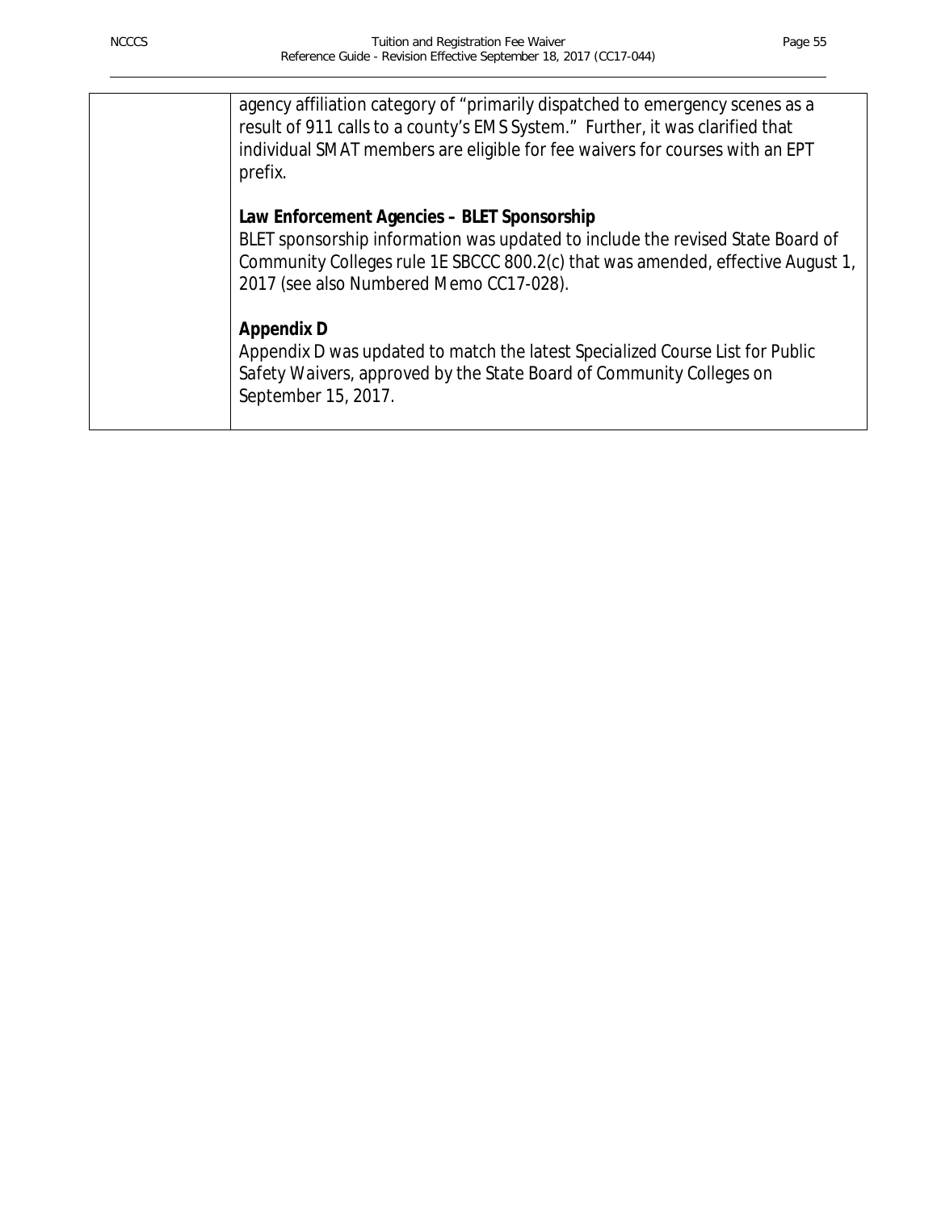| | |
|---|---|
| | agency affiliation category of "primarily dispatched to emergency scenes as a result of 911 calls to a county's EMS System." Further, it was clarified that individual SMAT members are eligible for fee waivers for courses with an EPT prefix.<br><br>**Law Enforcement Agencies – BLET Sponsorship**<br>BLET sponsorship information was updated to include the revised State Board of Community Colleges rule 1E SBCCC 800.2(c) that was amended, effective August 1, 2017 (see also Numbered Memo CC17-028).<br><br>**Appendix D**<br>Appendix D was updated to match the latest Specialized Course List for Public Safety Waivers, approved by the State Board of Community Colleges on September 15, 2017. |